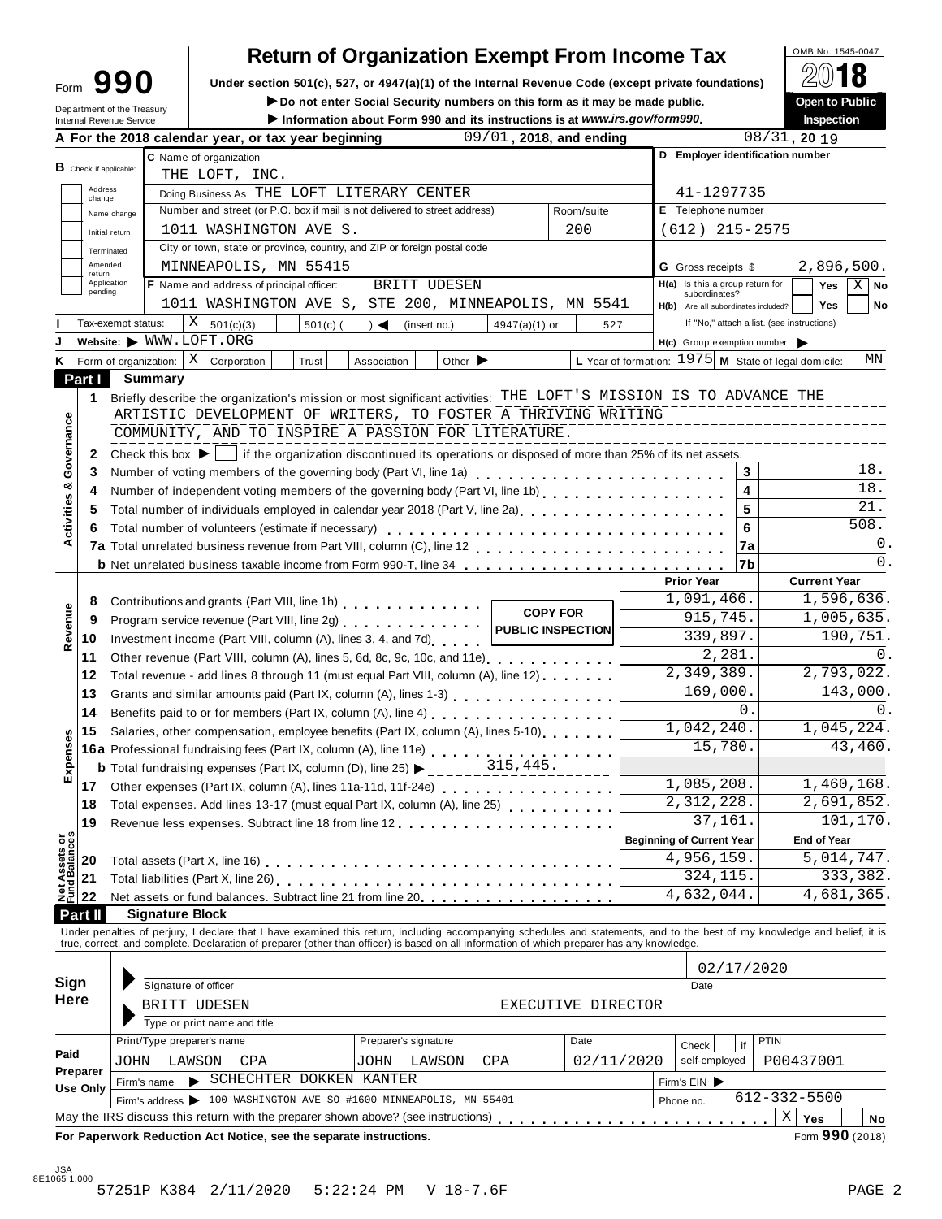# Return of Organization Exempt From Income Tax

Form **990**

Department of the Treasury
Internal Revenue Service

**Under section 501(c), 527, or 4947(a)(1) of the Internal Revenue Code (except private foundations)**

▶ **Do not enter Social Security numbers on this form as it may be made public.**

▶ **Information about Form 990 and its instructions is at *www.irs.gov/form990*.**

OMB No. 1545-0047

**2018**

**Open to Public Inspection**

**A** For the 2018 calendar year, or tax year beginning 09/01, 2018, and ending 08/31, 20 19

**B** Check if applicable: Address change / Name change / Initial return / Terminated / Amended return / Application pending

**C** Name of organization: THE LOFT, INC.

Doing Business As: THE LOFT LITERARY CENTER

Number and street (or P.O. box if mail is not delivered to street address): 1011 WASHINGTON AVE S. Room/suite: 200

City or town, state or province, country, and ZIP or foreign postal code: MINNEAPOLIS, MN 55415

**D** Employer identification number: 41-1297735

**E** Telephone number: (612) 215-2575

**G** Gross receipts $ 2,896,500.

**F** Name and address of principal officer: BRITT UDESEN, 1011 WASHINGTON AVE S, STE 200, MINNEAPOLIS, MN 5541

**H(a)** Is this a group return for subordinates? Yes [ ] No [X]

**H(b)** Are all subordinates included? Yes [ ] No [ ]

If "No," attach a list. (see instructions)

**I** Tax-exempt status: [X] 501(c)(3) [ ] 501(c) ( ) ◀ (insert no.) [ ] 4947(a)(1) or [ ] 527

**J** Website: ▶ WWW.LOFT.ORG

**H(c)** Group exemption number ▶

**K** Form of organization: [X] Corporation [ ] Trust [ ] Association [ ] Other ▶

**L** Year of formation: 1975 **M** State of legal domicile: MN

## Part I Summary

**Activities & Governance**

1. Briefly describe the organization's mission or most significant activities: THE LOFT'S MISSION IS TO ADVANCE THE ARTISTIC DEVELOPMENT OF WRITERS, TO FOSTER A THRIVING WRITING COMMUNITY, AND TO INSPIRE A PASSION FOR LITERATURE.
2. Check this box ▶ [ ] if the organization discontinued its operations or disposed of more than 25% of its net assets.

| | | Line | Value |
|---|---|---|---|
| 3 | Number of voting members of the governing body (Part VI, line 1a) | 3 | 18. |
| 4 | Number of independent voting members of the governing body (Part VI, line 1b) | 4 | 18. |
| 5 | Total number of individuals employed in calendar year 2018 (Part V, line 2a) | 5 | 21. |
| 6 | Total number of volunteers (estimate if necessary) | 6 | 508. |
| 7a | Total unrelated business revenue from Part VIII, column (C), line 12 | 7a | 0. |
| b | Net unrelated business taxable income from Form 990-T, line 34 | 7b | 0. |

COPY FOR PUBLIC INSPECTION

| | | | Prior Year | Current Year |
|---|---|---|---|---|
| **Revenue** | 8 | Contributions and grants (Part VIII, line 1h) | 1,091,466. | 1,596,636. |
| | 9 | Program service revenue (Part VIII, line 2g) | 915,745. | 1,005,635. |
| | 10 | Investment income (Part VIII, column (A), lines 3, 4, and 7d) | 339,897. | 190,751. |
| | 11 | Other revenue (Part VIII, column (A), lines 5, 6d, 8c, 9c, 10c, and 11e) | 2,281. | 0. |
| | 12 | Total revenue - add lines 8 through 11 (must equal Part VIII, column (A), line 12) | 2,349,389. | 2,793,022. |
| **Expenses** | 13 | Grants and similar amounts paid (Part IX, column (A), lines 1-3) | 169,000. | 143,000. |
| | 14 | Benefits paid to or for members (Part IX, column (A), line 4) | 0. | 0. |
| | 15 | Salaries, other compensation, employee benefits (Part IX, column (A), lines 5-10) | 1,042,240. | 1,045,224. |
| | 16a | Professional fundraising fees (Part IX, column (A), line 11e) | 15,780. | 43,460. |
| | b | Total fundraising expenses (Part IX, column (D), line 25) ▶ 315,445. | | |
| | 17 | Other expenses (Part IX, column (A), lines 11a-11d, 11f-24e) | 1,085,208. | 1,460,168. |
| | 18 | Total expenses. Add lines 13-17 (must equal Part IX, column (A), line 25) | 2,312,228. | 2,691,852. |
| | 19 | Revenue less expenses. Subtract line 18 from line 12 | 37,161. | 101,170. |
| | | | **Beginning of Current Year** | **End of Year** |
| **Net Assets or Fund Balances** | 20 | Total assets (Part X, line 16) | 4,956,159. | 5,014,747. |
| | 21 | Total liabilities (Part X, line 26) | 324,115. | 333,382. |
| | 22 | Net assets or fund balances. Subtract line 21 from line 20 | 4,632,044. | 4,681,365. |

## Part II Signature Block

Under penalties of perjury, I declare that I have examined this return, including accompanying schedules and statements, and to the best of my knowledge and belief, it is true, correct, and complete. Declaration of preparer (other than officer) is based on all information of which preparer has any knowledge.

**Sign Here**

Signature of officer — Date: 02/17/2020

BRITT UDESEN — EXECUTIVE DIRECTOR

Type or print name and title

**Paid Preparer Use Only**

| Print/Type preparer's name | Preparer's signature | Date | Check [ ] if self-employed | PTIN |
|---|---|---|---|---|
| JOHN LAWSON CPA | JOHN LAWSON CPA | 02/11/2020 | | P00437001 |

Firm's name ▶ SCHECHTER DOKKEN KANTER — Firm's EIN ▶

Firm's address ▶ 100 WASHINGTON AVE SO #1600 MINNEAPOLIS, MN 55401 — Phone no. 612-332-5500

May the IRS discuss this return with the preparer shown above? (see instructions) [X] Yes [ ] No

**For Paperwork Reduction Act Notice, see the separate instructions.** Form **990** (2018)

JSA 8E1065 1.000

57251P K384 2/11/2020 5:22:24 PM V 18-7.6F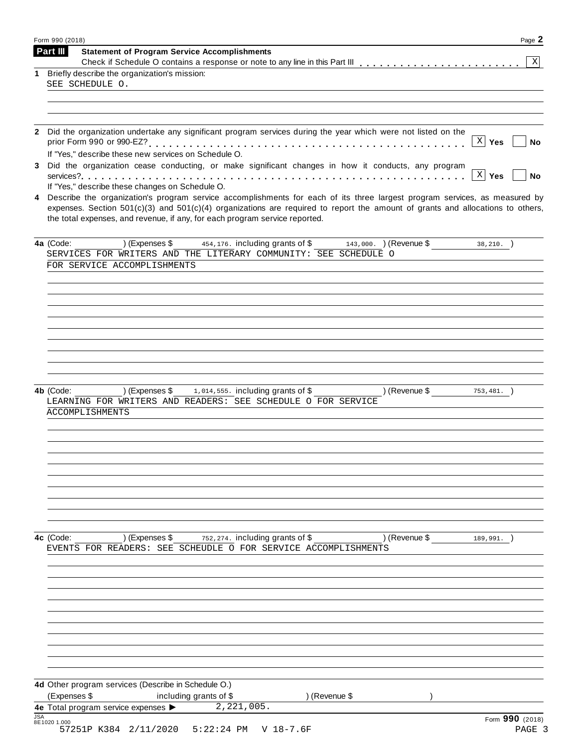Form 990 (2018)

## Part III Statement of Program Service Accomplishments

Check if Schedule O contains a response or note to any line in this Part III . . . . . . . . . . . . . . . . . . . . . . . [X]

**1** Briefly describe the organization's mission:

SEE SCHEDULE O.

**2** Did the organization undertake any significant program services during the year which were not listed on the prior Form 990 or 990-EZ? . . . . . . . . . . . . . . . . . . . . . . . . . . . . . . . . . . . . . . . . [X] Yes [ ] No

If "Yes," describe these new services on Schedule O.

**3** Did the organization cease conducting, or make significant changes in how it conducts, any program services? . . . . . . . . . . . . . . . . . . . . . . . . . . . . . . . . . . . . . . . . . . . . . . . . [X] Yes [ ] No

If "Yes," describe these changes on Schedule O.

**4** Describe the organization's program service accomplishments for each of its three largest program services, as measured by expenses. Section 501(c)(3) and 501(c)(4) organizations are required to report the amount of grants and allocations to others, the total expenses, and revenue, if any, for each program service reported.

**4a** (Code: ) (Expenses $ 454,176. including grants of $ 143,000. ) (Revenue $ 38,210. )

SERVICES FOR WRITERS AND THE LITERARY COMMUNITY: SEE SCHEDULE O FOR SERVICE ACCOMPLISHMENTS

**4b** (Code: ) (Expenses $ 1,014,555. including grants of $ ) (Revenue $ 753,481. )

LEARNING FOR WRITERS AND READERS: SEE SCHEDULE O FOR SERVICE ACCOMPLISHMENTS

**4c** (Code: ) (Expenses $ 752,274. including grants of $ ) (Revenue $ 189,991. )

EVENTS FOR READERS: SEE SCHEUDLE O FOR SERVICE ACCOMPLISHMENTS

**4d** Other program services (Describe in Schedule O.)

(Expenses $ including grants of $ ) (Revenue $ )

**4e** Total program service expenses ▶ 2,221,005.

Form **990** (2018)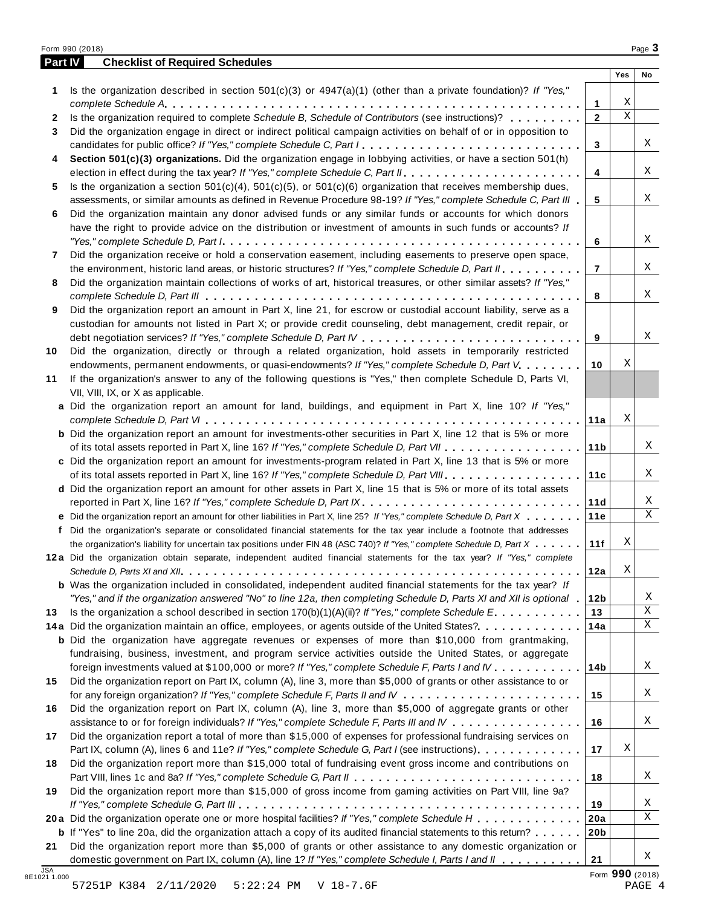## Part IV Checklist of Required Schedules

| | | | Yes | No |
|---|---|---|---|---|
| 1 | Is the organization described in section 501(c)(3) or 4947(a)(1) (other than a private foundation)? *If "Yes," complete Schedule A* | 1 | X | |
| 2 | Is the organization required to complete *Schedule B, Schedule of Contributors* (see instructions)? | 2 | X | |
| 3 | Did the organization engage in direct or indirect political campaign activities on behalf of or in opposition to candidates for public office? *If "Yes," complete Schedule C, Part I* | 3 | | X |
| 4 | **Section 501(c)(3) organizations.** Did the organization engage in lobbying activities, or have a section 501(h) election in effect during the tax year? *If "Yes," complete Schedule C, Part II* | 4 | | X |
| 5 | Is the organization a section 501(c)(4), 501(c)(5), or 501(c)(6) organization that receives membership dues, assessments, or similar amounts as defined in Revenue Procedure 98-19? *If "Yes," complete Schedule C, Part III* | 5 | | X |
| 6 | Did the organization maintain any donor advised funds or any similar funds or accounts for which donors have the right to provide advice on the distribution or investment of amounts in such funds or accounts? *If "Yes," complete Schedule D, Part I* | 6 | | X |
| 7 | Did the organization receive or hold a conservation easement, including easements to preserve open space, the environment, historic land areas, or historic structures? *If "Yes," complete Schedule D, Part II* | 7 | | X |
| 8 | Did the organization maintain collections of works of art, historical treasures, or other similar assets? *If "Yes," complete Schedule D, Part III* | 8 | | X |
| 9 | Did the organization report an amount in Part X, line 21, for escrow or custodial account liability, serve as a custodian for amounts not listed in Part X; or provide credit counseling, debt management, credit repair, or debt negotiation services? *If "Yes," complete Schedule D, Part IV* | 9 | | X |
| 10 | Did the organization, directly or through a related organization, hold assets in temporarily restricted endowments, permanent endowments, or quasi-endowments? *If "Yes," complete Schedule D, Part V* | 10 | X | |
| 11 | If the organization's answer to any of the following questions is "Yes," then complete Schedule D, Parts VI, VII, VIII, IX, or X as applicable. | | | |
| a | Did the organization report an amount for land, buildings, and equipment in Part X, line 10? *If "Yes," complete Schedule D, Part VI* | 11a | X | |
| b | Did the organization report an amount for investments-other securities in Part X, line 12 that is 5% or more of its total assets reported in Part X, line 16? *If "Yes," complete Schedule D, Part VII* | 11b | | X |
| c | Did the organization report an amount for investments-program related in Part X, line 13 that is 5% or more of its total assets reported in Part X, line 16? *If "Yes," complete Schedule D, Part VIII* | 11c | | X |
| d | Did the organization report an amount for other assets in Part X, line 15 that is 5% or more of its total assets reported in Part X, line 16? *If "Yes," complete Schedule D, Part IX* | 11d | | X |
| e | Did the organization report an amount for other liabilities in Part X, line 25? *If "Yes," complete Schedule D, Part X* | 11e | | X |
| f | Did the organization's separate or consolidated financial statements for the tax year include a footnote that addresses the organization's liability for uncertain tax positions under FIN 48 (ASC 740)? *If "Yes," complete Schedule D, Part X* | 11f | X | |
| 12a | Did the organization obtain separate, independent audited financial statements for the tax year? *If "Yes," complete Schedule D, Parts XI and XII* | 12a | X | |
| b | Was the organization included in consolidated, independent audited financial statements for the tax year? *If "Yes," and if the organization answered "No" to line 12a, then completing Schedule D, Parts XI and XII is optional* | 12b | | X |
| 13 | Is the organization a school described in section 170(b)(1)(A)(ii)? *If "Yes," complete Schedule E* | 13 | | X |
| 14a | Did the organization maintain an office, employees, or agents outside of the United States? | 14a | | X |
| b | Did the organization have aggregate revenues or expenses of more than $10,000 from grantmaking, fundraising, business, investment, and program service activities outside the United States, or aggregate foreign investments valued at $100,000 or more? *If "Yes," complete Schedule F, Parts I and IV* | 14b | | X |
| 15 | Did the organization report on Part IX, column (A), line 3, more than $5,000 of grants or other assistance to or for any foreign organization? *If "Yes," complete Schedule F, Parts II and IV* | 15 | | X |
| 16 | Did the organization report on Part IX, column (A), line 3, more than $5,000 of aggregate grants or other assistance to or for foreign individuals? *If "Yes," complete Schedule F, Parts III and IV* | 16 | | X |
| 17 | Did the organization report a total of more than $15,000 of expenses for professional fundraising services on Part IX, column (A), lines 6 and 11e? *If "Yes," complete Schedule G, Part I* (see instructions) | 17 | X | |
| 18 | Did the organization report more than $15,000 total of fundraising event gross income and contributions on Part VIII, lines 1c and 8a? *If "Yes," complete Schedule G, Part II* | 18 | | X |
| 19 | Did the organization report more than $15,000 of gross income from gaming activities on Part VIII, line 9a? *If "Yes," complete Schedule G, Part III* | 19 | | X |
| 20a | Did the organization operate one or more hospital facilities? *If "Yes," complete Schedule H* | 20a | | X |
| b | If "Yes" to line 20a, did the organization attach a copy of its audited financial statements to this return? | 20b | | |
| 21 | Did the organization report more than $5,000 of grants or other assistance to any domestic organization or domestic government on Part IX, column (A), line 1? *If "Yes," complete Schedule I, Parts I and II* | 21 | | X |

Form **990** (2018)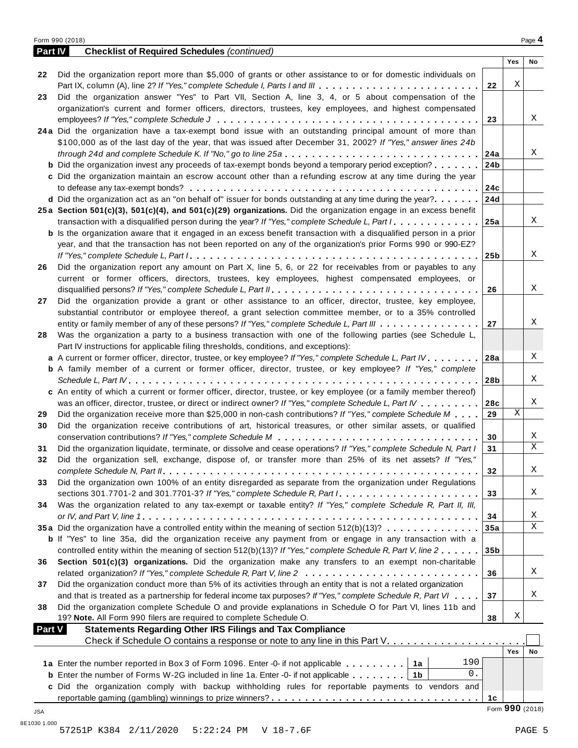## Part IV Checklist of Required Schedules *(continued)*

| | | | Yes | No |
|---|---|---|---|---|
| 22 | Did the organization report more than $5,000 of grants or other assistance to or for domestic individuals on Part IX, column (A), line 2? *If "Yes," complete Schedule I, Parts I and III* | 22 | X | |
| 23 | Did the organization answer "Yes" to Part VII, Section A, line 3, 4, or 5 about compensation of the organization's current and former officers, directors, trustees, key employees, and highest compensated employees? *If "Yes," complete Schedule J* | 23 | | X |
| 24a | Did the organization have a tax-exempt bond issue with an outstanding principal amount of more than $100,000 as of the last day of the year, that was issued after December 31, 2002? *If "Yes," answer lines 24b through 24d and complete Schedule K. If "No," go to line 25a* | 24a | | X |
| b | Did the organization invest any proceeds of tax-exempt bonds beyond a temporary period exception? | 24b | | |
| c | Did the organization maintain an escrow account other than a refunding escrow at any time during the year to defease any tax-exempt bonds? | 24c | | |
| d | Did the organization act as an "on behalf of" issuer for bonds outstanding at any time during the year? | 24d | | |
| 25a | **Section 501(c)(3), 501(c)(4), and 501(c)(29) organizations.** Did the organization engage in an excess benefit transaction with a disqualified person during the year? *If "Yes," complete Schedule L, Part I* | 25a | | X |
| b | Is the organization aware that it engaged in an excess benefit transaction with a disqualified person in a prior year, and that the transaction has not been reported on any of the organization's prior Forms 990 or 990-EZ? *If "Yes," complete Schedule L, Part I* | 25b | | X |
| 26 | Did the organization report any amount on Part X, line 5, 6, or 22 for receivables from or payables to any current or former officers, directors, trustees, key employees, highest compensated employees, or disqualified persons? *If "Yes," complete Schedule L, Part II* | 26 | | X |
| 27 | Did the organization provide a grant or other assistance to an officer, director, trustee, key employee, substantial contributor or employee thereof, a grant selection committee member, or to a 35% controlled entity or family member of any of these persons? *If "Yes," complete Schedule L, Part III* | 27 | | X |
| 28 | Was the organization a party to a business transaction with one of the following parties (see Schedule L, Part IV instructions for applicable filing thresholds, conditions, and exceptions): | | | |
| a | A current or former officer, director, trustee, or key employee? *If "Yes," complete Schedule L, Part IV* | 28a | | X |
| b | A family member of a current or former officer, director, trustee, or key employee? *If "Yes," complete Schedule L, Part IV* | 28b | | X |
| c | An entity of which a current or former officer, director, trustee, or key employee (or a family member thereof) was an officer, director, trustee, or direct or indirect owner? *If "Yes," complete Schedule L, Part IV* | 28c | | X |
| 29 | Did the organization receive more than $25,000 in non-cash contributions? *If "Yes," complete Schedule M* | 29 | X | |
| 30 | Did the organization receive contributions of art, historical treasures, or other similar assets, or qualified conservation contributions? *If "Yes," complete Schedule M* | 30 | | X |
| 31 | Did the organization liquidate, terminate, or dissolve and cease operations? *If "Yes," complete Schedule N, Part I* | 31 | | X |
| 32 | Did the organization sell, exchange, dispose of, or transfer more than 25% of its net assets? *If "Yes," complete Schedule N, Part II* | 32 | | X |
| 33 | Did the organization own 100% of an entity disregarded as separate from the organization under Regulations sections 301.7701-2 and 301.7701-3? *If "Yes," complete Schedule R, Part I* | 33 | | X |
| 34 | Was the organization related to any tax-exempt or taxable entity? *If "Yes," complete Schedule R, Part II, III, or IV, and Part V, line 1* | 34 | | X |
| 35a | Did the organization have a controlled entity within the meaning of section 512(b)(13)? | 35a | | X |
| b | If "Yes" to line 35a, did the organization receive any payment from or engage in any transaction with a controlled entity within the meaning of section 512(b)(13)? *If "Yes," complete Schedule R, Part V, line 2* | 35b | | |
| 36 | **Section 501(c)(3) organizations.** Did the organization make any transfers to an exempt non-charitable related organization? *If "Yes," complete Schedule R, Part V, line 2* | 36 | | X |
| 37 | Did the organization conduct more than 5% of its activities through an entity that is not a related organization and that is treated as a partnership for federal income tax purposes? *If "Yes," complete Schedule R, Part VI* | 37 | | X |
| 38 | Did the organization complete Schedule O and provide explanations in Schedule O for Part VI, lines 11b and 19? **Note.** All Form 990 filers are required to complete Schedule O. | 38 | X | |

## Part V Statements Regarding Other IRS Filings and Tax Compliance

Check if Schedule O contains a response or note to any line in this Part V ☐

| | | | | | Yes | No |
|---|---|---|---|---|---|---|
| 1a | Enter the number reported in Box 3 of Form 1096. Enter -0- if not applicable | 1a | 190 | | | |
| b | Enter the number of Forms W-2G included in line 1a. Enter -0- if not applicable | 1b | 0. | | | |
| c | Did the organization comply with backup withholding rules for reportable payments to vendors and reportable gaming (gambling) winnings to prize winners? | | | 1c | | |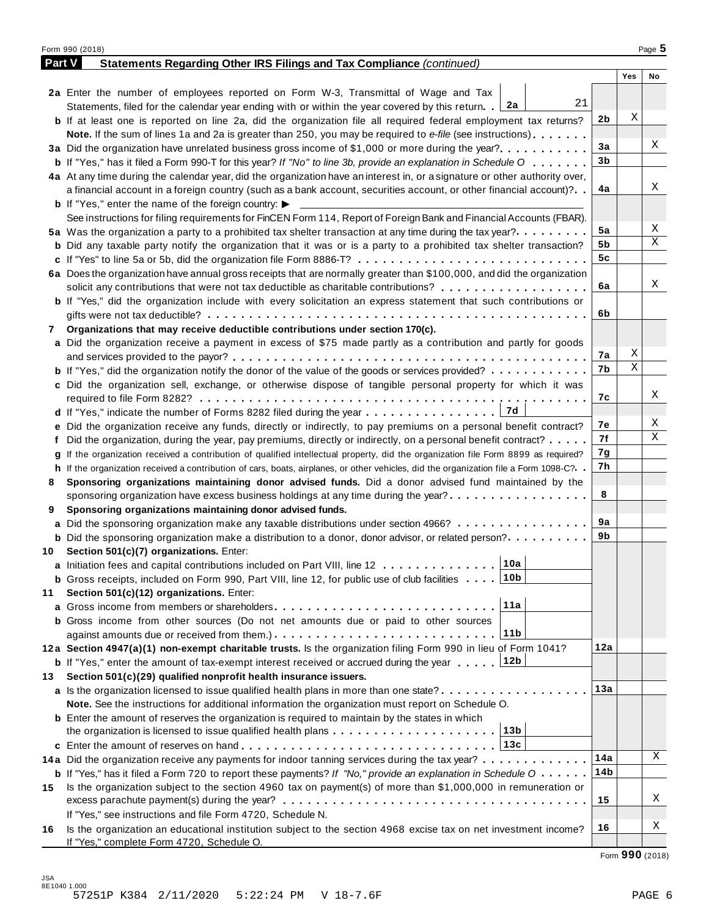Form 990 (2018)

## Part V Statements Regarding Other IRS Filings and Tax Compliance *(continued)*

| | | | Yes | No |
|---|---|---|---|---|
| **2a** | Enter the number of employees reported on Form W-3, Transmittal of Wage and Tax Statements, filed for the calendar year ending with or within the year covered by this return . . **2a** 21 | | | |
| **b** | If at least one is reported on line 2a, did the organization file all required federal employment tax returns? | 2b | X | |
| | **Note.** If the sum of lines 1a and 2a is greater than 250, you may be required to *e-file* (see instructions) | | | |
| **3a** | Did the organization have unrelated business gross income of $1,000 or more during the year? | 3a | | X |
| **b** | If "Yes," has it filed a Form 990-T for this year? *If "No" to line 3b, provide an explanation in Schedule O* | 3b | | |
| **4a** | At any time during the calendar year, did the organization have an interest in, or a signature or other authority over, a financial account in a foreign country (such as a bank account, securities account, or other financial account)? | 4a | | X |
| **b** | If "Yes," enter the name of the foreign country: ▶ | | | |
| | See instructions for filing requirements for FinCEN Form 114, Report of Foreign Bank and Financial Accounts (FBAR). | | | |
| **5a** | Was the organization a party to a prohibited tax shelter transaction at any time during the tax year? | 5a | | X |
| **b** | Did any taxable party notify the organization that it was or is a party to a prohibited tax shelter transaction? | 5b | | X |
| **c** | If "Yes" to line 5a or 5b, did the organization file Form 8886-T? | 5c | | |
| **6a** | Does the organization have annual gross receipts that are normally greater than $100,000, and did the organization solicit any contributions that were not tax deductible as charitable contributions? | 6a | | X |
| **b** | If "Yes," did the organization include with every solicitation an express statement that such contributions or gifts were not tax deductible? | 6b | | |
| **7** | **Organizations that may receive deductible contributions under section 170(c).** | | | |
| **a** | Did the organization receive a payment in excess of $75 made partly as a contribution and partly for goods and services provided to the payor? | 7a | X | |
| **b** | If "Yes," did the organization notify the donor of the value of the goods or services provided? | 7b | X | |
| **c** | Did the organization sell, exchange, or otherwise dispose of tangible personal property for which it was required to file Form 8282? | 7c | | X |
| **d** | If "Yes," indicate the number of Forms 8282 filed during the year . . . **7d** | | | |
| **e** | Did the organization receive any funds, directly or indirectly, to pay premiums on a personal benefit contract? | 7e | | X |
| **f** | Did the organization, during the year, pay premiums, directly or indirectly, on a personal benefit contract? | 7f | | X |
| **g** | If the organization received a contribution of qualified intellectual property, did the organization file Form 8899 as required? | 7g | | |
| **h** | If the organization received a contribution of cars, boats, airplanes, or other vehicles, did the organization file a Form 1098-C? | 7h | | |
| **8** | **Sponsoring organizations maintaining donor advised funds.** Did a donor advised fund maintained by the sponsoring organization have excess business holdings at any time during the year? | 8 | | |
| **9** | **Sponsoring organizations maintaining donor advised funds.** | | | |
| **a** | Did the sponsoring organization make any taxable distributions under section 4966? | 9a | | |
| **b** | Did the sponsoring organization make a distribution to a donor, donor advisor, or related person? | 9b | | |
| **10** | **Section 501(c)(7) organizations.** Enter: | | | |
| **a** | Initiation fees and capital contributions included on Part VIII, line 12 . . . **10a** | | | |
| **b** | Gross receipts, included on Form 990, Part VIII, line 12, for public use of club facilities . . . **10b** | | | |
| **11** | **Section 501(c)(12) organizations.** Enter: | | | |
| **a** | Gross income from members or shareholders . . . **11a** | | | |
| **b** | Gross income from other sources (Do not net amounts due or paid to other sources against amounts due or received from them.) . . . **11b** | | | |
| **12a** | **Section 4947(a)(1) non-exempt charitable trusts.** Is the organization filing Form 990 in lieu of Form 1041? | 12a | | |
| **b** | If "Yes," enter the amount of tax-exempt interest received or accrued during the year . . . **12b** | | | |
| **13** | **Section 501(c)(29) qualified nonprofit health insurance issuers.** | | | |
| **a** | Is the organization licensed to issue qualified health plans in more than one state? | 13a | | |
| | **Note.** See the instructions for additional information the organization must report on Schedule O. | | | |
| **b** | Enter the amount of reserves the organization is required to maintain by the states in which the organization is licensed to issue qualified health plans . . . **13b** | | | |
| **c** | Enter the amount of reserves on hand . . . **13c** | | | |
| **14a** | Did the organization receive any payments for indoor tanning services during the tax year? | 14a | | X |
| **b** | If "Yes," has it filed a Form 720 to report these payments? *If "No," provide an explanation in Schedule O* | 14b | | |
| **15** | Is the organization subject to the section 4960 tax on payment(s) of more than $1,000,000 in remuneration or excess parachute payment(s) during the year? | 15 | | X |
| | If "Yes," see instructions and file Form 4720, Schedule N. | | | |
| **16** | Is the organization an educational institution subject to the section 4968 excise tax on net investment income? If "Yes," complete Form 4720, Schedule O. | 16 | | X |

Form **990** (2018)

JSA
8E1040 1.000
57251P K384 2/11/2020 5:22:24 PM V 18-7.6F PAGE 6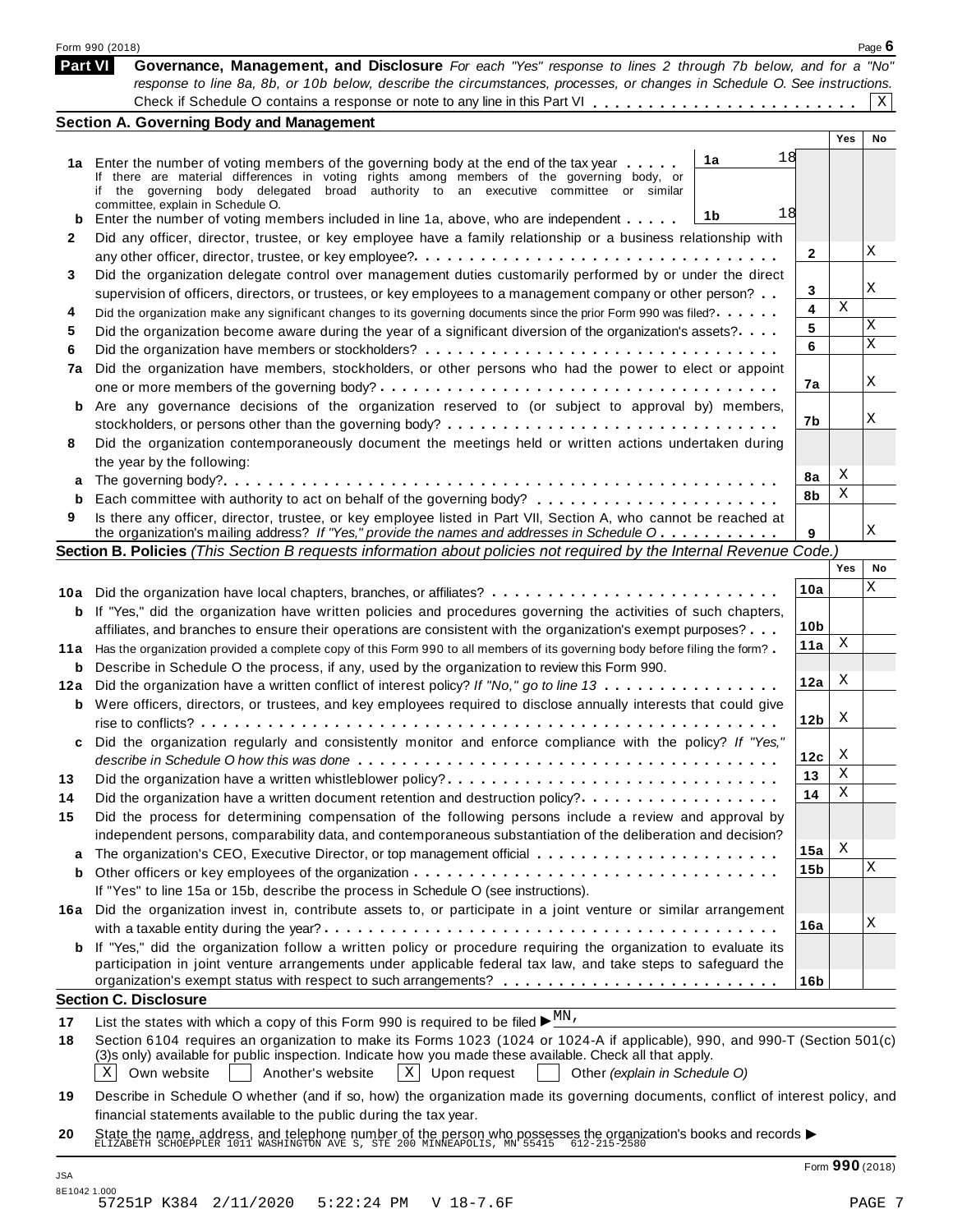Form 990 (2018)

## Part VI Governance, Management, and Disclosure

*For each "Yes" response to lines 2 through 7b below, and for a "No" response to line 8a, 8b, or 10b below, describe the circumstances, processes, or changes in Schedule O. See instructions.*

Check if Schedule O contains a response or note to any line in this Part VI . . . . . . . . . . . . . . . . . . . . . . . . [X]

### Section A. Governing Body and Management

| | | | | Yes | No |
|---|---|---|---|---|---|
| **1a** | Enter the number of voting members of the governing body at the end of the tax year . . . . . If there are material differences in voting rights among members of the governing body, or if the governing body delegated broad authority to an executive committee or similar committee, explain in Schedule O. | 1a 18 | | | |
| **b** | Enter the number of voting members included in line 1a, above, who are independent . . . . . | 1b 18 | | | |
| **2** | Did any officer, director, trustee, or key employee have a family relationship or a business relationship with any other officer, director, trustee, or key employee? | | 2 | | X |
| **3** | Did the organization delegate control over management duties customarily performed by or under the direct supervision of officers, directors, or trustees, or key employees to a management company or other person? | | 3 | | X |
| **4** | Did the organization make any significant changes to its governing documents since the prior Form 990 was filed? | | 4 | X | |
| **5** | Did the organization become aware during the year of a significant diversion of the organization's assets? | | 5 | | X |
| **6** | Did the organization have members or stockholders? | | 6 | | X |
| **7a** | Did the organization have members, stockholders, or other persons who had the power to elect or appoint one or more members of the governing body? | | 7a | | X |
| **b** | Are any governance decisions of the organization reserved to (or subject to approval by) members, stockholders, or persons other than the governing body? | | 7b | | X |
| **8** | Did the organization contemporaneously document the meetings held or written actions undertaken during the year by the following: | | | | |
| **a** | The governing body? | | 8a | X | |
| **b** | Each committee with authority to act on behalf of the governing body? | | 8b | X | |
| **9** | Is there any officer, director, trustee, or key employee listed in Part VII, Section A, who cannot be reached at the organization's mailing address? *If "Yes," provide the names and addresses in Schedule O* | | 9 | | X |

### Section B. Policies *(This Section B requests information about policies not required by the Internal Revenue Code.)*

| | | | Yes | No |
|---|---|---|---|---|
| **10a** | Did the organization have local chapters, branches, or affiliates? | 10a | | X |
| **b** | If "Yes," did the organization have written policies and procedures governing the activities of such chapters, affiliates, and branches to ensure their operations are consistent with the organization's exempt purposes? | 10b | | |
| **11a** | Has the organization provided a complete copy of this Form 990 to all members of its governing body before filing the form? | 11a | X | |
| **b** | Describe in Schedule O the process, if any, used by the organization to review this Form 990. | | | |
| **12a** | Did the organization have a written conflict of interest policy? *If "No," go to line 13* | 12a | X | |
| **b** | Were officers, directors, or trustees, and key employees required to disclose annually interests that could give rise to conflicts? | 12b | X | |
| **c** | Did the organization regularly and consistently monitor and enforce compliance with the policy? *If "Yes," describe in Schedule O how this was done* | 12c | X | |
| **13** | Did the organization have a written whistleblower policy? | 13 | X | |
| **14** | Did the organization have a written document retention and destruction policy? | 14 | X | |
| **15** | Did the process for determining compensation of the following persons include a review and approval by independent persons, comparability data, and contemporaneous substantiation of the deliberation and decision? | | | |
| **a** | The organization's CEO, Executive Director, or top management official | 15a | X | |
| **b** | Other officers or key employees of the organization | 15b | | X |
| | If "Yes" to line 15a or 15b, describe the process in Schedule O (see instructions). | | | |
| **16a** | Did the organization invest in, contribute assets to, or participate in a joint venture or similar arrangement with a taxable entity during the year? | 16a | | X |
| **b** | If "Yes," did the organization follow a written policy or procedure requiring the organization to evaluate its participation in joint venture arrangements under applicable federal tax law, and take steps to safeguard the organization's exempt status with respect to such arrangements? | 16b | | |

### Section C. Disclosure

**17** List the states with which a copy of this Form 990 is required to be filed ▶ MN,

**18** Section 6104 requires an organization to make its Forms 1023 (1024 or 1024-A if applicable), 990, and 990-T (Section 501(c)(3)s only) available for public inspection. Indicate how you made these available. Check all that apply.

[X] Own website [ ] Another's website [X] Upon request [ ] Other *(explain in Schedule O)*

**19** Describe in Schedule O whether (and if so, how) the organization made its governing documents, conflict of interest policy, and financial statements available to the public during the tax year.

**20** State the name, address, and telephone number of the person who possesses the organization's books and records ▶
ELIZABETH SCHOEPPLER 1011 WASHINGTON AVE S, STE 200 MINNEAPOLIS, MN 55415 612-215-2580

Form **990** (2018)

JSA
8E1042 1.000
57251P K384 2/11/2020 5:22:24 PM V 18-7.6F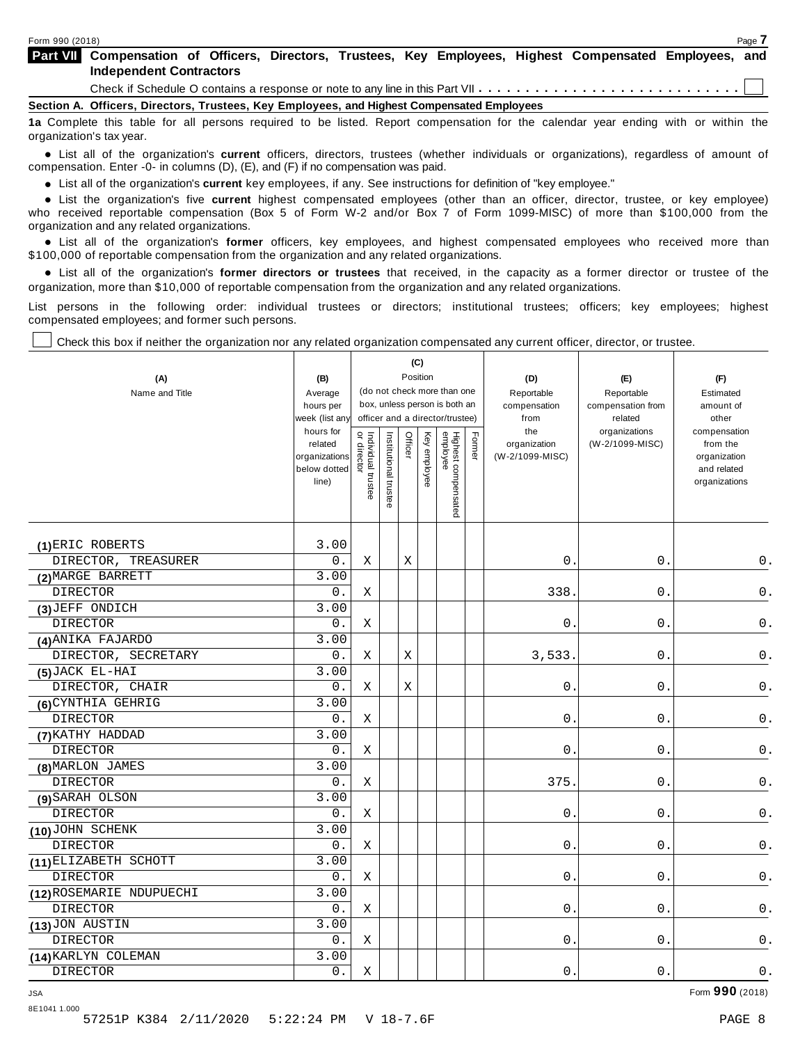## Part VII Compensation of Officers, Directors, Trustees, Key Employees, Highest Compensated Employees, and Independent Contractors

Check if Schedule O contains a response or note to any line in this Part VII . . . . . . . . . . . . . . . . . . . . . . . . . . . . ☐

### Section A. Officers, Directors, Trustees, Key Employees, and Highest Compensated Employees

**1a** Complete this table for all persons required to be listed. Report compensation for the calendar year ending with or within the organization's tax year.

- List all of the organization's **current** officers, directors, trustees (whether individuals or organizations), regardless of amount of compensation. Enter -0- in columns (D), (E), and (F) if no compensation was paid.
- List all of the organization's **current** key employees, if any. See instructions for definition of "key employee."
- List the organization's five **current** highest compensated employees (other than an officer, director, trustee, or key employee) who received reportable compensation (Box 5 of Form W-2 and/or Box 7 of Form 1099-MISC) of more than $100,000 from the organization and any related organizations.
- List all of the organization's **former** officers, key employees, and highest compensated employees who received more than $100,000 of reportable compensation from the organization and any related organizations.
- List all of the organization's **former directors or trustees** that received, in the capacity as a former director or trustee of the organization, more than $10,000 of reportable compensation from the organization and any related organizations.

List persons in the following order: individual trustees or directors; institutional trustees; officers; key employees; highest compensated employees; and former such persons.

☐ Check this box if neither the organization nor any related organization compensated any current officer, director, or trustee.

| (A) Name and Title | (B) Average hours per week (list any hours for related organizations below dotted line) | (C) Position (do not check more than one box, unless person is both an officer and a director/trustee) | | | | | | (D) Reportable compensation from the organization (W-2/1099-MISC) | (E) Reportable compensation from related organizations (W-2/1099-MISC) | (F) Estimated amount of other compensation from the organization and related organizations |
|---|---|---|---|---|---|---|---|---|---|---|
| | | Individual trustee or director | Institutional trustee | Officer | Key employee | Highest compensated employee | Former | | | |
| (1) ERIC ROBERTS<br>DIRECTOR, TREASURER | 3.00<br>0. | X | | X | | | | 0. | 0. | 0. |
| (2) MARGE BARRETT<br>DIRECTOR | 3.00<br>0. | X | | | | | | 338. | 0. | 0. |
| (3) JEFF ONDICH<br>DIRECTOR | 3.00<br>0. | X | | | | | | 0. | 0. | 0. |
| (4) ANIKA FAJARDO<br>DIRECTOR, SECRETARY | 3.00<br>0. | X | | X | | | | 3,533. | 0. | 0. |
| (5) JACK EL-HAI<br>DIRECTOR, CHAIR | 3.00<br>0. | X | | X | | | | 0. | 0. | 0. |
| (6) CYNTHIA GEHRIG<br>DIRECTOR | 3.00<br>0. | X | | | | | | 0. | 0. | 0. |
| (7) KATHY HADDAD<br>DIRECTOR | 3.00<br>0. | X | | | | | | 0. | 0. | 0. |
| (8) MARLON JAMES<br>DIRECTOR | 3.00<br>0. | X | | | | | | 375. | 0. | 0. |
| (9) SARAH OLSON<br>DIRECTOR | 3.00<br>0. | X | | | | | | 0. | 0. | 0. |
| (10) JOHN SCHENK<br>DIRECTOR | 3.00<br>0. | X | | | | | | 0. | 0. | 0. |
| (11) ELIZABETH SCHOTT<br>DIRECTOR | 3.00<br>0. | X | | | | | | 0. | 0. | 0. |
| (12) ROSEMARIE NDUPUECHI<br>DIRECTOR | 3.00<br>0. | X | | | | | | 0. | 0. | 0. |
| (13) JON AUSTIN<br>DIRECTOR | 3.00<br>0. | X | | | | | | 0. | 0. | 0. |
| (14) KARLYN COLEMAN<br>DIRECTOR | 3.00<br>0. | X | | | | | | 0. | 0. | 0. |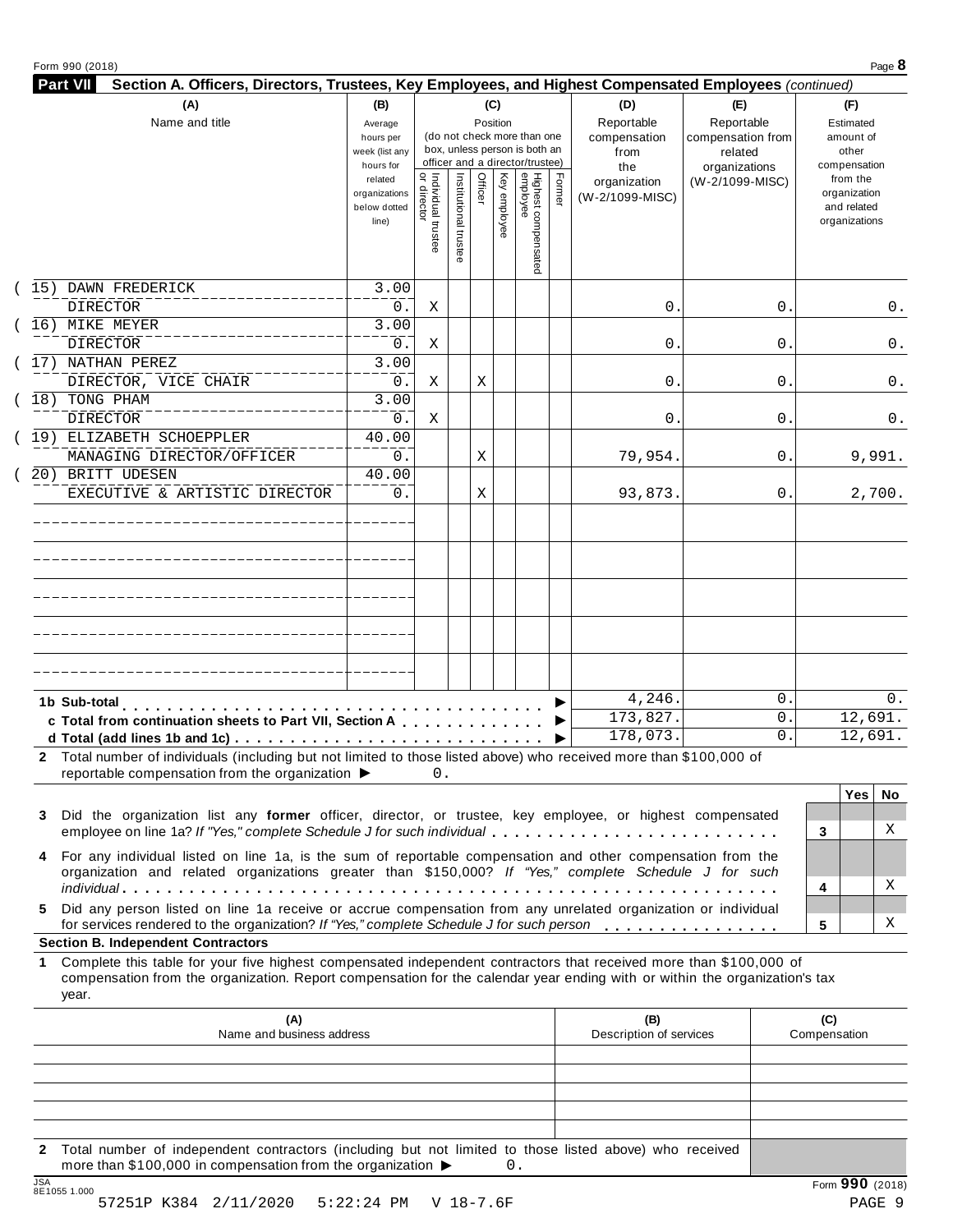Form 990 (2018)

## Part VII Section A. Officers, Directors, Trustees, Key Employees, and Highest Compensated Employees *(continued)*

| (A) Name and title | (B) Average hours per week (list any hours for related organizations below dotted line) | (C) Position: Individual trustee or director | Institutional trustee | Officer | Key employee | Highest compensated employee | Former | (D) Reportable compensation from the organization (W-2/1099-MISC) | (E) Reportable compensation from related organizations (W-2/1099-MISC) | (F) Estimated amount of other compensation from the organization and related organizations |
|---|---|---|---|---|---|---|---|---|---|---|
| (15) DAWN FREDERICK<br>DIRECTOR | 3.00<br>0. | X | | | | | | 0. | 0. | 0. |
| (16) MIKE MEYER<br>DIRECTOR | 3.00<br>0. | X | | | | | | 0. | 0. | 0. |
| (17) NATHAN PEREZ<br>DIRECTOR, VICE CHAIR | 3.00<br>0. | X | | X | | | | 0. | 0. | 0. |
| (18) TONG PHAM<br>DIRECTOR | 3.00<br>0. | X | | | | | | 0. | 0. | 0. |
| (19) ELIZABETH SCHOEPPLER<br>MANAGING DIRECTOR/OFFICER | 40.00<br>0. | | | X | | | | 79,954. | 0. | 9,991. |
| (20) BRITT UDESEN<br>EXECUTIVE & ARTISTIC DIRECTOR | 40.00<br>0. | | | X | | | | 93,873. | 0. | 2,700. |
| | | | | | | | | | | |
| | | | | | | | | | | |
| | | | | | | | | | | |
| | | | | | | | | | | |
| | | | | | | | | | | |
| **1b Sub-total** | | | | | | | ▶ | 4,246. | 0. | 0. |
| **c Total from continuation sheets to Part VII, Section A** | | | | | | | ▶ | 173,827. | 0. | 12,691. |
| **d Total (add lines 1b and 1c)** | | | | | | | ▶ | 178,073. | 0. | 12,691. |

**2** Total number of individuals (including but not limited to those listed above) who received more than $100,000 of reportable compensation from the organization ▶ 0.

| | | Yes | No |
|---|---|---|---|
| **3** Did the organization list any **former** officer, director, or trustee, key employee, or highest compensated employee on line 1a? *If "Yes," complete Schedule J for such individual* | 3 | | X |
| **4** For any individual listed on line 1a, is the sum of reportable compensation and other compensation from the organization and related organizations greater than $150,000? *If "Yes," complete Schedule J for such individual* | 4 | | X |
| **5** Did any person listed on line 1a receive or accrue compensation from any unrelated organization or individual for services rendered to the organization? *If "Yes," complete Schedule J for such person* | 5 | | X |

### Section B. Independent Contractors

**1** Complete this table for your five highest compensated independent contractors that received more than $100,000 of compensation from the organization. Report compensation for the calendar year ending with or within the organization's tax year.

| (A) Name and business address | (B) Description of services | (C) Compensation |
|---|---|---|
| | | |
| | | |
| | | |
| | | |
| | | |

**2** Total number of independent contractors (including but not limited to those listed above) who received more than $100,000 in compensation from the organization ▶ 0.

Form **990** (2018)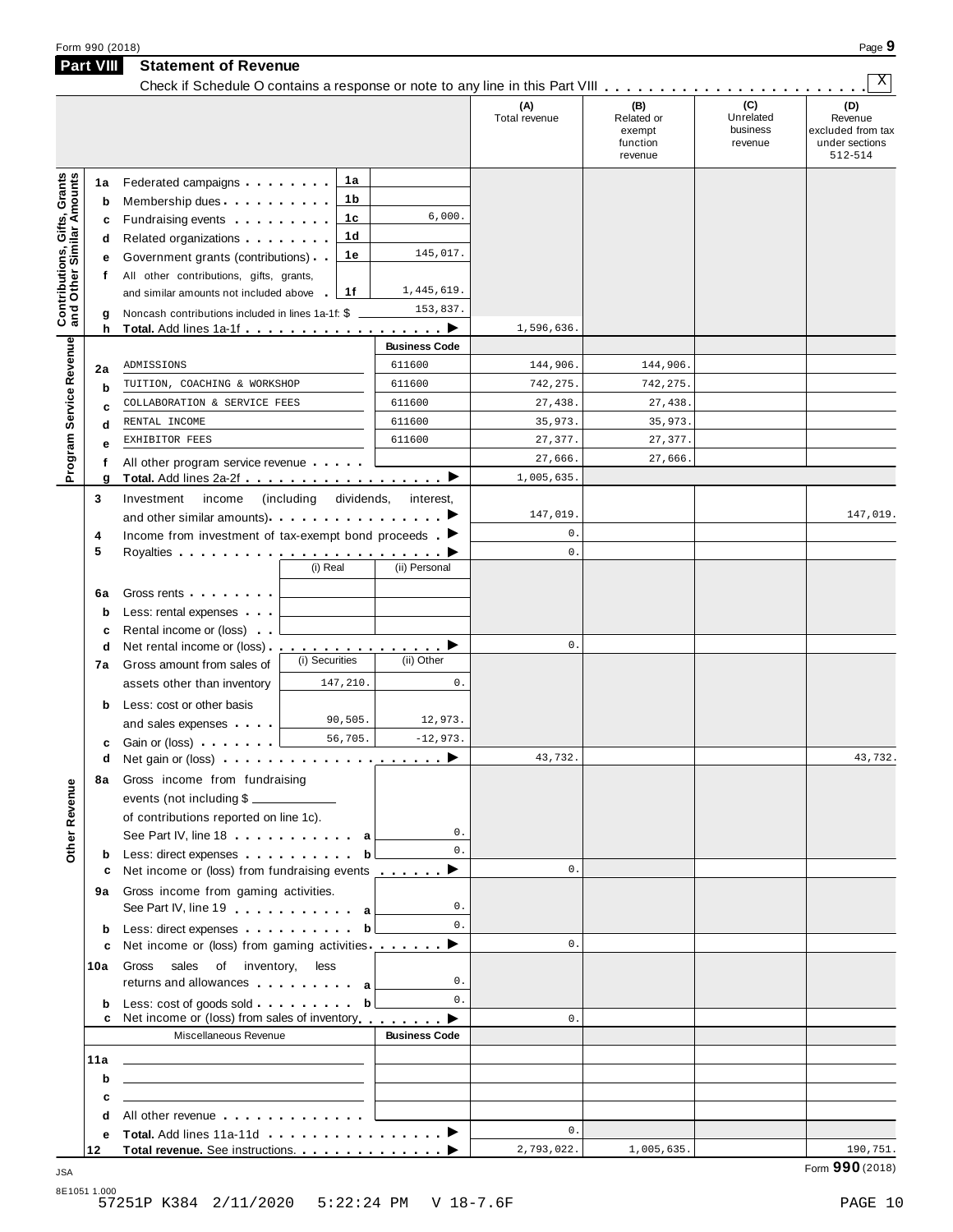Form 990 (2018)

## Part VIII Statement of Revenue

Check if Schedule O contains a response or note to any line in this Part VIII . . . . . . . . . . . . . . . . . . . . . . . . [X]

| | | | | (A) Total revenue | (B) Related or exempt function revenue | (C) Unrelated business revenue | (D) Revenue excluded from tax under sections 512-514 |
|---|---|---|---|---|---|---|---|
| **Contributions, Gifts, Grants and Other Similar Amounts** | 1a | Federated campaigns . . . . . . . . 1a | | | | | |
| | b | Membership dues . . . . . . . . . . 1b | | | | | |
| | c | Fundraising events . . . . . . . . . 1c | 6,000. | | | | |
| | d | Related organizations . . . . . . . . 1d | | | | | |
| | e | Government grants (contributions) . . 1e | 145,017. | | | | |
| | f | All other contributions, gifts, grants, and similar amounts not included above . 1f | 1,445,619. | | | | |
| | g | Noncash contributions included in lines 1a-1f: $ | 153,837. | | | | |
| | h | **Total.** Add lines 1a-1f . . . . . . . . . . . . . . . . . . ▶ | | 1,596,636. | | | |
| **Program Service Revenue** | | | **Business Code** | | | | |
| | 2a | ADMISSIONS | 611600 | 144,906. | 144,906. | | |
| | b | TUITION, COACHING & WORKSHOP | 611600 | 742,275. | 742,275. | | |
| | c | COLLABORATION & SERVICE FEES | 611600 | 27,438. | 27,438. | | |
| | d | RENTAL INCOME | 611600 | 35,973. | 35,973. | | |
| | e | EXHIBITOR FEES | 611600 | 27,377. | 27,377. | | |
| | f | All other program service revenue . . . . . | | 27,666. | 27,666. | | |
| | g | **Total.** Add lines 2a-2f . . . . . . . . . . . . . . . . . . ▶ | | 1,005,635. | | | |
| | 3 | Investment income (including dividends, interest, and other similar amounts) . . . . . . . . . . . . . . . ▶ | | 147,019. | | | 147,019. |
| | 4 | Income from investment of tax-exempt bond proceeds . ▶ | | 0. | | | |
| | 5 | Royalties . . . . . . . . . . . . . . . . . . . . . . . . ▶ | | 0. | | | |

| | | (i) Real | (ii) Personal | | | | |
|---|---|---|---|---|---|---|---|
| 6a | Gross rents . . . . . . . . | | | | | | |
| b | Less: rental expenses . . . | | | | | | |
| c | Rental income or (loss) . . | | | | | | |
| d | Net rental income or (loss) . . . . . . . . . . . . . . . . ▶ | | | 0. | | | |
| | | (i) Securities | (ii) Other | | | | |
| 7a | Gross amount from sales of assets other than inventory | 147,210. | 0. | | | | |
| b | Less: cost or other basis and sales expenses . . . . | 90,505. | 12,973. | | | | |
| c | Gain or (loss) . . . . . . . | 56,705. | -12,973. | | | | |
| d | Net gain or (loss) . . . . . . . . . . . . . . . . . . . . ▶ | | | 43,732. | | | 43,732. |

**Other Revenue**

| | | | | (A) | (B) | (C) | (D) |
|---|---|---|---|---|---|---|---|
| 8a | Gross income from fundraising events (not including $ ____ of contributions reported on line 1c). See Part IV, line 18 . . . . . . . . . . . a | | 0. | | | | |
| b | Less: direct expenses . . . . . . . . . . b | | 0. | | | | |
| c | Net income or (loss) from fundraising events . . . . . . ▶ | | | 0. | | | |
| 9a | Gross income from gaming activities. See Part IV, line 19 . . . . . . . . . . . a | | 0. | | | | |
| b | Less: direct expenses . . . . . . . . . . b | | 0. | | | | |
| c | Net income or (loss) from gaming activities . . . . . . . ▶ | | | 0. | | | |
| 10a | Gross sales of inventory, less returns and allowances . . . . . . . . . a | | 0. | | | | |
| b | Less: cost of goods sold . . . . . . . . . b | | 0. | | | | |
| c | Net income or (loss) from sales of inventory . . . . . . . ▶ | | | 0. | | | |
| | Miscellaneous Revenue | | **Business Code** | | | | |
| 11a | | | | | | | |
| b | | | | | | | |
| c | | | | | | | |
| d | All other revenue . . . . . . . . . . . . . | | | | | | |
| e | **Total.** Add lines 11a-11d . . . . . . . . . . . . . . . ▶ | | | 0. | | | |
| 12 | **Total revenue.** See instructions. . . . . . . . . . . . . . ▶ | | | 2,793,022. | 1,005,635. | | 190,751. |

JSA
8E1051 1.000
57251P K384 2/11/2020 5:22:24 PM V 18-7.6F

Form **990** (2018)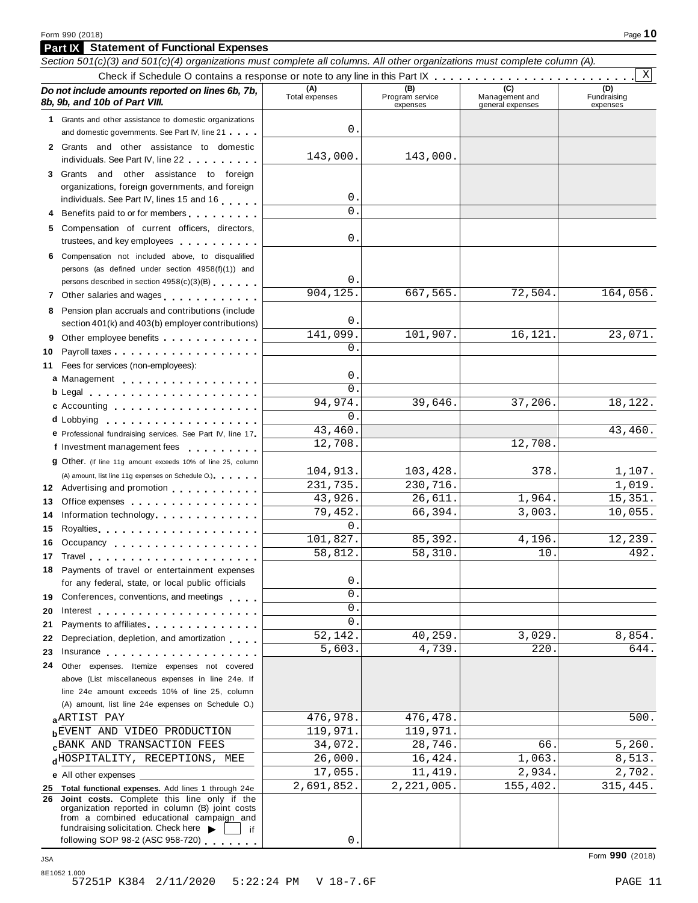Form 990 (2018)

## Part IX Statement of Functional Expenses

*Section 501(c)(3) and 501(c)(4) organizations must complete all columns. All other organizations must complete column (A).*

Check if Schedule O contains a response or note to any line in this Part IX . . . . . . . . . . . . . . . . . . . . . . . . [X]

| *Do not include amounts reported on lines 6b, 7b, 8b, 9b, and 10b of Part VIII.* | (A) Total expenses | (B) Program service expenses | (C) Management and general expenses | (D) Fundraising expenses |
|---|---|---|---|---|
| **1** Grants and other assistance to domestic organizations and domestic governments. See Part IV, line 21 | 0. | | | |
| **2** Grants and other assistance to domestic individuals. See Part IV, line 22 | 143,000. | 143,000. | | |
| **3** Grants and other assistance to foreign organizations, foreign governments, and foreign individuals. See Part IV, lines 15 and 16 | 0. | | | |
| **4** Benefits paid to or for members | 0. | | | |
| **5** Compensation of current officers, directors, trustees, and key employees | 0. | | | |
| **6** Compensation not included above, to disqualified persons (as defined under section 4958(f)(1)) and persons described in section 4958(c)(3)(B) | 0. | | | |
| **7** Other salaries and wages | 904,125. | 667,565. | 72,504. | 164,056. |
| **8** Pension plan accruals and contributions (include section 401(k) and 403(b) employer contributions) | 0. | | | |
| **9** Other employee benefits | 141,099. | 101,907. | 16,121. | 23,071. |
| **10** Payroll taxes | 0. | | | |
| **11** Fees for services (non-employees): | | | | |
| **a** Management | 0. | | | |
| **b** Legal | 0. | | | |
| **c** Accounting | 94,974. | 39,646. | 37,206. | 18,122. |
| **d** Lobbying | 0. | | | |
| **e** Professional fundraising services. See Part IV, line 17 | 43,460. | | | 43,460. |
| **f** Investment management fees | 12,708. | | 12,708. | |
| **g** Other. (If line 11g amount exceeds 10% of line 25, column (A) amount, list line 11g expenses on Schedule O.) | 104,913. | 103,428. | 378. | 1,107. |
| **12** Advertising and promotion | 231,735. | 230,716. | | 1,019. |
| **13** Office expenses | 43,926. | 26,611. | 1,964. | 15,351. |
| **14** Information technology | 79,452. | 66,394. | 3,003. | 10,055. |
| **15** Royalties | 0. | | | |
| **16** Occupancy | 101,827. | 85,392. | 4,196. | 12,239. |
| **17** Travel | 58,812. | 58,310. | 10. | 492. |
| **18** Payments of travel or entertainment expenses for any federal, state, or local public officials | 0. | | | |
| **19** Conferences, conventions, and meetings | 0. | | | |
| **20** Interest | 0. | | | |
| **21** Payments to affiliates | 0. | | | |
| **22** Depreciation, depletion, and amortization | 52,142. | 40,259. | 3,029. | 8,854. |
| **23** Insurance | 5,603. | 4,739. | 220. | 644. |
| **24** Other expenses. Itemize expenses not covered above (List miscellaneous expenses in line 24e. If line 24e amount exceeds 10% of line 25, column (A) amount, list line 24e expenses on Schedule O.) | | | | |
| **a** ARTIST PAY | 476,978. | 476,478. | | 500. |
| **b** EVENT AND VIDEO PRODUCTION | 119,971. | 119,971. | | |
| **c** BANK AND TRANSACTION FEES | 34,072. | 28,746. | 66. | 5,260. |
| **d** HOSPITALITY, RECEPTIONS, MEE | 26,000. | 16,424. | 1,063. | 8,513. |
| **e** All other expenses | 17,055. | 11,419. | 2,934. | 2,702. |
| **25 Total functional expenses.** Add lines 1 through 24e | 2,691,852. | 2,221,005. | 155,402. | 315,445. |
| **26 Joint costs.** Complete this line only if the organization reported in column (B) joint costs from a combined educational campaign and fundraising solicitation. Check here ▶ [ ] if following SOP 98-2 (ASC 958-720) | 0. | | | |

Form **990** (2018)

JSA
8E1052 1.000
57251P K384 2/11/2020 5:22:24 PM V 18-7.6F PAGE 11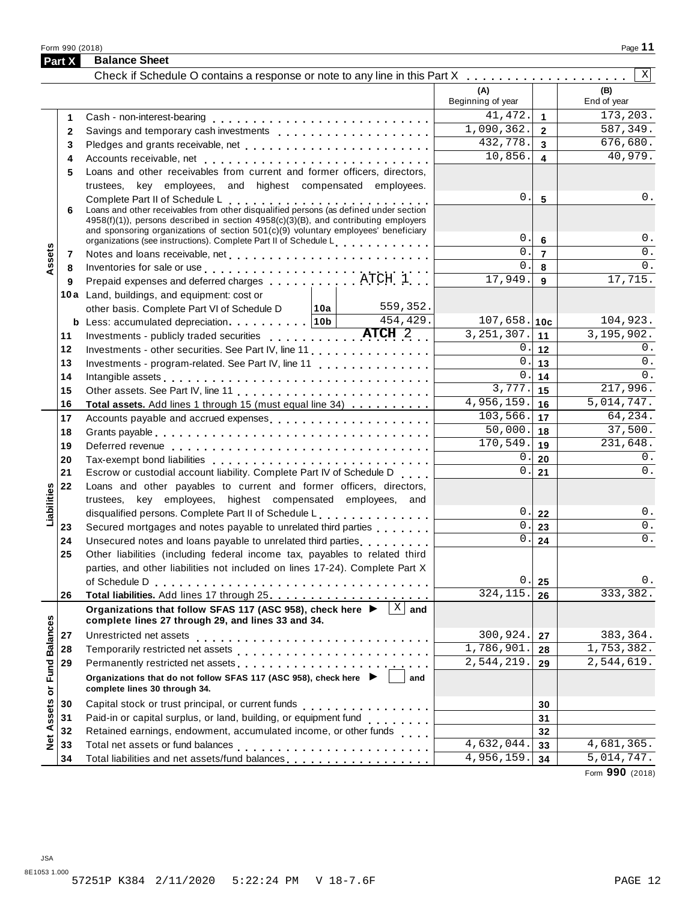## Part X Balance Sheet

Check if Schedule O contains a response or note to any line in this Part X . . . . . . . . . . . . . . . . . . . . [X]

| | | | (A) Beginning of year | | (B) End of year |
|---|---|---|---|---|---|
| **Assets** | 1 | Cash - non-interest-bearing | 41,472. | 1 | 173,203. |
| | 2 | Savings and temporary cash investments | 1,090,362. | 2 | 587,349. |
| | 3 | Pledges and grants receivable, net | 432,778. | 3 | 676,680. |
| | 4 | Accounts receivable, net | 10,856. | 4 | 40,979. |
| | 5 | Loans and other receivables from current and former officers, directors, trustees, key employees, and highest compensated employees. Complete Part II of Schedule L | 0. | 5 | 0. |
| | 6 | Loans and other receivables from other disqualified persons (as defined under section 4958(f)(1)), persons described in section 4958(c)(3)(B), and contributing employers and sponsoring organizations of section 501(c)(9) voluntary employees' beneficiary organizations (see instructions). Complete Part II of Schedule L | 0. | 6 | 0. |
| | 7 | Notes and loans receivable, net | 0. | 7 | 0. |
| | 8 | Inventories for sale or use | 0. | 8 | 0. |
| | 9 | Prepaid expenses and deferred charges ATCH 1 | 17,949. | 9 | 17,715. |
| | 10a | Land, buildings, and equipment: cost or other basis. Complete Part VI of Schedule D — 10a: 559,352. | | | |
| | b | Less: accumulated depreciation — 10b: 454,429. | 107,658. | 10c | 104,923. |
| | 11 | Investments - publicly traded securities ATCH 2 | 3,251,307. | 11 | 3,195,902. |
| | 12 | Investments - other securities. See Part IV, line 11 | 0. | 12 | 0. |
| | 13 | Investments - program-related. See Part IV, line 11 | 0. | 13 | 0. |
| | 14 | Intangible assets | 0. | 14 | 0. |
| | 15 | Other assets. See Part IV, line 11 | 3,777. | 15 | 217,996. |
| | 16 | **Total assets.** Add lines 1 through 15 (must equal line 34) | 4,956,159. | 16 | 5,014,747. |
| **Liabilities** | 17 | Accounts payable and accrued expenses | 103,566. | 17 | 64,234. |
| | 18 | Grants payable | 50,000. | 18 | 37,500. |
| | 19 | Deferred revenue | 170,549. | 19 | 231,648. |
| | 20 | Tax-exempt bond liabilities | 0. | 20 | 0. |
| | 21 | Escrow or custodial account liability. Complete Part IV of Schedule D | 0. | 21 | 0. |
| | 22 | Loans and other payables to current and former officers, directors, trustees, key employees, highest compensated employees, and disqualified persons. Complete Part II of Schedule L | 0. | 22 | 0. |
| | 23 | Secured mortgages and notes payable to unrelated third parties | 0. | 23 | 0. |
| | 24 | Unsecured notes and loans payable to unrelated third parties | 0. | 24 | 0. |
| | 25 | Other liabilities (including federal income tax, payables to related third parties, and other liabilities not included on lines 17-24). Complete Part X of Schedule D | 0. | 25 | 0. |
| | 26 | **Total liabilities.** Add lines 17 through 25 | 324,115. | 26 | 333,382. |
| **Net Assets or Fund Balances** | | **Organizations that follow SFAS 117 (ASC 958), check here ▶ [X] and complete lines 27 through 29, and lines 33 and 34.** | | | |
| | 27 | Unrestricted net assets | 300,924. | 27 | 383,364. |
| | 28 | Temporarily restricted net assets | 1,786,901. | 28 | 1,753,382. |
| | 29 | Permanently restricted net assets | 2,544,219. | 29 | 2,544,619. |
| | | **Organizations that do not follow SFAS 117 (ASC 958), check here ▶ [ ] and complete lines 30 through 34.** | | | |
| | 30 | Capital stock or trust principal, or current funds | | 30 | |
| | 31 | Paid-in or capital surplus, or land, building, or equipment fund | | 31 | |
| | 32 | Retained earnings, endowment, accumulated income, or other funds | | 32 | |
| | 33 | Total net assets or fund balances | 4,632,044. | 33 | 4,681,365. |
| | 34 | Total liabilities and net assets/fund balances | 4,956,159. | 34 | 5,014,747. |

Form **990** (2018)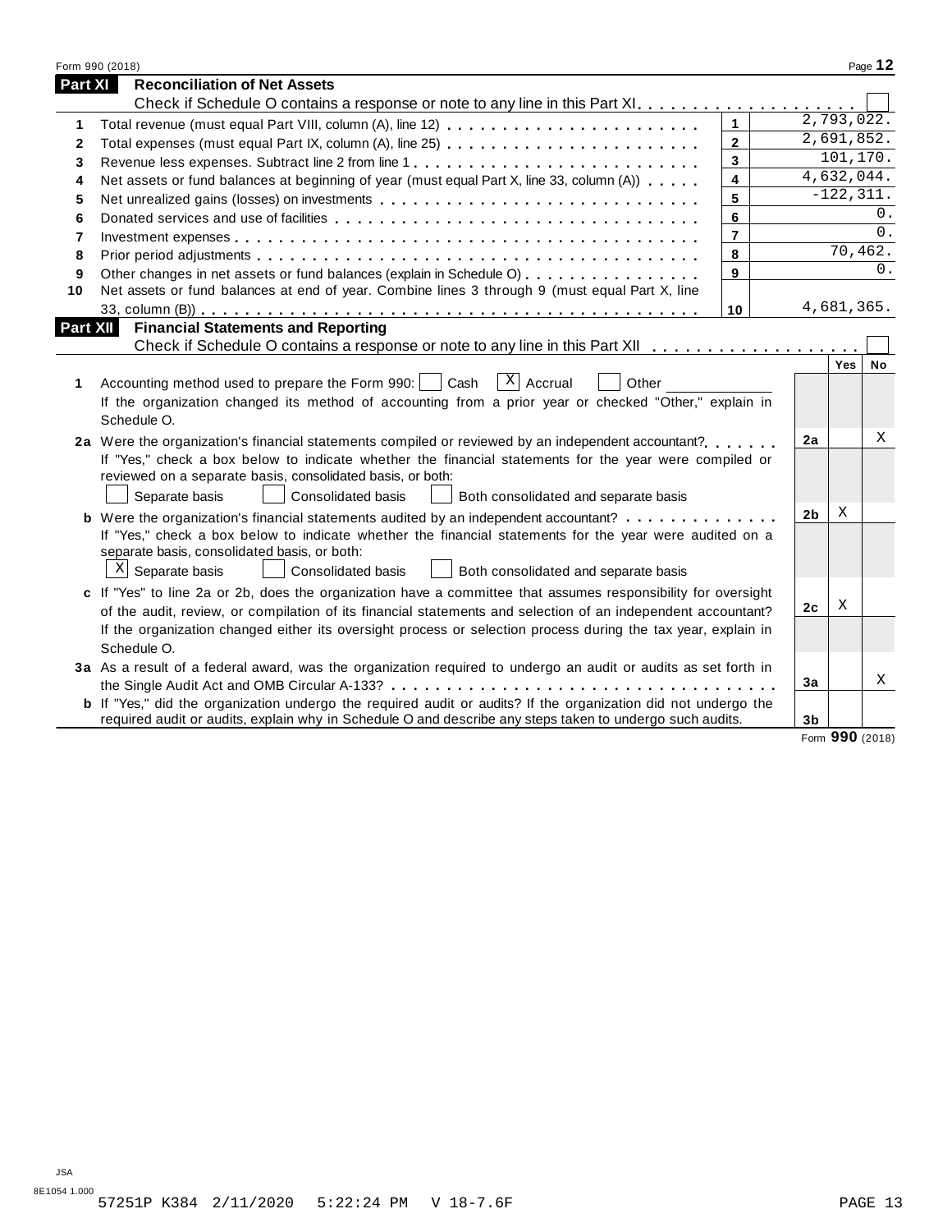## Part XI Reconciliation of Net Assets

Check if Schedule O contains a response or note to any line in this Part XI . . . . . . . . . . . . . . . . . . . . ☐

| | | | |
|---|---|---|---|
| 1 | Total revenue (must equal Part VIII, column (A), line 12) | 1 | 2,793,022. |
| 2 | Total expenses (must equal Part IX, column (A), line 25) | 2 | 2,691,852. |
| 3 | Revenue less expenses. Subtract line 2 from line 1 | 3 | 101,170. |
| 4 | Net assets or fund balances at beginning of year (must equal Part X, line 33, column (A)) | 4 | 4,632,044. |
| 5 | Net unrealized gains (losses) on investments | 5 | -122,311. |
| 6 | Donated services and use of facilities | 6 | 0. |
| 7 | Investment expenses | 7 | 0. |
| 8 | Prior period adjustments | 8 | 70,462. |
| 9 | Other changes in net assets or fund balances (explain in Schedule O) | 9 | 0. |
| 10 | Net assets or fund balances at end of year. Combine lines 3 through 9 (must equal Part X, line 33, column (B)) | 10 | 4,681,365. |

## Part XII Financial Statements and Reporting

Check if Schedule O contains a response or note to any line in this Part XII . . . . . . . . . . . . . . . . . . . ☐

| | | | Yes | No |
|---|---|---|---|---|
| 1 | Accounting method used to prepare the Form 990: ☐ Cash ☒ Accrual ☐ Other ______<br>If the organization changed its method of accounting from a prior year or checked "Other," explain in Schedule O. | | | |
| 2a | Were the organization's financial statements compiled or reviewed by an independent accountant?<br>If "Yes," check a box below to indicate whether the financial statements for the year were compiled or reviewed on a separate basis, consolidated basis, or both:<br>☐ Separate basis ☐ Consolidated basis ☐ Both consolidated and separate basis | 2a | | X |
| b | Were the organization's financial statements audited by an independent accountant?<br>If "Yes," check a box below to indicate whether the financial statements for the year were audited on a separate basis, consolidated basis, or both:<br>☒ Separate basis ☐ Consolidated basis ☐ Both consolidated and separate basis | 2b | X | |
| c | If "Yes" to line 2a or 2b, does the organization have a committee that assumes responsibility for oversight of the audit, review, or compilation of its financial statements and selection of an independent accountant?<br>If the organization changed either its oversight process or selection process during the tax year, explain in Schedule O. | 2c | X | |
| 3a | As a result of a federal award, was the organization required to undergo an audit or audits as set forth in the Single Audit Act and OMB Circular A-133? | 3a | | X |
| b | If "Yes," did the organization undergo the required audit or audits? If the organization did not undergo the required audit or audits, explain why in Schedule O and describe any steps taken to undergo such audits. | 3b | | |

Form **990** (2018)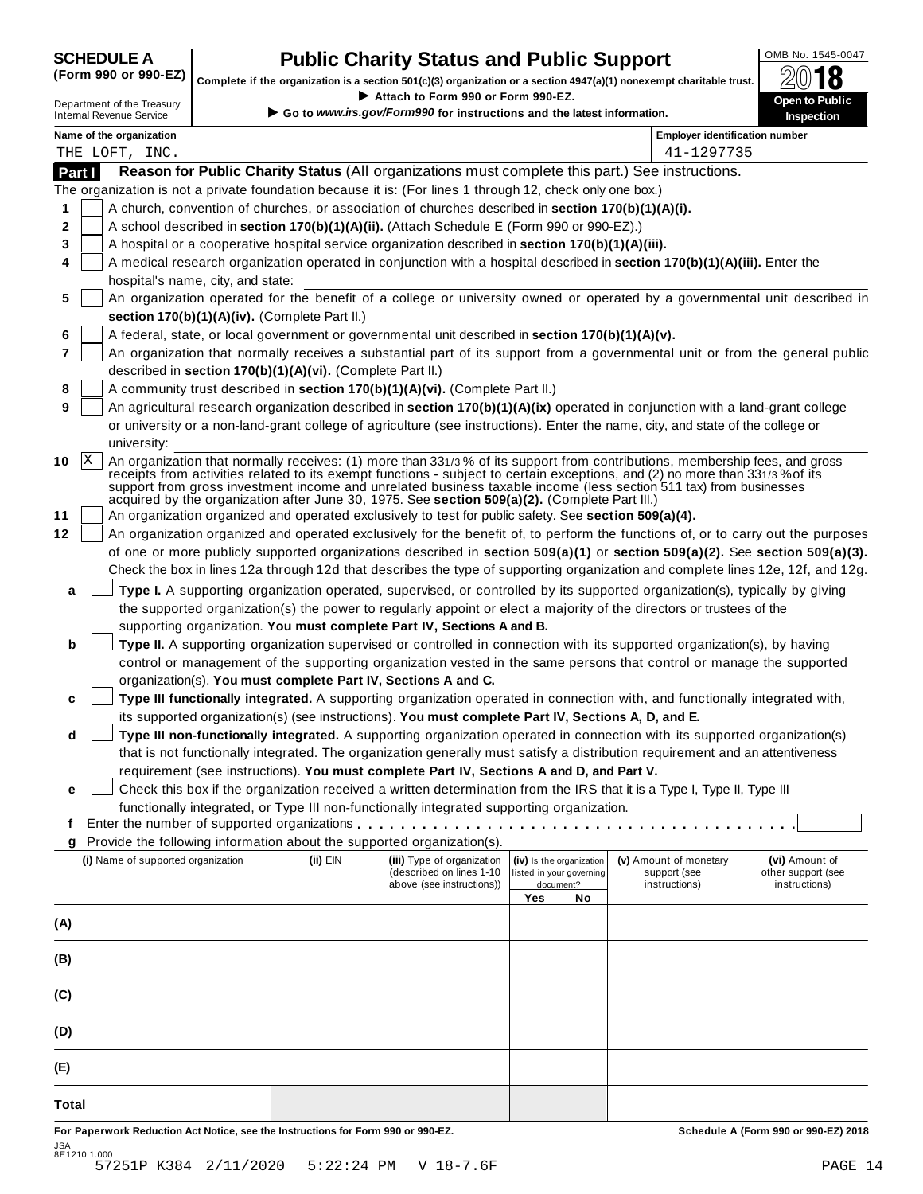**SCHEDULE A**
**(Form 990 or 990-EZ)**

Department of the Treasury
Internal Revenue Service

# Public Charity Status and Public Support

**Complete if the organization is a section 501(c)(3) organization or a section 4947(a)(1) nonexempt charitable trust.**
▶ **Attach to Form 990 or Form 990-EZ.**
▶ **Go to** ***www.irs.gov/Form990*** **for instructions and the latest information.**

OMB No. 1545-0047
**2018**
**Open to Public Inspection**

**Name of the organization**
THE LOFT, INC.

**Employer identification number**
41-1297735

## Part I Reason for Public Charity Status (All organizations must complete this part.) See instructions.

The organization is not a private foundation because it is: (For lines 1 through 12, check only one box.)

1 [ ] A church, convention of churches, or association of churches described in **section 170(b)(1)(A)(i).**

2 [ ] A school described in **section 170(b)(1)(A)(ii).** (Attach Schedule E (Form 990 or 990-EZ).)

3 [ ] A hospital or a cooperative hospital service organization described in **section 170(b)(1)(A)(iii).**

4 [ ] A medical research organization operated in conjunction with a hospital described in **section 170(b)(1)(A)(iii).** Enter the hospital's name, city, and state:

5 [ ] An organization operated for the benefit of a college or university owned or operated by a governmental unit described in **section 170(b)(1)(A)(iv).** (Complete Part II.)

6 [ ] A federal, state, or local government or governmental unit described in **section 170(b)(1)(A)(v).**

7 [ ] An organization that normally receives a substantial part of its support from a governmental unit or from the general public described in **section 170(b)(1)(A)(vi).** (Complete Part II.)

8 [ ] A community trust described in **section 170(b)(1)(A)(vi).** (Complete Part II.)

9 [ ] An agricultural research organization described in **section 170(b)(1)(A)(ix)** operated in conjunction with a land-grant college or university or a non-land-grant college of agriculture (see instructions). Enter the name, city, and state of the college or university:

10 [X] An organization that normally receives: (1) more than 33 1/3 % of its support from contributions, membership fees, and gross receipts from activities related to its exempt functions - subject to certain exceptions, and (2) no more than 33 1/3 % of its support from gross investment income and unrelated business taxable income (less section 511 tax) from businesses acquired by the organization after June 30, 1975. See **section 509(a)(2).** (Complete Part III.)

11 [ ] An organization organized and operated exclusively to test for public safety. See **section 509(a)(4).**

12 [ ] An organization organized and operated exclusively for the benefit of, to perform the functions of, or to carry out the purposes of one or more publicly supported organizations described in **section 509(a)(1)** or **section 509(a)(2).** See **section 509(a)(3).** Check the box in lines 12a through 12d that describes the type of supporting organization and complete lines 12e, 12f, and 12g.

**a** [ ] **Type I.** A supporting organization operated, supervised, or controlled by its supported organization(s), typically by giving the supported organization(s) the power to regularly appoint or elect a majority of the directors or trustees of the supporting organization. **You must complete Part IV, Sections A and B.**

**b** [ ] **Type II.** A supporting organization supervised or controlled in connection with its supported organization(s), by having control or management of the supporting organization vested in the same persons that control or manage the supported organization(s). **You must complete Part IV, Sections A and C.**

**c** [ ] **Type III functionally integrated.** A supporting organization operated in connection with, and functionally integrated with, its supported organization(s) (see instructions). **You must complete Part IV, Sections A, D, and E.**

**d** [ ] **Type III non-functionally integrated.** A supporting organization operated in connection with its supported organization(s) that is not functionally integrated. The organization generally must satisfy a distribution requirement and an attentiveness requirement (see instructions). **You must complete Part IV, Sections A and D, and Part V.**

**e** [ ] Check this box if the organization received a written determination from the IRS that it is a Type I, Type II, Type III functionally integrated, or Type III non-functionally integrated supporting organization.

**f** Enter the number of supported organizations . . . . . . . . . . . . . . . . . . . . . . . . . . . . . . . . . . . . . .

**g** Provide the following information about the supported organization(s).

| (i) Name of supported organization | (ii) EIN | (iii) Type of organization (described on lines 1-10 above (see instructions)) | (iv) Is the organization listed in your governing document? Yes | No | (v) Amount of monetary support (see instructions) | (vi) Amount of other support (see instructions) |
|---|---|---|---|---|---|---|
| (A) | | | | | | |
| (B) | | | | | | |
| (C) | | | | | | |
| (D) | | | | | | |
| (E) | | | | | | |
| Total | | | | | | |

**For Paperwork Reduction Act Notice, see the Instructions for Form 990 or 990-EZ.** **Schedule A (Form 990 or 990-EZ) 2018**

JSA
8E1210 1.000
57251P K384 2/11/2020 5:22:24 PM V 18-7.6F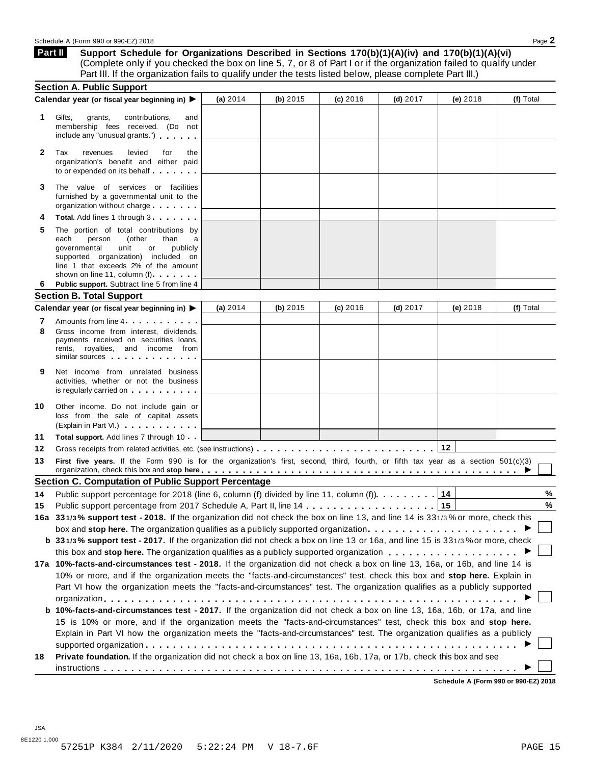## Part II Support Schedule for Organizations Described in Sections 170(b)(1)(A)(iv) and 170(b)(1)(A)(vi)

(Complete only if you checked the box on line 5, 7, or 8 of Part I or if the organization failed to qualify under Part III. If the organization fails to qualify under the tests listed below, please complete Part III.)

### Section A. Public Support

| Calendar year (or fiscal year beginning in) ▶ | (a) 2014 | (b) 2015 | (c) 2016 | (d) 2017 | (e) 2018 | (f) Total |
|---|---|---|---|---|---|---|
| **1** Gifts, grants, contributions, and membership fees received. (Do not include any "unusual grants.") | | | | | | |
| **2** Tax revenues levied for the organization's benefit and either paid to or expended on its behalf | | | | | | |
| **3** The value of services or facilities furnished by a governmental unit to the organization without charge | | | | | | |
| **4** **Total.** Add lines 1 through 3 | | | | | | |
| **5** The portion of total contributions by each person (other than a governmental unit or publicly supported organization) included on line 1 that exceeds 2% of the amount shown on line 11, column (f) | | | | | | |
| **6** **Public support.** Subtract line 5 from line 4 | | | | | | |

### Section B. Total Support

| Calendar year (or fiscal year beginning in) ▶ | (a) 2014 | (b) 2015 | (c) 2016 | (d) 2017 | (e) 2018 | (f) Total |
|---|---|---|---|---|---|---|
| **7** Amounts from line 4 | | | | | | |
| **8** Gross income from interest, dividends, payments received on securities loans, rents, royalties, and income from similar sources | | | | | | |
| **9** Net income from unrelated business activities, whether or not the business is regularly carried on | | | | | | |
| **10** Other income. Do not include gain or loss from the sale of capital assets (Explain in Part VI.) | | | | | | |
| **11** **Total support.** Add lines 7 through 10 | | | | | | |

**12** Gross receipts from related activities, etc. (see instructions) . . . **12**

**13** **First five years.** If the Form 990 is for the organization's first, second, third, fourth, or fifth tax year as a section 501(c)(3) organization, check this box and **stop here** . . . ▶ ☐

### Section C. Computation of Public Support Percentage

**14** Public support percentage for 2018 (line 6, column (f) divided by line 11, column (f)) . . . **14** %

**15** Public support percentage from 2017 Schedule A, Part II, line 14 . . . **15** %

**16a** **33 1/3 % support test - 2018.** If the organization did not check the box on line 13, and line 14 is 33 1/3 % or more, check this box and **stop here.** The organization qualifies as a publicly supported organization . . . ▶ ☐

**b** **33 1/3 % support test - 2017.** If the organization did not check a box on line 13 or 16a, and line 15 is 33 1/3 % or more, check this box and **stop here.** The organization qualifies as a publicly supported organization . . . ▶ ☐

**17a** **10%-facts-and-circumstances test - 2018.** If the organization did not check a box on line 13, 16a, or 16b, and line 14 is 10% or more, and if the organization meets the "facts-and-circumstances" test, check this box and **stop here.** Explain in Part VI how the organization meets the "facts-and-circumstances" test. The organization qualifies as a publicly supported organization . . . ▶ ☐

**b** **10%-facts-and-circumstances test - 2017.** If the organization did not check a box on line 13, 16a, 16b, or 17a, and line 15 is 10% or more, and if the organization meets the "facts-and-circumstances" test, check this box and **stop here.** Explain in Part VI how the organization meets the "facts-and-circumstances" test. The organization qualifies as a publicly supported organization . . . ▶ ☐

**18** **Private foundation.** If the organization did not check a box on line 13, 16a, 16b, 17a, or 17b, check this box and see instructions . . . ▶ ☐

**Schedule A (Form 990 or 990-EZ) 2018**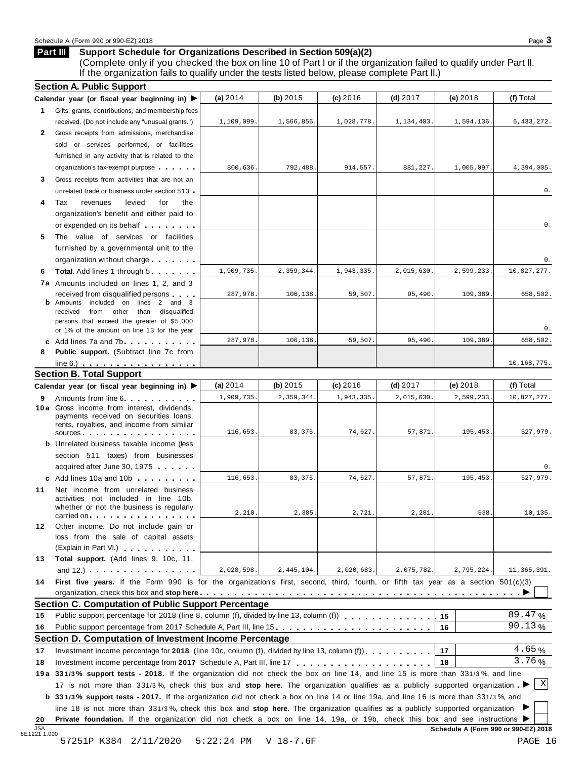## Part III Support Schedule for Organizations Described in Section 509(a)(2)

(Complete only if you checked the box on line 10 of Part I or if the organization failed to qualify under Part II. If the organization fails to qualify under the tests listed below, please complete Part II.)

### Section A. Public Support

| Calendar year (or fiscal year beginning in) ▶ | (a) 2014 | (b) 2015 | (c) 2016 | (d) 2017 | (e) 2018 | (f) Total |
|---|---|---|---|---|---|---|
| **1** Gifts, grants, contributions, and membership fees received. (Do not include any "unusual grants.") | 1,109,099. | 1,566,856. | 1,028,778. | 1,134,403. | 1,594,136. | 6,433,272. |
| **2** Gross receipts from admissions, merchandise sold or services performed, or facilities furnished in any activity that is related to the organization's tax-exempt purpose | 800,636. | 792,488. | 914,557. | 881,227. | 1,005,097. | 4,394,005. |
| **3** Gross receipts from activities that are not an unrelated trade or business under section 513 | | | | | | 0. |
| **4** Tax revenues levied for the organization's benefit and either paid to or expended on its behalf | | | | | | 0. |
| **5** The value of services or facilities furnished by a governmental unit to the organization without charge | | | | | | 0. |
| **6** **Total.** Add lines 1 through 5 | 1,909,735. | 2,359,344. | 1,943,335. | 2,015,630. | 2,599,233. | 10,827,277. |
| **7a** Amounts included on lines 1, 2, and 3 received from disqualified persons | 287,978. | 106,138. | 59,507. | 95,490. | 109,389. | 658,502. |
| **b** Amounts included on lines 2 and 3 received from other than disqualified persons that exceed the greater of $5,000 or 1% of the amount on line 13 for the year | | | | | | 0. |
| **c** Add lines 7a and 7b | 287,978. | 106,138. | 59,507. | 95,490. | 109,389. | 658,502. |
| **8** **Public support.** (Subtract line 7c from line 6.) | | | | | | 10,168,775. |

### Section B. Total Support

| Calendar year (or fiscal year beginning in) ▶ | (a) 2014 | (b) 2015 | (c) 2016 | (d) 2017 | (e) 2018 | (f) Total |
|---|---|---|---|---|---|---|
| **9** Amounts from line 6 | 1,909,735. | 2,359,344. | 1,943,335. | 2,015,630. | 2,599,233. | 10,827,277. |
| **10a** Gross income from interest, dividends, payments received on securities loans, rents, royalties, and income from similar sources | 116,653. | 83,375. | 74,627. | 57,871. | 195,453. | 527,979. |
| **b** Unrelated business taxable income (less section 511 taxes) from businesses acquired after June 30, 1975 | | | | | | 0. |
| **c** Add lines 10a and 10b | 116,653. | 83,375. | 74,627. | 57,871. | 195,453. | 527,979. |
| **11** Net income from unrelated business activities not included in line 10b, whether or not the business is regularly carried on | 2,210. | 2,385. | 2,721. | 2,281. | 538. | 10,135. |
| **12** Other income. Do not include gain or loss from the sale of capital assets (Explain in Part VI.) | | | | | | |
| **13** **Total support.** (Add lines 9, 10c, 11, and 12.) | 2,028,598. | 2,445,104. | 2,020,683. | 2,075,782. | 2,795,224. | 11,365,391. |

**14** **First five years.** If the Form 990 is for the organization's first, second, third, fourth, or fifth tax year as a section 501(c)(3) organization, check this box and **stop here** ▶ ☐

### Section C. Computation of Public Support Percentage

| | | | |
|---|---|---|---|
| **15** | Public support percentage for 2018 (line 8, column (f), divided by line 13, column (f)) | 15 | 89.47 % |
| **16** | Public support percentage from 2017 Schedule A, Part III, line 15 | 16 | 90.13 % |

### Section D. Computation of Investment Income Percentage

| | | | |
|---|---|---|---|
| **17** | Investment income percentage for **2018** (line 10c, column (f), divided by line 13, column (f)) | 17 | 4.65 % |
| **18** | Investment income percentage from **2017** Schedule A, Part III, line 17 | 18 | 3.76 % |

**19a** **33 1/3% support tests - 2018.** If the organization did not check the box on line 14, and line 15 is more than 33 1/3%, and line 17 is not more than 33 1/3%, check this box and **stop here.** The organization qualifies as a publicly supported organization ▶ ☒

**b** **33 1/3% support tests - 2017.** If the organization did not check a box on line 14 or line 19a, and line 16 is more than 33 1/3%, and line 18 is not more than 33 1/3%, check this box and **stop here.** The organization qualifies as a publicly supported organization ▶ ☐

**20** **Private foundation.** If the organization did not check a box on line 14, 19a, or 19b, check this box and see instructions ▶ ☐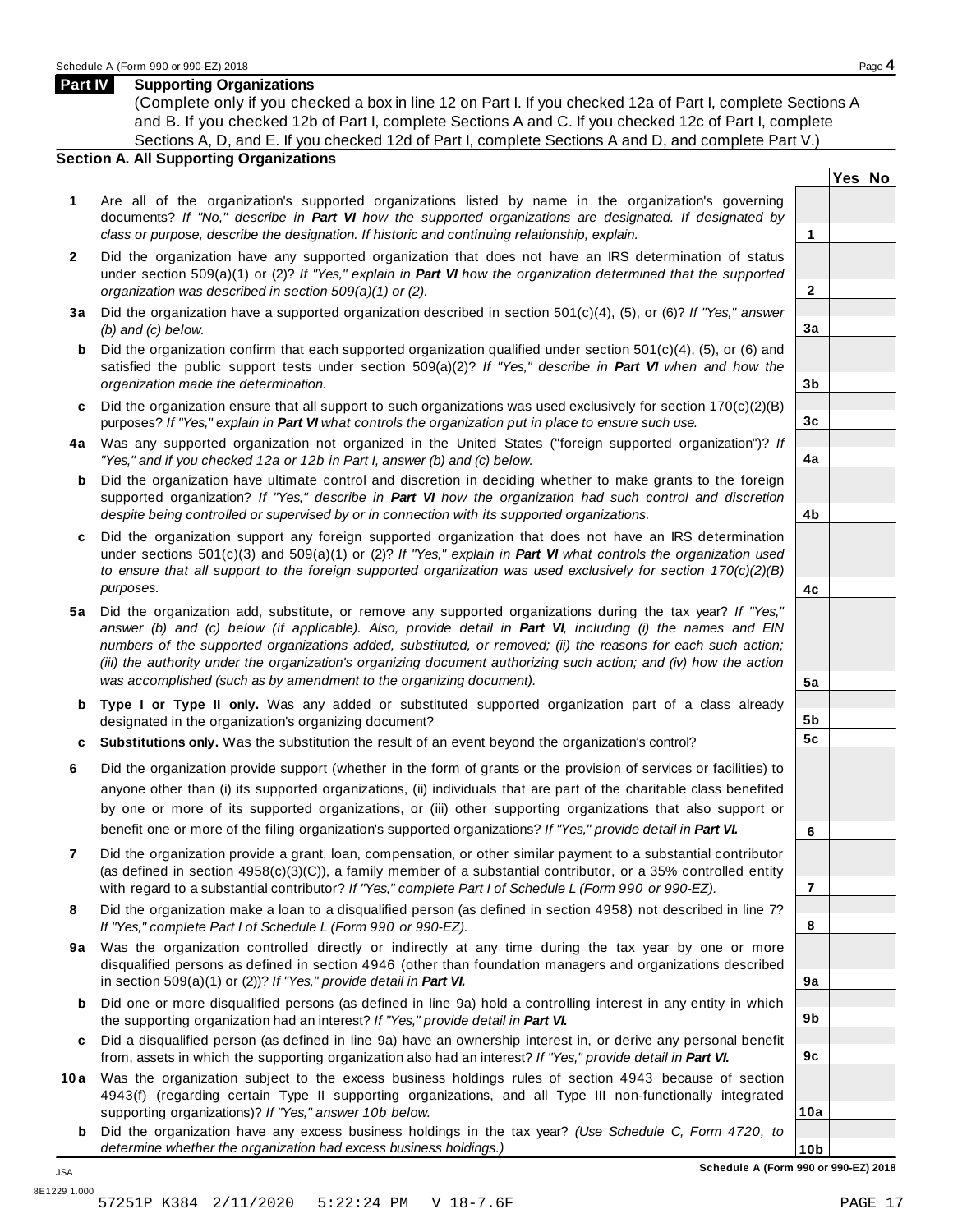## Part IV Supporting Organizations

(Complete only if you checked a box in line 12 on Part I. If you checked 12a of Part I, complete Sections A and B. If you checked 12b of Part I, complete Sections A and C. If you checked 12c of Part I, complete Sections A, D, and E. If you checked 12d of Part I, complete Sections A and D, and complete Part V.)

### Section A. All Supporting Organizations

| | | Line | Yes | No |
|---|---|---|---|---|
| **1** | Are all of the organization's supported organizations listed by name in the organization's governing documents? *If "No," describe in **Part VI** how the supported organizations are designated. If designated by class or purpose, describe the designation. If historic and continuing relationship, explain.* | 1 | | |
| **2** | Did the organization have any supported organization that does not have an IRS determination of status under section 509(a)(1) or (2)? *If "Yes," explain in **Part VI** how the organization determined that the supported organization was described in section 509(a)(1) or (2).* | 2 | | |
| **3a** | Did the organization have a supported organization described in section 501(c)(4), (5), or (6)? *If "Yes," answer (b) and (c) below.* | 3a | | |
| **b** | Did the organization confirm that each supported organization qualified under section 501(c)(4), (5), or (6) and satisfied the public support tests under section 509(a)(2)? *If "Yes," describe in **Part VI** when and how the organization made the determination.* | 3b | | |
| **c** | Did the organization ensure that all support to such organizations was used exclusively for section 170(c)(2)(B) purposes? *If "Yes," explain in **Part VI** what controls the organization put in place to ensure such use.* | 3c | | |
| **4a** | Was any supported organization not organized in the United States ("foreign supported organization")? *If "Yes," and if you checked 12a or 12b in Part I, answer (b) and (c) below.* | 4a | | |
| **b** | Did the organization have ultimate control and discretion in deciding whether to make grants to the foreign supported organization? *If "Yes," describe in **Part VI** how the organization had such control and discretion despite being controlled or supervised by or in connection with its supported organizations.* | 4b | | |
| **c** | Did the organization support any foreign supported organization that does not have an IRS determination under sections 501(c)(3) and 509(a)(1) or (2)? *If "Yes," explain in **Part VI** what controls the organization used to ensure that all support to the foreign supported organization was used exclusively for section 170(c)(2)(B) purposes.* | 4c | | |
| **5a** | Did the organization add, substitute, or remove any supported organizations during the tax year? *If "Yes," answer (b) and (c) below (if applicable). Also, provide detail in **Part VI**, including (i) the names and EIN numbers of the supported organizations added, substituted, or removed; (ii) the reasons for each such action; (iii) the authority under the organization's organizing document authorizing such action; and (iv) how the action was accomplished (such as by amendment to the organizing document).* | 5a | | |
| **b** | **Type I or Type II only.** Was any added or substituted supported organization part of a class already designated in the organization's organizing document? | 5b | | |
| **c** | **Substitutions only.** Was the substitution the result of an event beyond the organization's control? | 5c | | |
| **6** | Did the organization provide support (whether in the form of grants or the provision of services or facilities) to anyone other than (i) its supported organizations, (ii) individuals that are part of the charitable class benefited by one or more of its supported organizations, or (iii) other supporting organizations that also support or benefit one or more of the filing organization's supported organizations? *If "Yes," provide detail in **Part VI.*** | 6 | | |
| **7** | Did the organization provide a grant, loan, compensation, or other similar payment to a substantial contributor (as defined in section 4958(c)(3)(C)), a family member of a substantial contributor, or a 35% controlled entity with regard to a substantial contributor? *If "Yes," complete Part I of Schedule L (Form 990 or 990-EZ).* | 7 | | |
| **8** | Did the organization make a loan to a disqualified person (as defined in section 4958) not described in line 7? *If "Yes," complete Part I of Schedule L (Form 990 or 990-EZ).* | 8 | | |
| **9a** | Was the organization controlled directly or indirectly at any time during the tax year by one or more disqualified persons as defined in section 4946 (other than foundation managers and organizations described in section 509(a)(1) or (2))? *If "Yes," provide detail in **Part VI.*** | 9a | | |
| **b** | Did one or more disqualified persons (as defined in line 9a) hold a controlling interest in any entity in which the supporting organization had an interest? *If "Yes," provide detail in **Part VI.*** | 9b | | |
| **c** | Did a disqualified person (as defined in line 9a) have an ownership interest in, or derive any personal benefit from, assets in which the supporting organization also had an interest? *If "Yes," provide detail in **Part VI.*** | 9c | | |
| **10a** | Was the organization subject to the excess business holdings rules of section 4943 because of section 4943(f) (regarding certain Type II supporting organizations, and all Type III non-functionally integrated supporting organizations)? *If "Yes," answer 10b below.* | 10a | | |
| **b** | Did the organization have any excess business holdings in the tax year? *(Use Schedule C, Form 4720, to determine whether the organization had excess business holdings.)* | 10b | | |

**Schedule A (Form 990 or 990-EZ) 2018**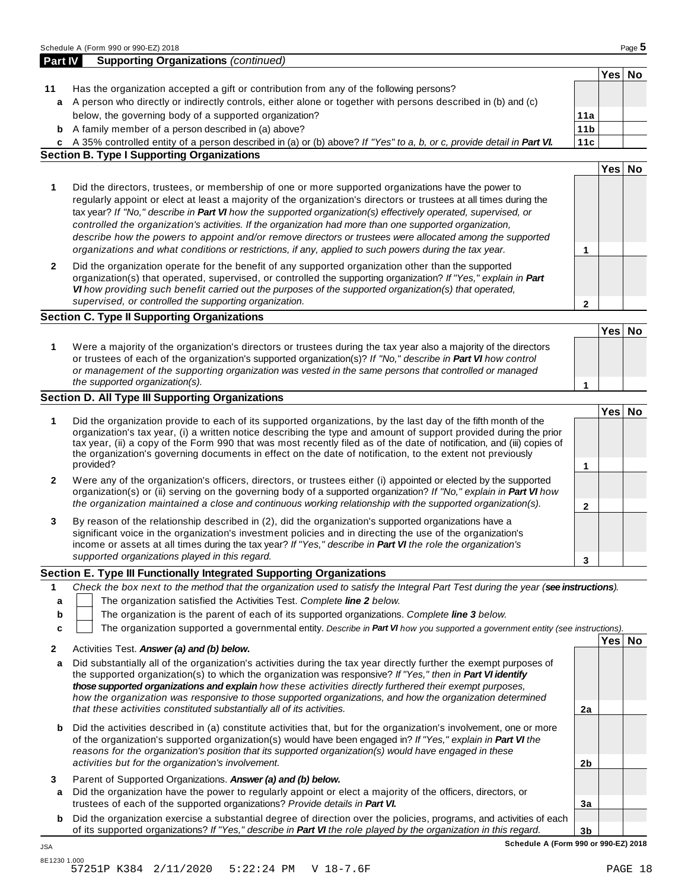## Part IV Supporting Organizations *(continued)*

| | | | Yes | No |
|---|---|---|---|---|
| **11** | Has the organization accepted a gift or contribution from any of the following persons? | | | |
| **a** | A person who directly or indirectly controls, either alone or together with persons described in (b) and (c) below, the governing body of a supported organization? | **11a** | | |
| **b** | A family member of a person described in (a) above? | **11b** | | |
| **c** | A 35% controlled entity of a person described in (a) or (b) above? *If "Yes" to a, b, or c, provide detail in **Part VI**.* | **11c** | | |

### Section B. Type I Supporting Organizations

| | | | Yes | No |
|---|---|---|---|---|
| **1** | Did the directors, trustees, or membership of one or more supported organizations have the power to regularly appoint or elect at least a majority of the organization's directors or trustees at all times during the tax year? *If "No," describe in **Part VI** how the supported organization(s) effectively operated, supervised, or controlled the organization's activities. If the organization had more than one supported organization, describe how the powers to appoint and/or remove directors or trustees were allocated among the supported organizations and what conditions or restrictions, if any, applied to such powers during the tax year.* | **1** | | |
| **2** | Did the organization operate for the benefit of any supported organization other than the supported organization(s) that operated, supervised, or controlled the supporting organization? *If "Yes," explain in **Part VI** how providing such benefit carried out the purposes of the supported organization(s) that operated, supervised, or controlled the supporting organization.* | **2** | | |

### Section C. Type II Supporting Organizations

| | | | Yes | No |
|---|---|---|---|---|
| **1** | Were a majority of the organization's directors or trustees during the tax year also a majority of the directors or trustees of each of the organization's supported organization(s)? *If "No," describe in **Part VI** how control or management of the supporting organization was vested in the same persons that controlled or managed the supported organization(s).* | **1** | | |

### Section D. All Type III Supporting Organizations

| | | | Yes | No |
|---|---|---|---|---|
| **1** | Did the organization provide to each of its supported organizations, by the last day of the fifth month of the organization's tax year, (i) a written notice describing the type and amount of support provided during the prior tax year, (ii) a copy of the Form 990 that was most recently filed as of the date of notification, and (iii) copies of the organization's governing documents in effect on the date of notification, to the extent not previously provided? | **1** | | |
| **2** | Were any of the organization's officers, directors, or trustees either (i) appointed or elected by the supported organization(s) or (ii) serving on the governing body of a supported organization? *If "No," explain in **Part VI** how the organization maintained a close and continuous working relationship with the supported organization(s).* | **2** | | |
| **3** | By reason of the relationship described in (2), did the organization's supported organizations have a significant voice in the organization's investment policies and in directing the use of the organization's income or assets at all times during the tax year? *If "Yes," describe in **Part VI** the role the organization's supported organizations played in this regard.* | **3** | | |

### Section E. Type III Functionally Integrated Supporting Organizations

**1** *Check the box next to the method that the organization used to satisfy the Integral Part Test during the year (**see instructions**).*

- **a** ☐ The organization satisfied the Activities Test. *Complete **line 2** below.*
- **b** ☐ The organization is the parent of each of its supported organizations. *Complete **line 3** below.*
- **c** ☐ The organization supported a governmental entity. *Describe in **Part VI** how you supported a government entity (see instructions).*

| | | | Yes | No |
|---|---|---|---|---|
| **2** | Activities Test. ***Answer (a) and (b) below.*** | | | |
| **a** | Did substantially all of the organization's activities during the tax year directly further the exempt purposes of the supported organization(s) to which the organization was responsive? *If "Yes," then in **Part VI identify those supported organizations and explain** how these activities directly furthered their exempt purposes, how the organization was responsive to those supported organizations, and how the organization determined that these activities constituted substantially all of its activities.* | **2a** | | |
| **b** | Did the activities described in (a) constitute activities that, but for the organization's involvement, one or more of the organization's supported organization(s) would have been engaged in? *If "Yes," explain in **Part VI** the reasons for the organization's position that its supported organization(s) would have engaged in these activities but for the organization's involvement.* | **2b** | | |
| **3** | Parent of Supported Organizations. ***Answer (a) and (b) below.*** | | | |
| **a** | Did the organization have the power to regularly appoint or elect a majority of the officers, directors, or trustees of each of the supported organizations? *Provide details in **Part VI**.* | **3a** | | |
| **b** | Did the organization exercise a substantial degree of direction over the policies, programs, and activities of each of its supported organizations? *If "Yes," describe in **Part VI** the role played by the organization in this regard.* | **3b** | | |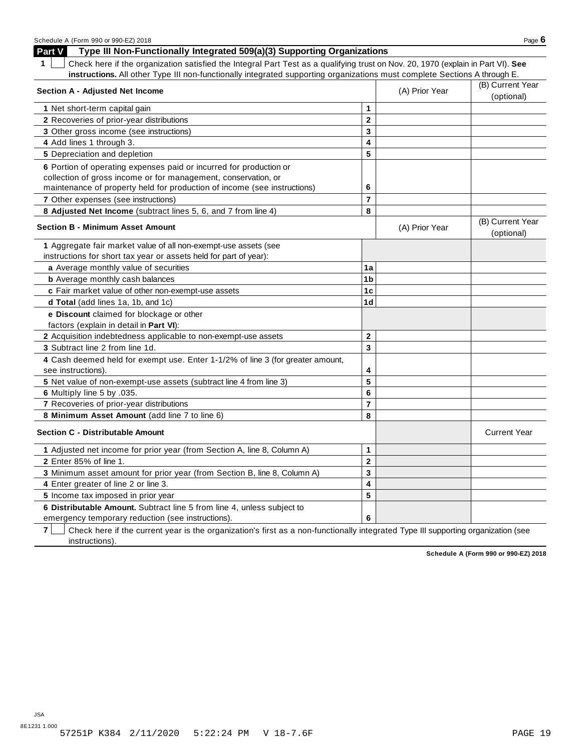## Part V Type III Non-Functionally Integrated 509(a)(3) Supporting Organizations

**1** ☐ Check here if the organization satisfied the Integral Part Test as a qualifying trust on Nov. 20, 1970 (explain in Part VI). **See instructions.** All other Type III non-functionally integrated supporting organizations must complete Sections A through E.

| Section A - Adjusted Net Income | | (A) Prior Year | (B) Current Year (optional) |
|---|---|---|---|
| **1** Net short-term capital gain | 1 | | |
| **2** Recoveries of prior-year distributions | 2 | | |
| **3** Other gross income (see instructions) | 3 | | |
| **4** Add lines 1 through 3. | 4 | | |
| **5** Depreciation and depletion | 5 | | |
| **6** Portion of operating expenses paid or incurred for production or collection of gross income or for management, conservation, or maintenance of property held for production of income (see instructions) | 6 | | |
| **7** Other expenses (see instructions) | 7 | | |
| **8 Adjusted Net Income** (subtract lines 5, 6, and 7 from line 4) | 8 | | |

| Section B - Minimum Asset Amount | | (A) Prior Year | (B) Current Year (optional) |
|---|---|---|---|
| **1** Aggregate fair market value of all non-exempt-use assets (see instructions for short tax year or assets held for part of year): | | | |
| **a** Average monthly value of securities | 1a | | |
| **b** Average monthly cash balances | 1b | | |
| **c** Fair market value of other non-exempt-use assets | 1c | | |
| **d Total** (add lines 1a, 1b, and 1c) | 1d | | |
| **e Discount** claimed for blockage or other factors (explain in detail in **Part VI**): | | | |
| **2** Acquisition indebtedness applicable to non-exempt-use assets | 2 | | |
| **3** Subtract line 2 from line 1d. | 3 | | |
| **4** Cash deemed held for exempt use. Enter 1-1/2% of line 3 (for greater amount, see instructions). | 4 | | |
| **5** Net value of non-exempt-use assets (subtract line 4 from line 3) | 5 | | |
| **6** Multiply line 5 by .035. | 6 | | |
| **7** Recoveries of prior-year distributions | 7 | | |
| **8 Minimum Asset Amount** (add line 7 to line 6) | 8 | | |

| Section C - Distributable Amount | | | Current Year |
|---|---|---|---|
| **1** Adjusted net income for prior year (from Section A, line 8, Column A) | 1 | | |
| **2** Enter 85% of line 1. | 2 | | |
| **3** Minimum asset amount for prior year (from Section B, line 8, Column A) | 3 | | |
| **4** Enter greater of line 2 or line 3. | 4 | | |
| **5** Income tax imposed in prior year | 5 | | |
| **6 Distributable Amount.** Subtract line 5 from line 4, unless subject to emergency temporary reduction (see instructions). | 6 | | |

**7** ☐ Check here if the current year is the organization's first as a non-functionally integrated Type III supporting organization (see instructions).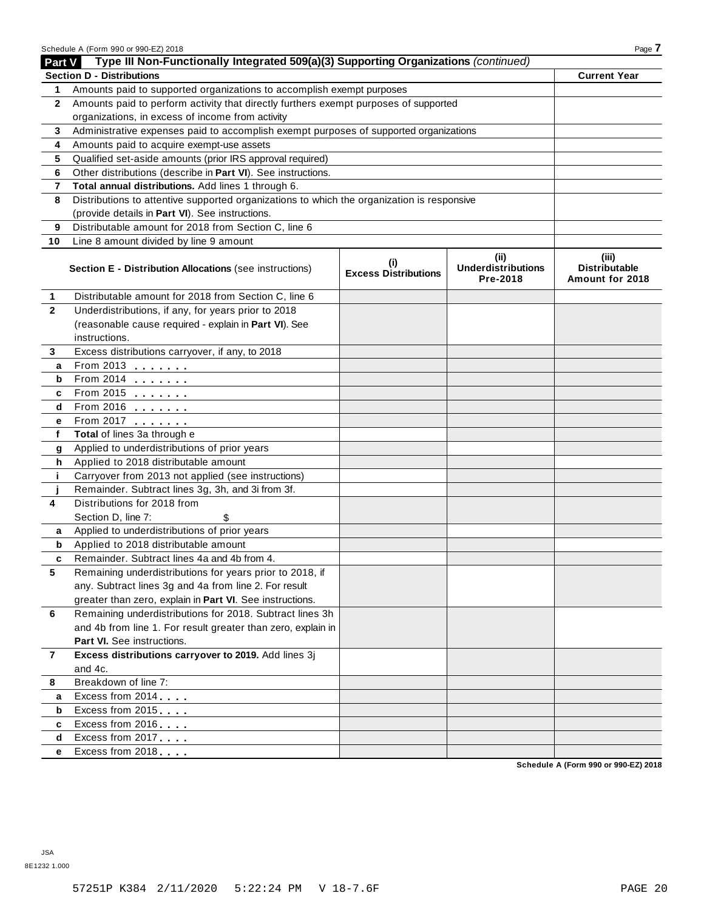## Part V Type III Non-Functionally Integrated 509(a)(3) Supporting Organizations *(continued)*

| **Section D - Distributions** | | **Current Year** |
|---|---|---|
| 1 | Amounts paid to supported organizations to accomplish exempt purposes | |
| 2 | Amounts paid to perform activity that directly furthers exempt purposes of supported organizations, in excess of income from activity | |
| 3 | Administrative expenses paid to accomplish exempt purposes of supported organizations | |
| 4 | Amounts paid to acquire exempt-use assets | |
| 5 | Qualified set-aside amounts (prior IRS approval required) | |
| 6 | Other distributions (describe in **Part VI**). See instructions. | |
| 7 | **Total annual distributions.** Add lines 1 through 6. | |
| 8 | Distributions to attentive supported organizations to which the organization is responsive (provide details in **Part VI**). See instructions. | |
| 9 | Distributable amount for 2018 from Section C, line 6 | |
| 10 | Line 8 amount divided by line 9 amount | |

| | **Section E - Distribution Allocations** (see instructions) | **(i) Excess Distributions** | **(ii) Underdistributions Pre-2018** | **(iii) Distributable Amount for 2018** |
|---|---|---|---|---|
| 1 | Distributable amount for 2018 from Section C, line 6 | | | |
| 2 | Underdistributions, if any, for years prior to 2018 (reasonable cause required - explain in **Part VI**). See instructions. | | | |
| 3 | Excess distributions carryover, if any, to 2018 | | | |
| a | From 2013 | | | |
| b | From 2014 | | | |
| c | From 2015 | | | |
| d | From 2016 | | | |
| e | From 2017 | | | |
| f | **Total** of lines 3a through e | | | |
| g | Applied to underdistributions of prior years | | | |
| h | Applied to 2018 distributable amount | | | |
| i | Carryover from 2013 not applied (see instructions) | | | |
| j | Remainder. Subtract lines 3g, 3h, and 3i from 3f. | | | |
| 4 | Distributions for 2018 from Section D, line 7: $ | | | |
| a | Applied to underdistributions of prior years | | | |
| b | Applied to 2018 distributable amount | | | |
| c | Remainder. Subtract lines 4a and 4b from 4. | | | |
| 5 | Remaining underdistributions for years prior to 2018, if any. Subtract lines 3g and 4a from line 2. For result greater than zero, explain in **Part VI**. See instructions. | | | |
| 6 | Remaining underdistributions for 2018. Subtract lines 3h and 4b from line 1. For result greater than zero, explain in **Part VI.** See instructions. | | | |
| 7 | **Excess distributions carryover to 2019.** Add lines 3j and 4c. | | | |
| 8 | Breakdown of line 7: | | | |
| a | Excess from 2014 | | | |
| b | Excess from 2015 | | | |
| c | Excess from 2016 | | | |
| d | Excess from 2017 | | | |
| e | Excess from 2018 | | | |

**Schedule A (Form 990 or 990-EZ) 2018**

JSA
8E1232 1.000

57251P K384 2/11/2020 5:22:24 PM V 18-7.6F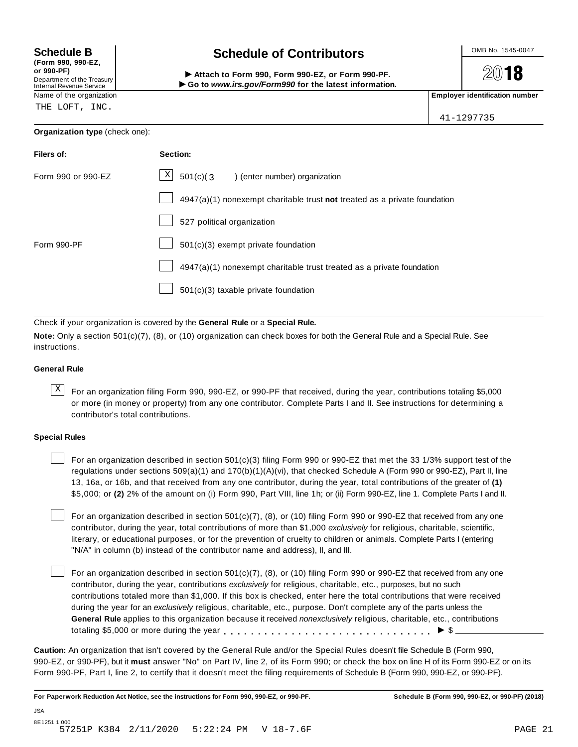**Schedule B**
**(Form 990, 990-EZ, or 990-PF)**
Department of the Treasury
Internal Revenue Service

# Schedule of Contributors

▶ **Attach to Form 990, Form 990-EZ, or Form 990-PF.**
▶ **Go to *www.irs.gov/Form990* for the latest information.**

OMB No. 1545-0047

**2018**

Name of the organization: THE LOFT, INC.

**Employer identification number:** 41-1297735

**Organization type** (check one):

| **Filers of:** | **Section:** |
|---|---|
| Form 990 or 990-EZ | [X] 501(c)( 3 ) (enter number) organization |
| | [ ] 4947(a)(1) nonexempt charitable trust **not** treated as a private foundation |
| | [ ] 527 political organization |
| Form 990-PF | [ ] 501(c)(3) exempt private foundation |
| | [ ] 4947(a)(1) nonexempt charitable trust treated as a private foundation |
| | [ ] 501(c)(3) taxable private foundation |

Check if your organization is covered by the **General Rule** or a **Special Rule.**

**Note:** Only a section 501(c)(7), (8), or (10) organization can check boxes for both the General Rule and a Special Rule. See instructions.

### General Rule

[X] For an organization filing Form 990, 990-EZ, or 990-PF that received, during the year, contributions totaling $5,000 or more (in money or property) from any one contributor. Complete Parts I and II. See instructions for determining a contributor's total contributions.

### Special Rules

[ ] For an organization described in section 501(c)(3) filing Form 990 or 990-EZ that met the 33 1/3% support test of the regulations under sections 509(a)(1) and 170(b)(1)(A)(vi), that checked Schedule A (Form 990 or 990-EZ), Part II, line 13, 16a, or 16b, and that received from any one contributor, during the year, total contributions of the greater of **(1)** $5,000; or **(2)** 2% of the amount on (i) Form 990, Part VIII, line 1h; or (ii) Form 990-EZ, line 1. Complete Parts I and II.

[ ] For an organization described in section 501(c)(7), (8), or (10) filing Form 990 or 990-EZ that received from any one contributor, during the year, total contributions of more than $1,000 *exclusively* for religious, charitable, scientific, literary, or educational purposes, or for the prevention of cruelty to children or animals. Complete Parts I (entering "N/A" in column (b) instead of the contributor name and address), II, and III.

[ ] For an organization described in section 501(c)(7), (8), or (10) filing Form 990 or 990-EZ that received from any one contributor, during the year, contributions *exclusively* for religious, charitable, etc., purposes, but no such contributions totaled more than $1,000. If this box is checked, enter here the total contributions that were received during the year for an *exclusively* religious, charitable, etc., purpose. Don't complete any of the parts unless the **General Rule** applies to this organization because it received *nonexclusively* religious, charitable, etc., contributions totaling $5,000 or more during the year . . . . . . . . . . . . . . . . . . . . . . . . . . . . . ▶ $ ________

**Caution:** An organization that isn't covered by the General Rule and/or the Special Rules doesn't file Schedule B (Form 990, 990-EZ, or 990-PF), but it **must** answer "No" on Part IV, line 2, of its Form 990; or check the box on line H of its Form 990-EZ or on its Form 990-PF, Part I, line 2, to certify that it doesn't meet the filing requirements of Schedule B (Form 990, 990-EZ, or 990-PF).

**For Paperwork Reduction Act Notice, see the instructions for Form 990, 990-EZ, or 990-PF.** **Schedule B (Form 990, 990-EZ, or 990-PF) (2018)**

JSA
8E1251 1.000
57251P K384 2/11/2020 5:22:24 PM V 18-7.6F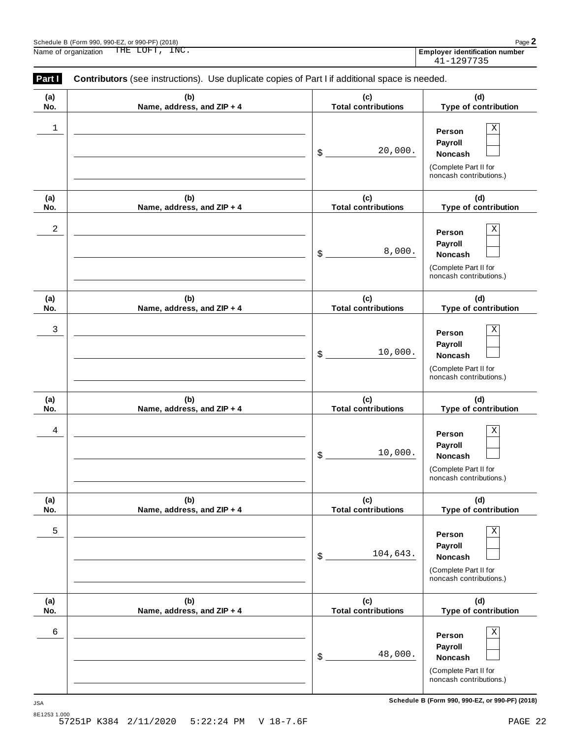Schedule B (Form 990, 990-EZ, or 990-PF) (2018) Page **2**

Name of organization THE LOFT, INC.

**Employer identification number** 41-1297735

**Part I** **Contributors** (see instructions). Use duplicate copies of Part I if additional space is needed.

| (a) No. | (b) Name, address, and ZIP + 4 | (c) Total contributions | (d) Type of contribution |
|---|---|---|---|
| 1 | | $ 20,000. | Person [X] Payroll [ ] Noncash [ ] (Complete Part II for noncash contributions.) |
| 2 | | $ 8,000. | Person [X] Payroll [ ] Noncash [ ] (Complete Part II for noncash contributions.) |
| 3 | | $ 10,000. | Person [X] Payroll [ ] Noncash [ ] (Complete Part II for noncash contributions.) |
| 4 | | $ 10,000. | Person [X] Payroll [ ] Noncash [ ] (Complete Part II for noncash contributions.) |
| 5 | | $ 104,643. | Person [X] Payroll [ ] Noncash [ ] (Complete Part II for noncash contributions.) |
| 6 | | $ 48,000. | Person [X] Payroll [ ] Noncash [ ] (Complete Part II for noncash contributions.) |

JSA

**Schedule B (Form 990, 990-EZ, or 990-PF) (2018)**

8E1253 1.000

57251P K384 2/11/2020 5:22:24 PM V 18-7.6F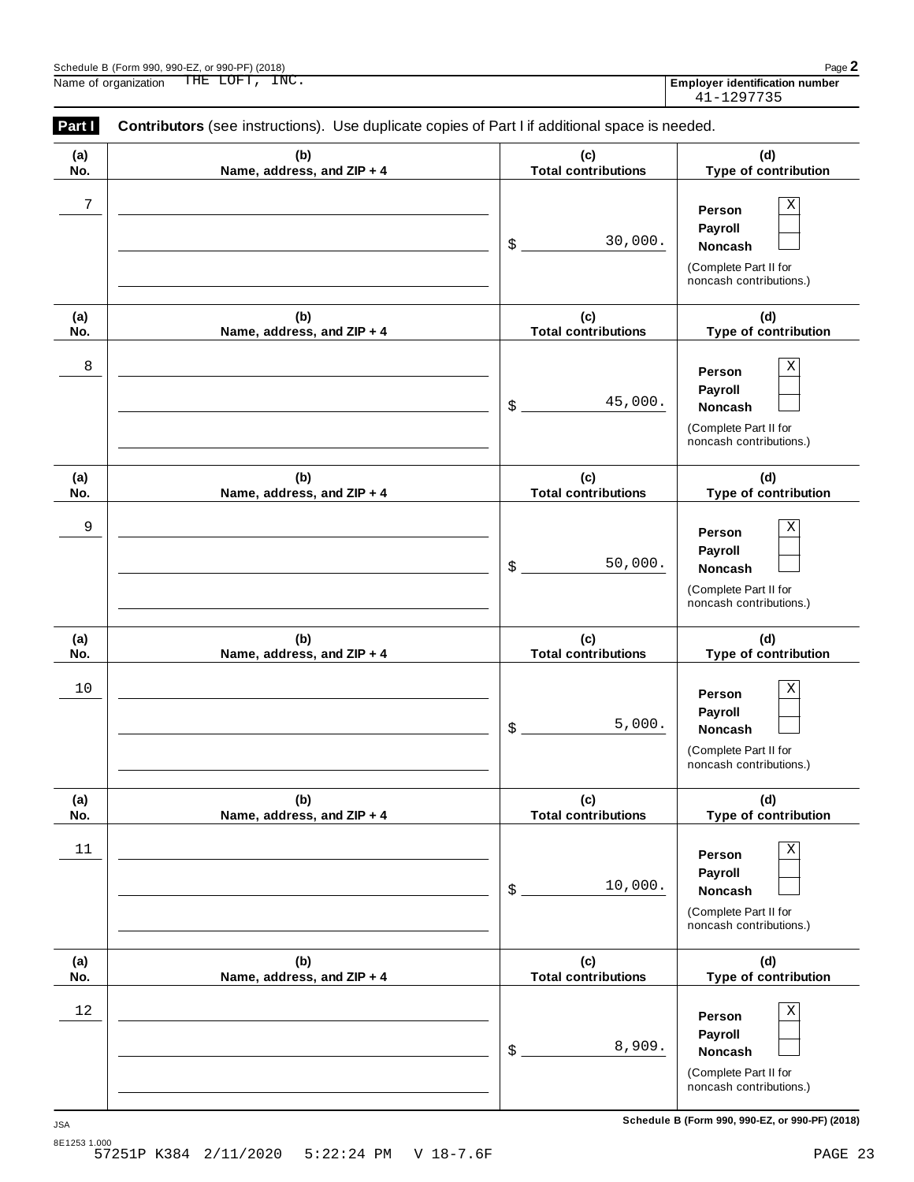Schedule B (Form 990, 990-EZ, or 990-PF) (2018)

Name of organization THE LOFT, INC.

**Employer identification number** 41-1297735

**Part I** **Contributors** (see instructions). Use duplicate copies of Part I if additional space is needed.

| (a) No. | (b) Name, address, and ZIP + 4 | (c) Total contributions | (d) Type of contribution |
|---|---|---|---|
| 7 | | $ 30,000. | Person [X] Payroll [ ] Noncash [ ] (Complete Part II for noncash contributions.) |
| 8 | | $ 45,000. | Person [X] Payroll [ ] Noncash [ ] (Complete Part II for noncash contributions.) |
| 9 | | $ 50,000. | Person [X] Payroll [ ] Noncash [ ] (Complete Part II for noncash contributions.) |
| 10 | | $ 5,000. | Person [X] Payroll [ ] Noncash [ ] (Complete Part II for noncash contributions.) |
| 11 | | $ 10,000. | Person [X] Payroll [ ] Noncash [ ] (Complete Part II for noncash contributions.) |
| 12 | | $ 8,909. | Person [X] Payroll [ ] Noncash [ ] (Complete Part II for noncash contributions.) |

JSA

8E1253 1.000

57251P K384 2/11/2020 5:22:24 PM V 18-7.6F

Schedule B (Form 990, 990-EZ, or 990-PF) (2018)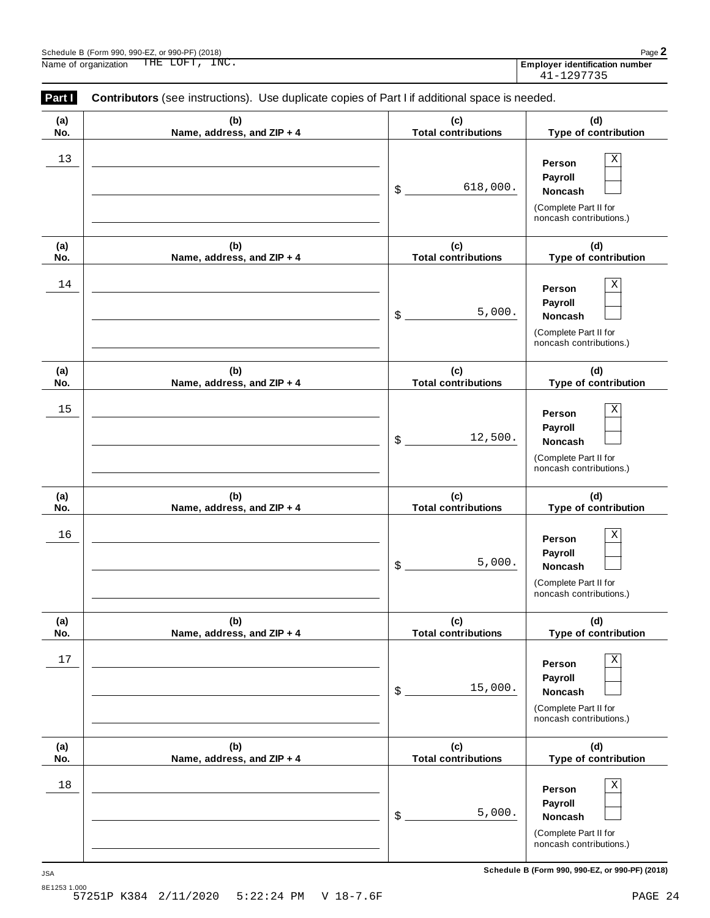Schedule B (Form 990, 990-EZ, or 990-PF) (2018)

Name of organization THE LOFT, INC.

Employer identification number 41-1297735

**Part I** **Contributors** (see instructions). Use duplicate copies of Part I if additional space is needed.

| (a) No. | (b) Name, address, and ZIP + 4 | (c) Total contributions | (d) Type of contribution |
|---|---|---|---|
| 13 | | $ 618,000. | Person X<br>Payroll<br>Noncash<br>(Complete Part II for noncash contributions.) |
| 14 | | $ 5,000. | Person X<br>Payroll<br>Noncash<br>(Complete Part II for noncash contributions.) |
| 15 | | $ 12,500. | Person X<br>Payroll<br>Noncash<br>(Complete Part II for noncash contributions.) |
| 16 | | $ 5,000. | Person X<br>Payroll<br>Noncash<br>(Complete Part II for noncash contributions.) |
| 17 | | $ 15,000. | Person X<br>Payroll<br>Noncash<br>(Complete Part II for noncash contributions.) |
| 18 | | $ 5,000. | Person X<br>Payroll<br>Noncash<br>(Complete Part II for noncash contributions.) |

JSA

8E1253 1.000

57251P K384 2/11/2020 5:22:24 PM V 18-7.6F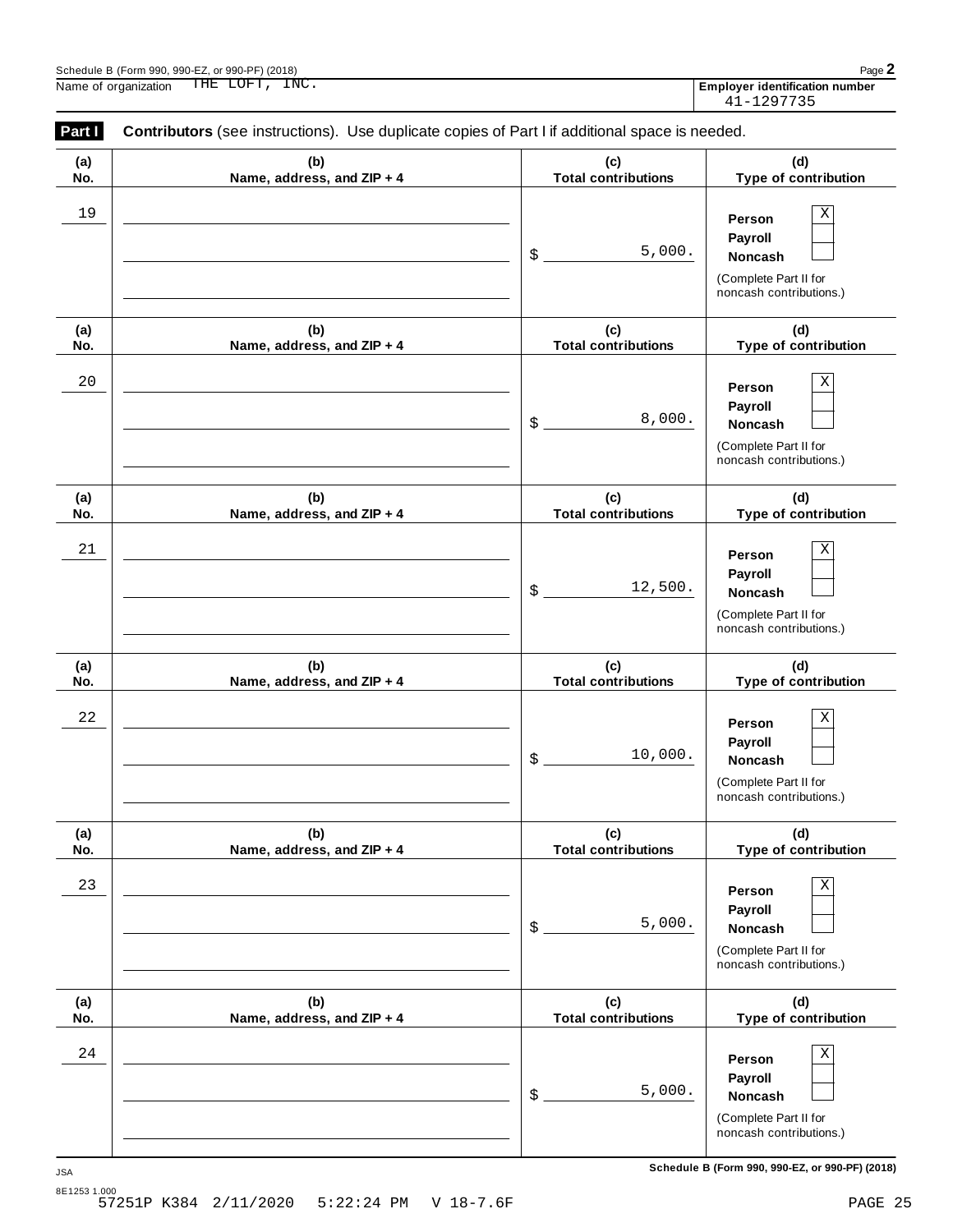Schedule B (Form 990, 990-EZ, or 990-PF) (2018)

Name of organization THE LOFT, INC.

**Employer identification number** 41-1297735

**Part I** **Contributors** (see instructions). Use duplicate copies of Part I if additional space is needed.

| (a) No. | (b) Name, address, and ZIP + 4 | (c) Total contributions | (d) Type of contribution |
|---|---|---|---|
| 19 | | $ 5,000. | Person [X] Payroll [ ] Noncash [ ] (Complete Part II for noncash contributions.) |
| 20 | | $ 8,000. | Person [X] Payroll [ ] Noncash [ ] (Complete Part II for noncash contributions.) |
| 21 | | $ 12,500. | Person [X] Payroll [ ] Noncash [ ] (Complete Part II for noncash contributions.) |
| 22 | | $ 10,000. | Person [X] Payroll [ ] Noncash [ ] (Complete Part II for noncash contributions.) |
| 23 | | $ 5,000. | Person [X] Payroll [ ] Noncash [ ] (Complete Part II for noncash contributions.) |
| 24 | | $ 5,000. | Person [X] Payroll [ ] Noncash [ ] (Complete Part II for noncash contributions.) |

JSA

8E1253 1.000

57251P K384 2/11/2020 5:22:24 PM V 18-7.6F

**Schedule B (Form 990, 990-EZ, or 990-PF) (2018)**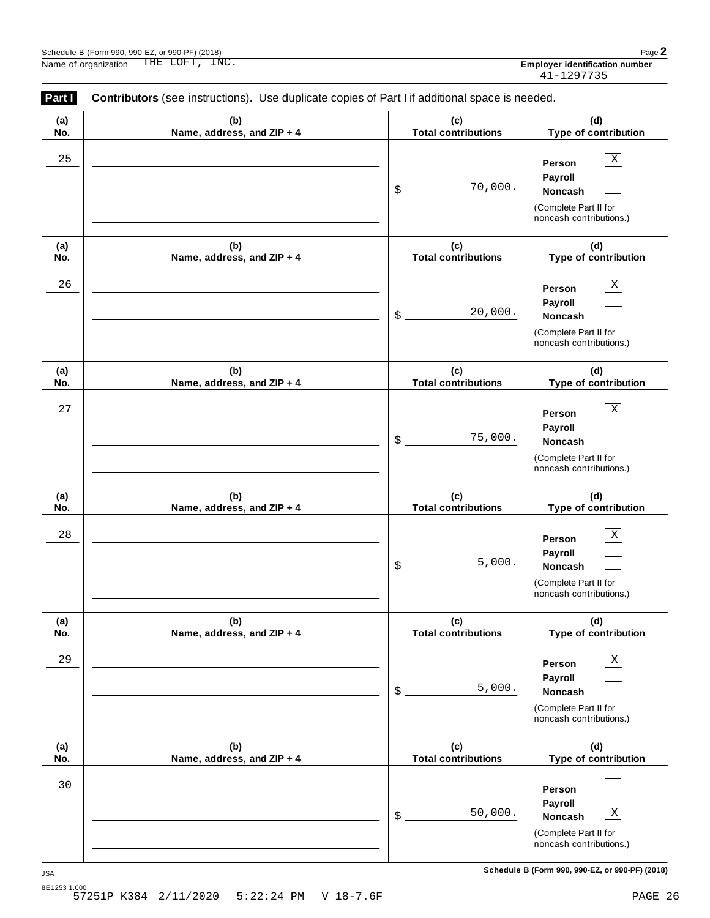Schedule B (Form 990, 990-EZ, or 990-PF) (2018)

Name of organization THE LOFT, INC.

**Employer identification number** 41-1297735

**Part I** **Contributors** (see instructions). Use duplicate copies of Part I if additional space is needed.

| (a) No. | (b) Name, address, and ZIP + 4 | (c) Total contributions | (d) Type of contribution |
|---|---|---|---|
| 25 | | $ 70,000. | Person [X] Payroll [ ] Noncash [ ] (Complete Part II for noncash contributions.) |
| 26 | | $ 20,000. | Person [X] Payroll [ ] Noncash [ ] (Complete Part II for noncash contributions.) |
| 27 | | $ 75,000. | Person [X] Payroll [ ] Noncash [ ] (Complete Part II for noncash contributions.) |
| 28 | | $ 5,000. | Person [X] Payroll [ ] Noncash [ ] (Complete Part II for noncash contributions.) |
| 29 | | $ 5,000. | Person [X] Payroll [ ] Noncash [ ] (Complete Part II for noncash contributions.) |
| 30 | | $ 50,000. | Person [ ] Payroll [ ] Noncash [X] (Complete Part II for noncash contributions.) |

JSA

8E1253 1.000

Schedule B (Form 990, 990-EZ, or 990-PF) (2018)

57251P K384 2/11/2020 5:22:24 PM V 18-7.6F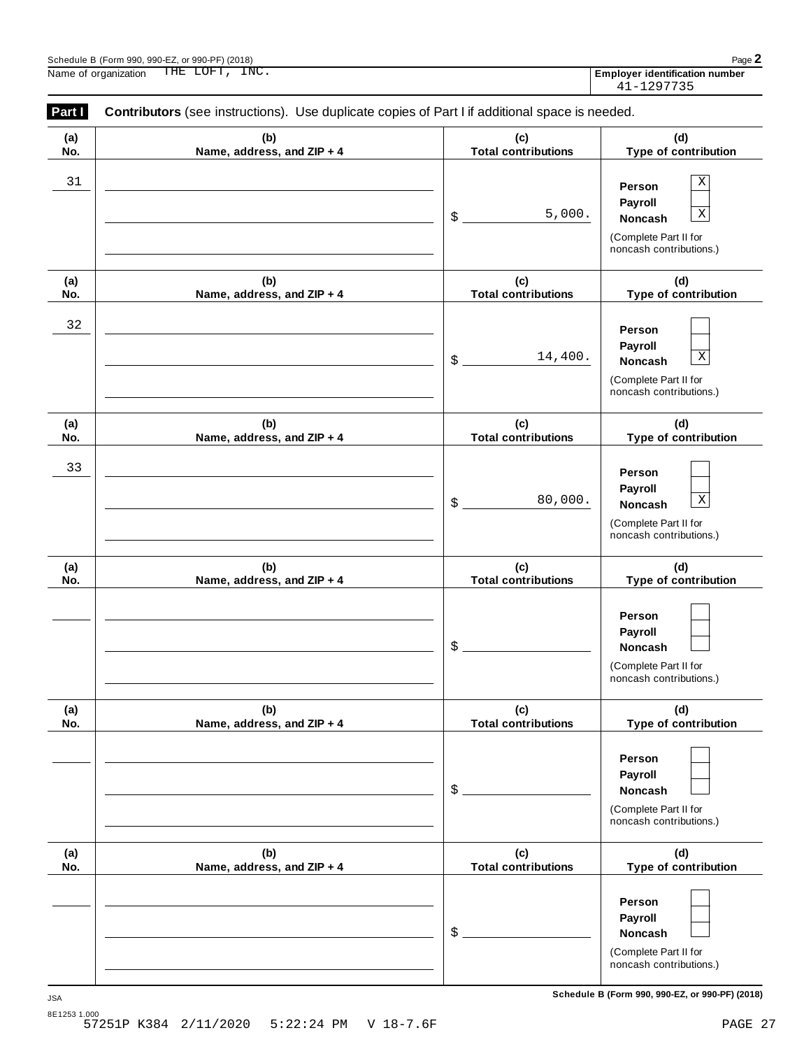Schedule B (Form 990, 990-EZ, or 990-PF) (2018)

Name of organization THE LOFT, INC.

**Employer identification number** 41-1297735

**Part I** **Contributors** (see instructions). Use duplicate copies of Part I if additional space is needed.

| (a) No. | (b) Name, address, and ZIP + 4 | (c) Total contributions | (d) Type of contribution |
|---|---|---|---|
| 31 | | $ 5,000. | Person [X] Payroll [ ] Noncash [X] (Complete Part II for noncash contributions.) |
| 32 | | $ 14,400. | Person [ ] Payroll [ ] Noncash [X] (Complete Part II for noncash contributions.) |
| 33 | | $ 80,000. | Person [ ] Payroll [ ] Noncash [X] (Complete Part II for noncash contributions.) |
| | | $ | Person [ ] Payroll [ ] Noncash [ ] (Complete Part II for noncash contributions.) |
| | | $ | Person [ ] Payroll [ ] Noncash [ ] (Complete Part II for noncash contributions.) |
| | | $ | Person [ ] Payroll [ ] Noncash [ ] (Complete Part II for noncash contributions.) |

JSA

8E1253 1.000

57251P K384 2/11/2020 5:22:24 PM V 18-7.6F

Schedule B (Form 990, 990-EZ, or 990-PF) (2018)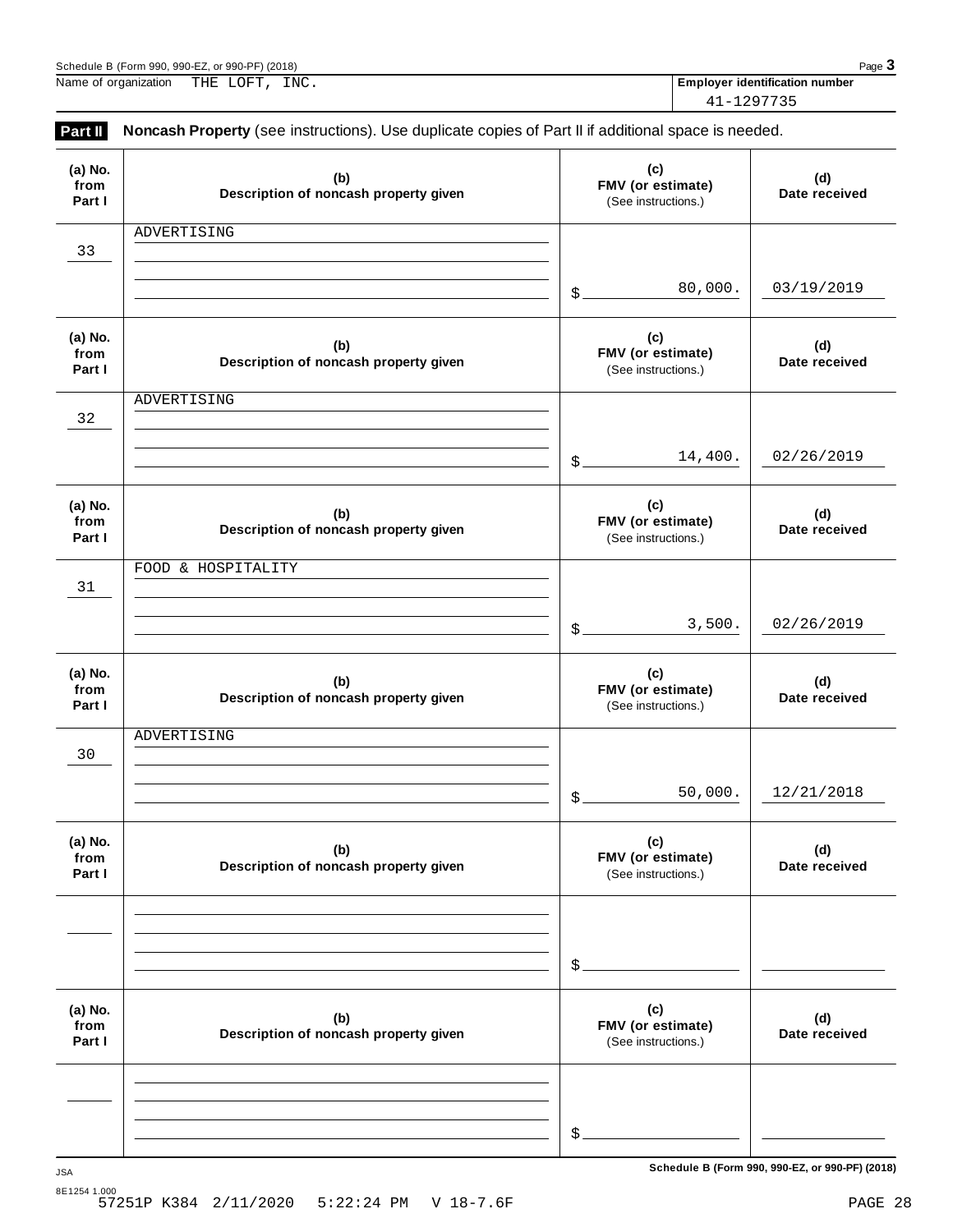Name of organization THE LOFT, INC.

**Employer identification number** 41-1297735

## Part II Noncash Property (see instructions). Use duplicate copies of Part II if additional space is needed.

| (a) No. from Part I | (b) Description of noncash property given | (c) FMV (or estimate) (See instructions.) | (d) Date received |
|---|---|---|---|
| 33 | ADVERTISING | $ 80,000. | 03/19/2019 |
| 32 | ADVERTISING | $ 14,400. | 02/26/2019 |
| 31 | FOOD & HOSPITALITY | $ 3,500. | 02/26/2019 |
| 30 | ADVERTISING | $ 50,000. | 12/21/2018 |
| | | $ | |
| | | $ | |

**Schedule B (Form 990, 990-EZ, or 990-PF) (2018)**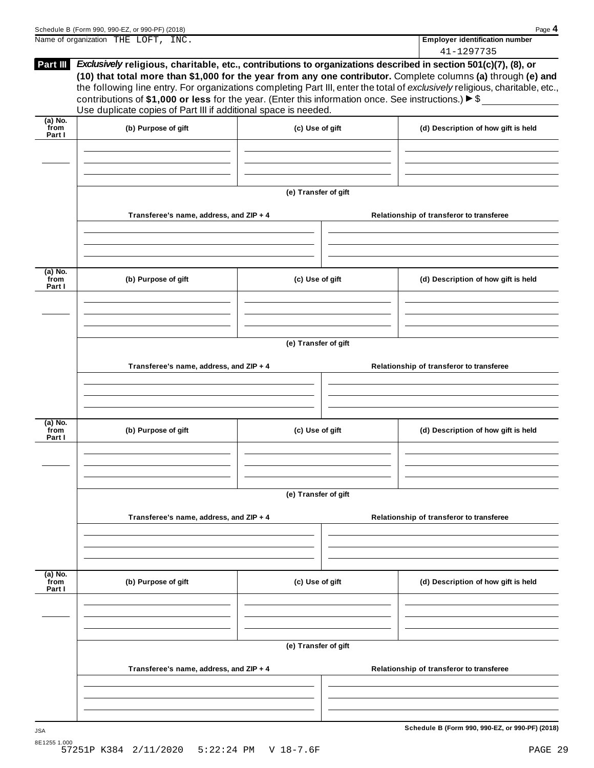Name of organization THE LOFT, INC.

**Employer identification number** 41-1297735

**Part III** ***Exclusively*** **religious, charitable, etc., contributions to organizations described in section 501(c)(7), (8), or (10) that total more than $1,000 for the year from any one contributor.** Complete columns **(a)** through **(e)** and the following line entry. For organizations completing Part III, enter the total of *exclusively* religious, charitable, etc., contributions of **$1,000 or less** for the year. (Enter this information once. See instructions.) ▶ $ ____________

Use duplicate copies of Part III if additional space is needed.

| (a) No. from Part I | (b) Purpose of gift | (c) Use of gift | (d) Description of how gift is held |
|---|---|---|---|
| | | | |

**(e) Transfer of gift**

| Transferee's name, address, and ZIP + 4 | Relationship of transferor to transferee |
|---|---|
| | |

| (a) No. from Part I | (b) Purpose of gift | (c) Use of gift | (d) Description of how gift is held |
|---|---|---|---|
| | | | |

**(e) Transfer of gift**

| Transferee's name, address, and ZIP + 4 | Relationship of transferor to transferee |
|---|---|
| | |

| (a) No. from Part I | (b) Purpose of gift | (c) Use of gift | (d) Description of how gift is held |
|---|---|---|---|
| | | | |

**(e) Transfer of gift**

| Transferee's name, address, and ZIP + 4 | Relationship of transferor to transferee |
|---|---|
| | |

| (a) No. from Part I | (b) Purpose of gift | (c) Use of gift | (d) Description of how gift is held |
|---|---|---|---|
| | | | |

**(e) Transfer of gift**

| Transferee's name, address, and ZIP + 4 | Relationship of transferor to transferee |
|---|---|
| | |

JSA

8E1255 1.000

57251P K384 2/11/2020 5:22:24 PM V 18-7.6F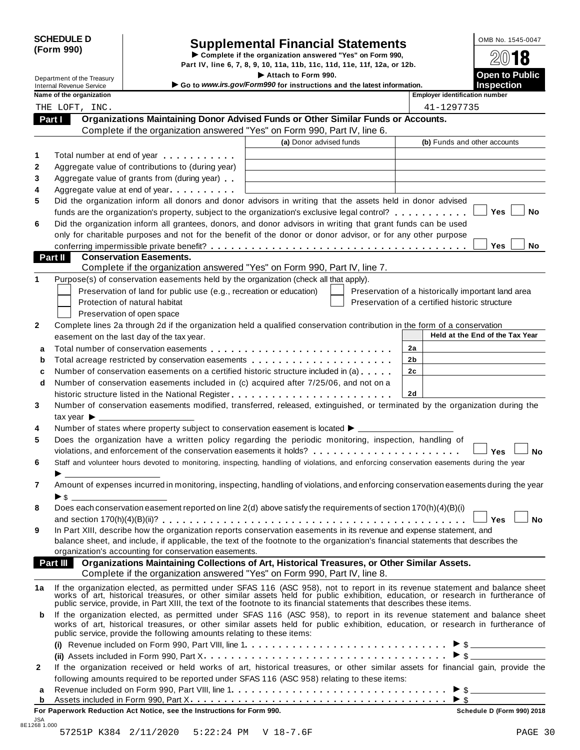**SCHEDULE D (Form 990)**

Department of the Treasury
Internal Revenue Service

# Supplemental Financial Statements

▶ Complete if the organization answered "Yes" on Form 990, Part IV, line 6, 7, 8, 9, 10, 11a, 11b, 11c, 11d, 11e, 11f, 12a, or 12b.

▶ Attach to Form 990.

▶ Go to *www.irs.gov/Form990* for instructions and the latest information.

OMB No. 1545-0047

2018

**Open to Public Inspection**

| Name of the organization | Employer identification number |
|---|---|
| THE LOFT, INC. | 41-1297735 |

## Part I Organizations Maintaining Donor Advised Funds or Other Similar Funds or Accounts.

Complete if the organization answered "Yes" on Form 990, Part IV, line 6.

| | | (a) Donor advised funds | (b) Funds and other accounts |
|---|---|---|---|
| 1 | Total number at end of year | | |
| 2 | Aggregate value of contributions to (during year) | | |
| 3 | Aggregate value of grants from (during year) | | |
| 4 | Aggregate value at end of year | | |

5 Did the organization inform all donors and donor advisors in writing that the assets held in donor advised funds are the organization's property, subject to the organization's exclusive legal control? ☐ Yes ☐ No

6 Did the organization inform all grantees, donors, and donor advisors in writing that grant funds can be used only for charitable purposes and not for the benefit of the donor or donor advisor, or for any other purpose conferring impermissible private benefit? ☐ Yes ☐ No

## Part II Conservation Easements.

Complete if the organization answered "Yes" on Form 990, Part IV, line 7.

1 Purpose(s) of conservation easements held by the organization (check all that apply).

- ☐ Preservation of land for public use (e.g., recreation or education)
- ☐ Protection of natural habitat
- ☐ Preservation of open space
- ☐ Preservation of a historically important land area
- ☐ Preservation of a certified historic structure

2 Complete lines 2a through 2d if the organization held a qualified conservation contribution in the form of a conservation easement on the last day of the tax year.

| | | | Held at the End of the Tax Year |
|---|---|---|---|
| a | Total number of conservation easements | 2a | |
| b | Total acreage restricted by conservation easements | 2b | |
| c | Number of conservation easements on a certified historic structure included in (a) | 2c | |
| d | Number of conservation easements included in (c) acquired after 7/25/06, and not on a historic structure listed in the National Register | 2d | |

3 Number of conservation easements modified, transferred, released, extinguished, or terminated by the organization during the tax year ▶ \_\_\_\_\_\_\_\_

4 Number of states where property subject to conservation easement is located ▶ \_\_\_\_\_\_\_\_

5 Does the organization have a written policy regarding the periodic monitoring, inspection, handling of violations, and enforcement of the conservation easements it holds? ☐ Yes ☐ No

6 Staff and volunteer hours devoted to monitoring, inspecting, handling of violations, and enforcing conservation easements during the year ▶ \_\_\_\_\_\_\_\_

7 Amount of expenses incurred in monitoring, inspecting, handling of violations, and enforcing conservation easements during the year ▶ $ \_\_\_\_\_\_\_\_

8 Does each conservation easement reported on line 2(d) above satisfy the requirements of section 170(h)(4)(B)(i) and section 170(h)(4)(B)(ii)? ☐ Yes ☐ No

9 In Part XIII, describe how the organization reports conservation easements in its revenue and expense statement, and balance sheet, and include, if applicable, the text of the footnote to the organization's financial statements that describes the organization's accounting for conservation easements.

## Part III Organizations Maintaining Collections of Art, Historical Treasures, or Other Similar Assets.

Complete if the organization answered "Yes" on Form 990, Part IV, line 8.

1a If the organization elected, as permitted under SFAS 116 (ASC 958), not to report in its revenue statement and balance sheet works of art, historical treasures, or other similar assets held for public exhibition, education, or research in furtherance of public service, provide, in Part XIII, the text of the footnote to its financial statements that describes these items.

b If the organization elected, as permitted under SFAS 116 (ASC 958), to report in its revenue statement and balance sheet works of art, historical treasures, or other similar assets held for public exhibition, education, or research in furtherance of public service, provide the following amounts relating to these items:

(i) Revenue included on Form 990, Part VIII, line 1 ▶ $ \_\_\_\_\_\_\_\_

(ii) Assets included in Form 990, Part X ▶ $ \_\_\_\_\_\_\_\_

2 If the organization received or held works of art, historical treasures, or other similar assets for financial gain, provide the following amounts required to be reported under SFAS 116 (ASC 958) relating to these items:

a Revenue included on Form 990, Part VIII, line 1 ▶ $ \_\_\_\_\_\_\_\_

b Assets included in Form 990, Part X ▶ $ \_\_\_\_\_\_\_\_

**For Paperwork Reduction Act Notice, see the Instructions for Form 990.** **Schedule D (Form 990) 2018**

JSA 8E1268 1.000

57251P K384 2/11/2020 5:22:24 PM V 18-7.6F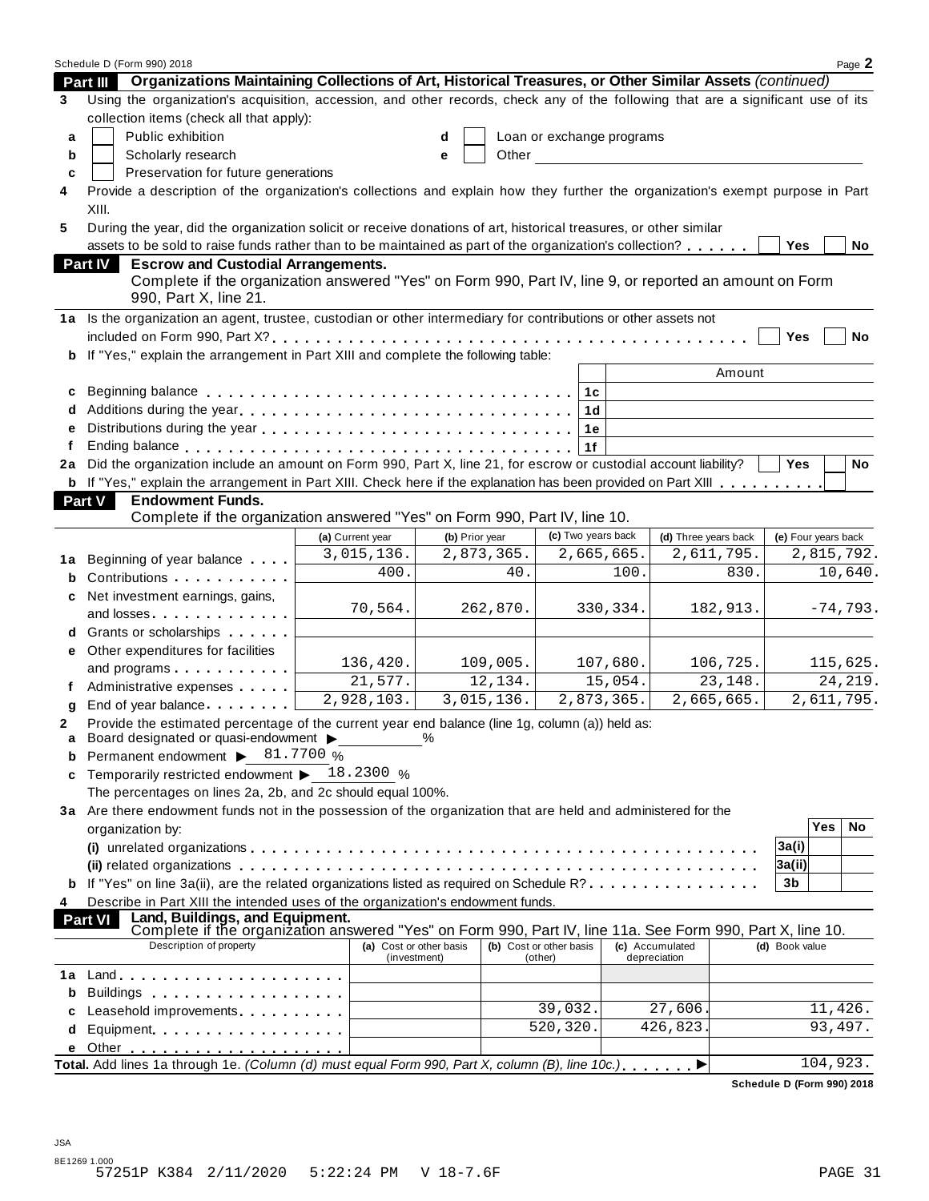Schedule D (Form 990) 2018

## Part III Organizations Maintaining Collections of Art, Historical Treasures, or Other Similar Assets *(continued)*

**3** Using the organization's acquisition, accession, and other records, check any of the following that are a significant use of its collection items (check all that apply):

- **a** ☐ Public exhibition
- **b** ☐ Scholarly research
- **c** ☐ Preservation for future generations
- **d** ☐ Loan or exchange programs
- **e** ☐ Other

**4** Provide a description of the organization's collections and explain how they further the organization's exempt purpose in Part XIII.

**5** During the year, did the organization solicit or receive donations of art, historical treasures, or other similar assets to be sold to raise funds rather than to be maintained as part of the organization's collection? ☐ Yes ☐ No

## Part IV Escrow and Custodial Arrangements.

Complete if the organization answered "Yes" on Form 990, Part IV, line 9, or reported an amount on Form 990, Part X, line 21.

**1a** Is the organization an agent, trustee, custodian or other intermediary for contributions or other assets not included on Form 990, Part X? ☐ Yes ☐ No

**b** If "Yes," explain the arrangement in Part XIII and complete the following table:

| | | | Amount |
|---|---|---|---|
| c | Beginning balance | 1c | |
| d | Additions during the year | 1d | |
| e | Distributions during the year | 1e | |
| f | Ending balance | 1f | |

**2a** Did the organization include an amount on Form 990, Part X, line 21, for escrow or custodial account liability? ☐ Yes ☐ No

**b** If "Yes," explain the arrangement in Part XIII. Check here if the explanation has been provided on Part XIII ☐

## Part V Endowment Funds.

Complete if the organization answered "Yes" on Form 990, Part IV, line 10.

| | | (a) Current year | (b) Prior year | (c) Two years back | (d) Three years back | (e) Four years back |
|---|---|---|---|---|---|---|
| 1a | Beginning of year balance | 3,015,136. | 2,873,365. | 2,665,665. | 2,611,795. | 2,815,792. |
| b | Contributions | 400. | 40. | 100. | 830. | 10,640. |
| c | Net investment earnings, gains, and losses | 70,564. | 262,870. | 330,334. | 182,913. | -74,793. |
| d | Grants or scholarships | | | | | |
| e | Other expenditures for facilities and programs | 136,420. | 109,005. | 107,680. | 106,725. | 115,625. |
| f | Administrative expenses | 21,577. | 12,134. | 15,054. | 23,148. | 24,219. |
| g | End of year balance | 2,928,103. | 3,015,136. | 2,873,365. | 2,665,665. | 2,611,795. |

**2** Provide the estimated percentage of the current year end balance (line 1g, column (a)) held as:

- **a** Board designated or quasi-endowment ▶ ______ %
- **b** Permanent endowment ▶ 81.7700 %
- **c** Temporarily restricted endowment ▶ 18.2300 %

The percentages on lines 2a, 2b, and 2c should equal 100%.

**3a** Are there endowment funds not in the possession of the organization that are held and administered for the organization by:

| | | | Yes | No |
|---|---|---|---|---|
| | (i) unrelated organizations | 3a(i) | | |
| | (ii) related organizations | 3a(ii) | | |
| b | If "Yes" on line 3a(ii), are the related organizations listed as required on Schedule R? | 3b | | |

**4** Describe in Part XIII the intended uses of the organization's endowment funds.

## Part VI Land, Buildings, and Equipment.

Complete if the organization answered "Yes" on Form 990, Part IV, line 11a. See Form 990, Part X, line 10.

| | Description of property | (a) Cost or other basis (investment) | (b) Cost or other basis (other) | (c) Accumulated depreciation | (d) Book value |
|---|---|---|---|---|---|
| 1a | Land | | | | |
| b | Buildings | | | | |
| c | Leasehold improvements | | 39,032. | 27,606. | 11,426. |
| d | Equipment | | 520,320. | 426,823. | 93,497. |
| e | Other | | | | |

**Total.** Add lines 1a through 1e. *(Column (d) must equal Form 990, Part X, column (B), line 10c.)* ▶ 104,923.

Schedule D (Form 990) 2018

JSA
8E1269 1.000
57251P K384 2/11/2020 5:22:24 PM V 18-7.6F PAGE 31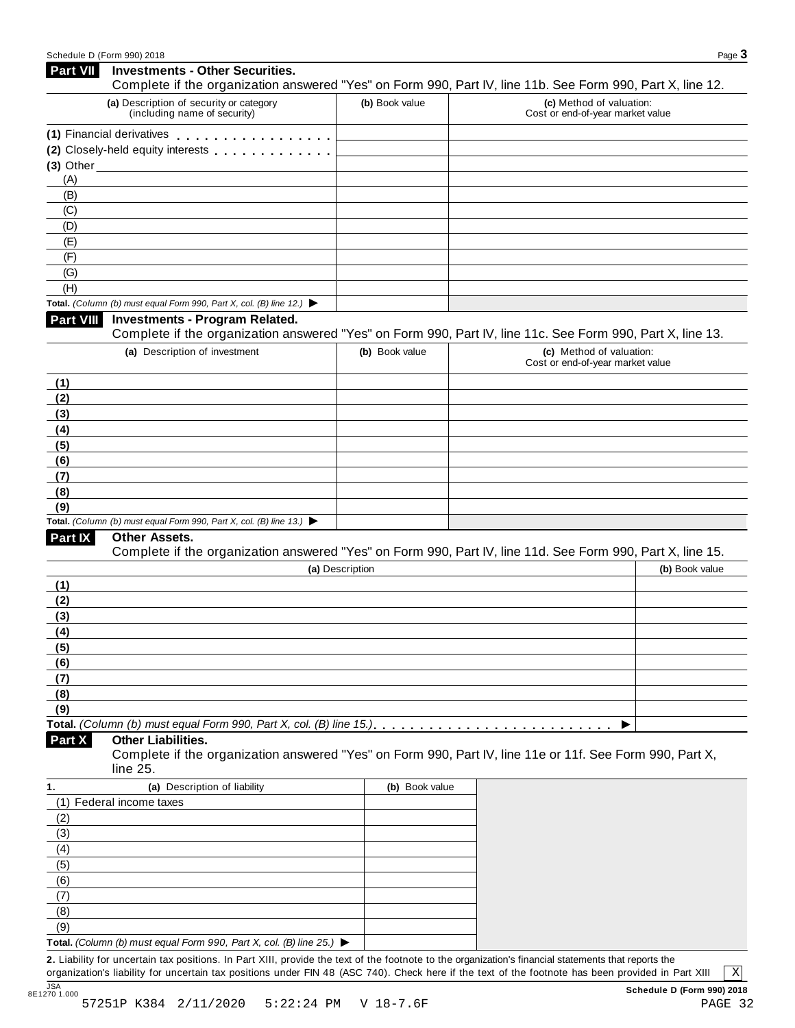Schedule D (Form 990) 2018

## Part VII Investments - Other Securities.

Complete if the organization answered "Yes" on Form 990, Part IV, line 11b. See Form 990, Part X, line 12.

| (a) Description of security or category (including name of security) | (b) Book value | (c) Method of valuation: Cost or end-of-year market value |
|---|---|---|
| (1) Financial derivatives | | |
| (2) Closely-held equity interests | | |
| (3) Other | | |
| (A) | | |
| (B) | | |
| (C) | | |
| (D) | | |
| (E) | | |
| (F) | | |
| (G) | | |
| (H) | | |
| **Total.** *(Column (b) must equal Form 990, Part X, col. (B) line 12.)* ▶ | | |

## Part VIII Investments - Program Related.

Complete if the organization answered "Yes" on Form 990, Part IV, line 11c. See Form 990, Part X, line 13.

| (a) Description of investment | (b) Book value | (c) Method of valuation: Cost or end-of-year market value |
|---|---|---|
| (1) | | |
| (2) | | |
| (3) | | |
| (4) | | |
| (5) | | |
| (6) | | |
| (7) | | |
| (8) | | |
| (9) | | |
| **Total.** *(Column (b) must equal Form 990, Part X, col. (B) line 13.)* ▶ | | |

## Part IX Other Assets.

Complete if the organization answered "Yes" on Form 990, Part IV, line 11d. See Form 990, Part X, line 15.

| (a) Description | (b) Book value |
|---|---|
| (1) | |
| (2) | |
| (3) | |
| (4) | |
| (5) | |
| (6) | |
| (7) | |
| (8) | |
| (9) | |
| **Total.** *(Column (b) must equal Form 990, Part X, col. (B) line 15.)* ▶ | |

## Part X Other Liabilities.

Complete if the organization answered "Yes" on Form 990, Part IV, line 11e or 11f. See Form 990, Part X, line 25.

| 1. (a) Description of liability | (b) Book value |
|---|---|
| (1) Federal income taxes | |
| (2) | |
| (3) | |
| (4) | |
| (5) | |
| (6) | |
| (7) | |
| (8) | |
| (9) | |
| **Total.** *(Column (b) must equal Form 990, Part X, col. (B) line 25.)* ▶ | |

**2.** Liability for uncertain tax positions. In Part XIII, provide the text of the footnote to the organization's financial statements that reports the organization's liability for uncertain tax positions under FIN 48 (ASC 740). Check here if the text of the footnote has been provided in Part XIII [X]

JSA 8E1270 1.000

**Schedule D (Form 990) 2018**

57251P K384 2/11/2020 5:22:24 PM V 18-7.6F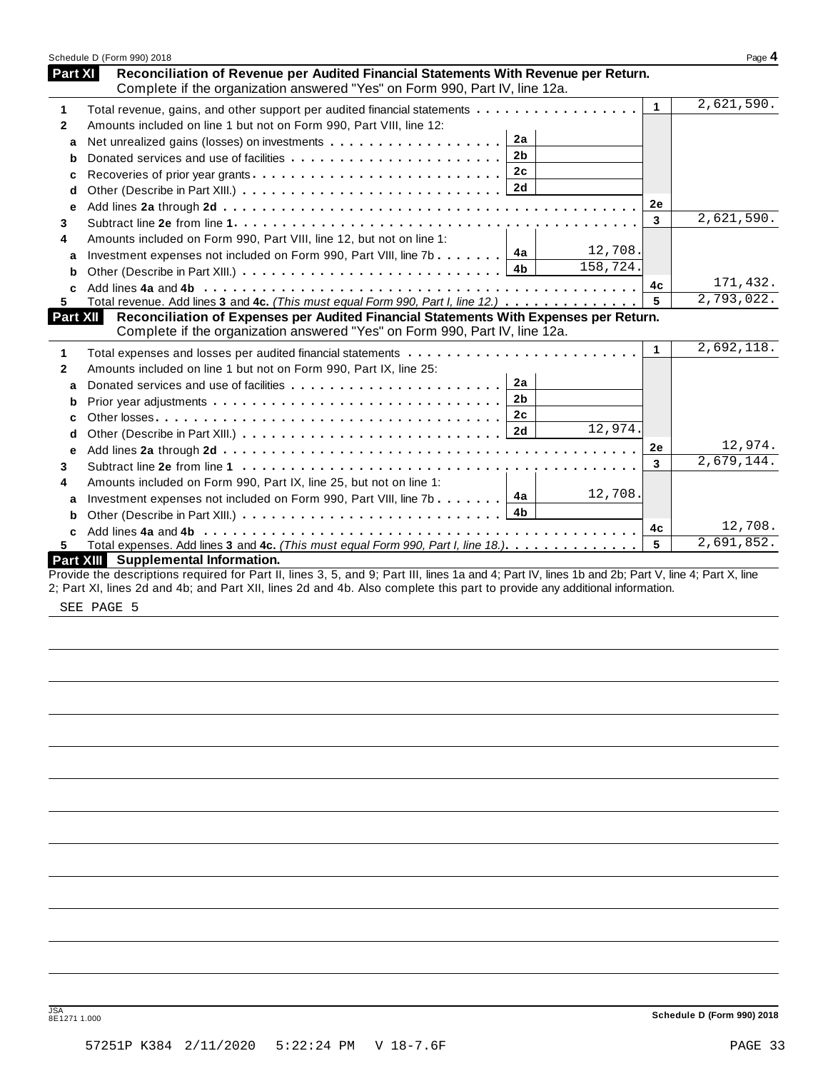## Part XI Reconciliation of Revenue per Audited Financial Statements With Revenue per Return.

Complete if the organization answered "Yes" on Form 990, Part IV, line 12a.

| | | | | | |
|---|---|---|---|---|---|
| 1 | Total revenue, gains, and other support per audited financial statements | | | 1 | 2,621,590. |
| 2 | Amounts included on line 1 but not on Form 990, Part VIII, line 12: | | | | |
| a | Net unrealized gains (losses) on investments | 2a | | | |
| b | Donated services and use of facilities | 2b | | | |
| c | Recoveries of prior year grants | 2c | | | |
| d | Other (Describe in Part XIII.) | 2d | | | |
| e | Add lines **2a** through **2d** | | | 2e | |
| 3 | Subtract line **2e** from line **1** | | | 3 | 2,621,590. |
| 4 | Amounts included on Form 990, Part VIII, line 12, but not on line 1: | | | | |
| a | Investment expenses not included on Form 990, Part VIII, line 7b | 4a | 12,708. | | |
| b | Other (Describe in Part XIII.) | 4b | 158,724. | | |
| c | Add lines **4a** and **4b** | | | 4c | 171,432. |
| 5 | Total revenue. Add lines **3** and **4c.** *(This must equal Form 990, Part I, line 12.)* | | | 5 | 2,793,022. |

## Part XII Reconciliation of Expenses per Audited Financial Statements With Expenses per Return.

Complete if the organization answered "Yes" on Form 990, Part IV, line 12a.

| | | | | | |
|---|---|---|---|---|---|
| 1 | Total expenses and losses per audited financial statements | | | 1 | 2,692,118. |
| 2 | Amounts included on line 1 but not on Form 990, Part IX, line 25: | | | | |
| a | Donated services and use of facilities | 2a | | | |
| b | Prior year adjustments | 2b | | | |
| c | Other losses | 2c | | | |
| d | Other (Describe in Part XIII.) | 2d | 12,974. | | |
| e | Add lines **2a** through **2d** | | | 2e | 12,974. |
| 3 | Subtract line **2e** from line **1** | | | 3 | 2,679,144. |
| 4 | Amounts included on Form 990, Part IX, line 25, but not on line 1: | | | | |
| a | Investment expenses not included on Form 990, Part VIII, line 7b | 4a | 12,708. | | |
| b | Other (Describe in Part XIII.) | 4b | | | |
| c | Add lines **4a** and **4b** | | | 4c | 12,708. |
| 5 | Total expenses. Add lines **3** and **4c.** *(This must equal Form 990, Part I, line 18.)* | | | 5 | 2,691,852. |

## Part XIII Supplemental Information.

Provide the descriptions required for Part II, lines 3, 5, and 9; Part III, lines 1a and 4; Part IV, lines 1b and 2b; Part V, line 4; Part X, line 2; Part XI, lines 2d and 4b; and Part XII, lines 2d and 4b. Also complete this part to provide any additional information.

SEE PAGE 5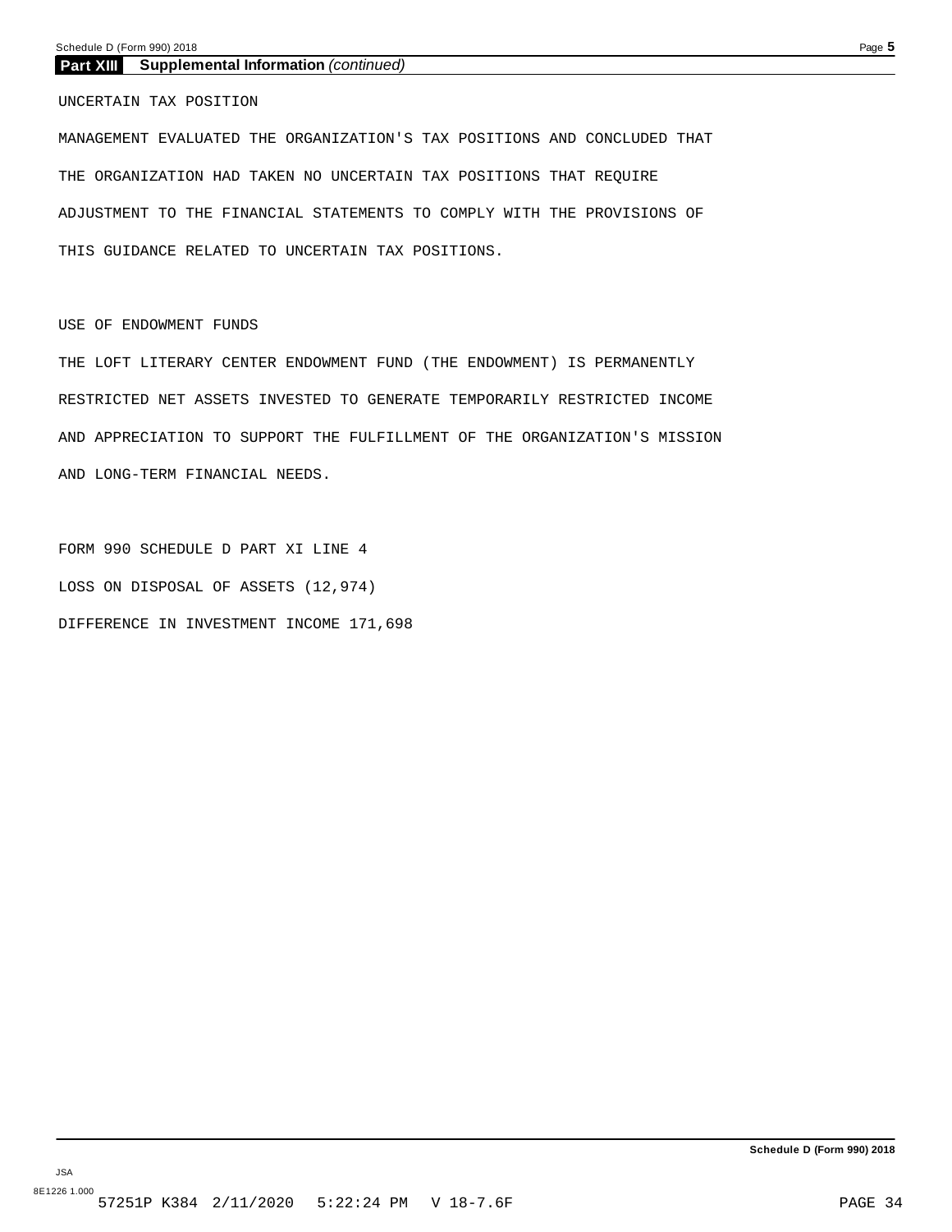## Part XIII Supplemental Information *(continued)*

UNCERTAIN TAX POSITION

MANAGEMENT EVALUATED THE ORGANIZATION'S TAX POSITIONS AND CONCLUDED THAT THE ORGANIZATION HAD TAKEN NO UNCERTAIN TAX POSITIONS THAT REQUIRE ADJUSTMENT TO THE FINANCIAL STATEMENTS TO COMPLY WITH THE PROVISIONS OF THIS GUIDANCE RELATED TO UNCERTAIN TAX POSITIONS.

USE OF ENDOWMENT FUNDS

THE LOFT LITERARY CENTER ENDOWMENT FUND (THE ENDOWMENT) IS PERMANENTLY RESTRICTED NET ASSETS INVESTED TO GENERATE TEMPORARILY RESTRICTED INCOME AND APPRECIATION TO SUPPORT THE FULFILLMENT OF THE ORGANIZATION'S MISSION AND LONG-TERM FINANCIAL NEEDS.

FORM 990 SCHEDULE D PART XI LINE 4

LOSS ON DISPOSAL OF ASSETS (12,974)

DIFFERENCE IN INVESTMENT INCOME 171,698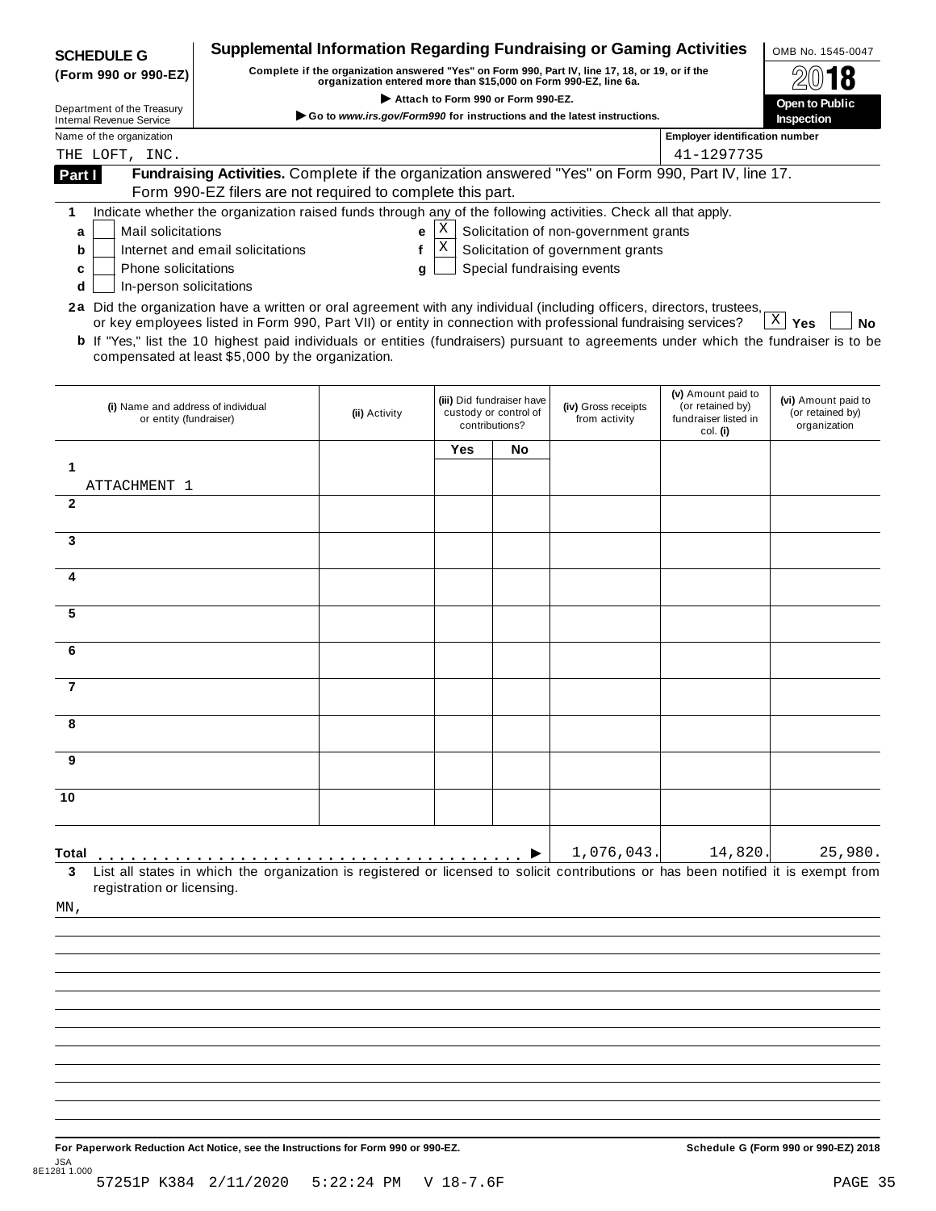**SCHEDULE G (Form 990 or 990-EZ)**

Department of the Treasury
Internal Revenue Service

# Supplemental Information Regarding Fundraising or Gaming Activities

**Complete if the organization answered "Yes" on Form 990, Part IV, line 17, 18, or 19, or if the organization entered more than $15,000 on Form 990-EZ, line 6a.**

▶ Attach to Form 990 or Form 990-EZ.

▶ Go to *www.irs.gov/Form990* for instructions and the latest instructions.

OMB No. 1545-0047

2018

Open to Public Inspection

Name of the organization: THE LOFT, INC.

Employer identification number: 41-1297735

**Part I** **Fundraising Activities.** Complete if the organization answered "Yes" on Form 990, Part IV, line 17. Form 990-EZ filers are not required to complete this part.

1 Indicate whether the organization raised funds through any of the following activities. Check all that apply.

- a [ ] Mail solicitations
- b [ ] Internet and email solicitations
- c [ ] Phone solicitations
- d [ ] In-person solicitations
- e [X] Solicitation of non-government grants
- f [X] Solicitation of government grants
- g [ ] Special fundraising events

**2a** Did the organization have a written or oral agreement with any individual (including officers, directors, trustees, or key employees listed in Form 990, Part VII) or entity in connection with professional fundraising services? [X] Yes [ ] No

**b** If "Yes," list the 10 highest paid individuals or entities (fundraisers) pursuant to agreements under which the fundraiser is to be compensated at least $5,000 by the organization.

| | (i) Name and address of individual or entity (fundraiser) | (ii) Activity | (iii) Did fundraiser have custody or control of contributions? Yes | No | (iv) Gross receipts from activity | (v) Amount paid to (or retained by) fundraiser listed in col. (i) | (vi) Amount paid to (or retained by) organization |
|---|---|---|---|---|---|---|---|
| 1 | ATTACHMENT 1 | | | | | | |
| 2 | | | | | | | |
| 3 | | | | | | | |
| 4 | | | | | | | |
| 5 | | | | | | | |
| 6 | | | | | | | |
| 7 | | | | | | | |
| 8 | | | | | | | |
| 9 | | | | | | | |
| 10 | | | | | | | |
| **Total** ▶ | | | | | 1,076,043. | 14,820. | 25,980. |

**3** List all states in which the organization is registered or licensed to solicit contributions or has been notified it is exempt from registration or licensing.

MN,

**For Paperwork Reduction Act Notice, see the Instructions for Form 990 or 990-EZ.**

**Schedule G (Form 990 or 990-EZ) 2018**

JSA
8E1281 1.000

57251P K384 2/11/2020 5:22:24 PM V 18-7.6F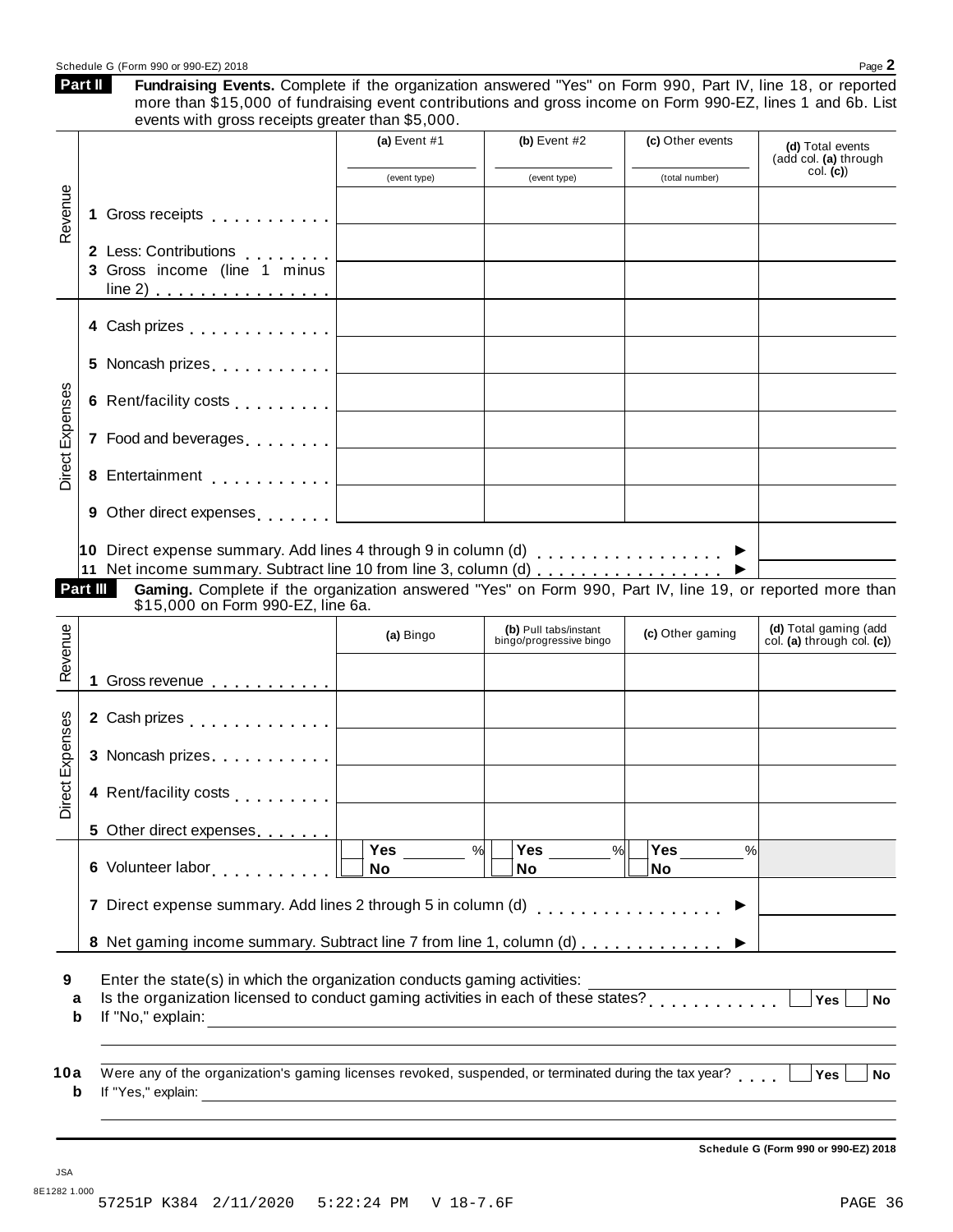## Part II Fundraising Events.

Complete if the organization answered "Yes" on Form 990, Part IV, line 18, or reported more than $15,000 of fundraising event contributions and gross income on Form 990-EZ, lines 1 and 6b. List events with gross receipts greater than $5,000.

| | | (a) Event #1 (event type) | (b) Event #2 (event type) | (c) Other events (total number) | (d) Total events (add col. (a) through col. (c)) |
|---|---|---|---|---|---|
| Revenue | 1 Gross receipts | | | | |
| | 2 Less: Contributions | | | | |
| | 3 Gross income (line 1 minus line 2) | | | | |
| Direct Expenses | 4 Cash prizes | | | | |
| | 5 Noncash prizes | | | | |
| | 6 Rent/facility costs | | | | |
| | 7 Food and beverages | | | | |
| | 8 Entertainment | | | | |
| | 9 Other direct expenses | | | | |

10 Direct expense summary. Add lines 4 through 9 in column (d) ▶

11 Net income summary. Subtract line 10 from line 3, column (d) ▶

## Part III Gaming.

Complete if the organization answered "Yes" on Form 990, Part IV, line 19, or reported more than $15,000 on Form 990-EZ, line 6a.

| | | (a) Bingo | (b) Pull tabs/instant bingo/progressive bingo | (c) Other gaming | (d) Total gaming (add col. (a) through col. (c)) |
|---|---|---|---|---|---|
| Revenue | 1 Gross revenue | | | | |
| Direct Expenses | 2 Cash prizes | | | | |
| | 3 Noncash prizes | | | | |
| | 4 Rent/facility costs | | | | |
| | 5 Other direct expenses | | | | |
| | 6 Volunteer labor | Yes ____ % / No | Yes ____ % / No | Yes ____ % / No | |

7 Direct expense summary. Add lines 2 through 5 in column (d) ▶

8 Net gaming income summary. Subtract line 7 from line 1, column (d) ▶

9 Enter the state(s) in which the organization conducts gaming activities:

a Is the organization licensed to conduct gaming activities in each of these states? Yes No

b If "No," explain:

10a Were any of the organization's gaming licenses revoked, suspended, or terminated during the tax year? Yes No

b If "Yes," explain:

Schedule G (Form 990 or 990-EZ) 2018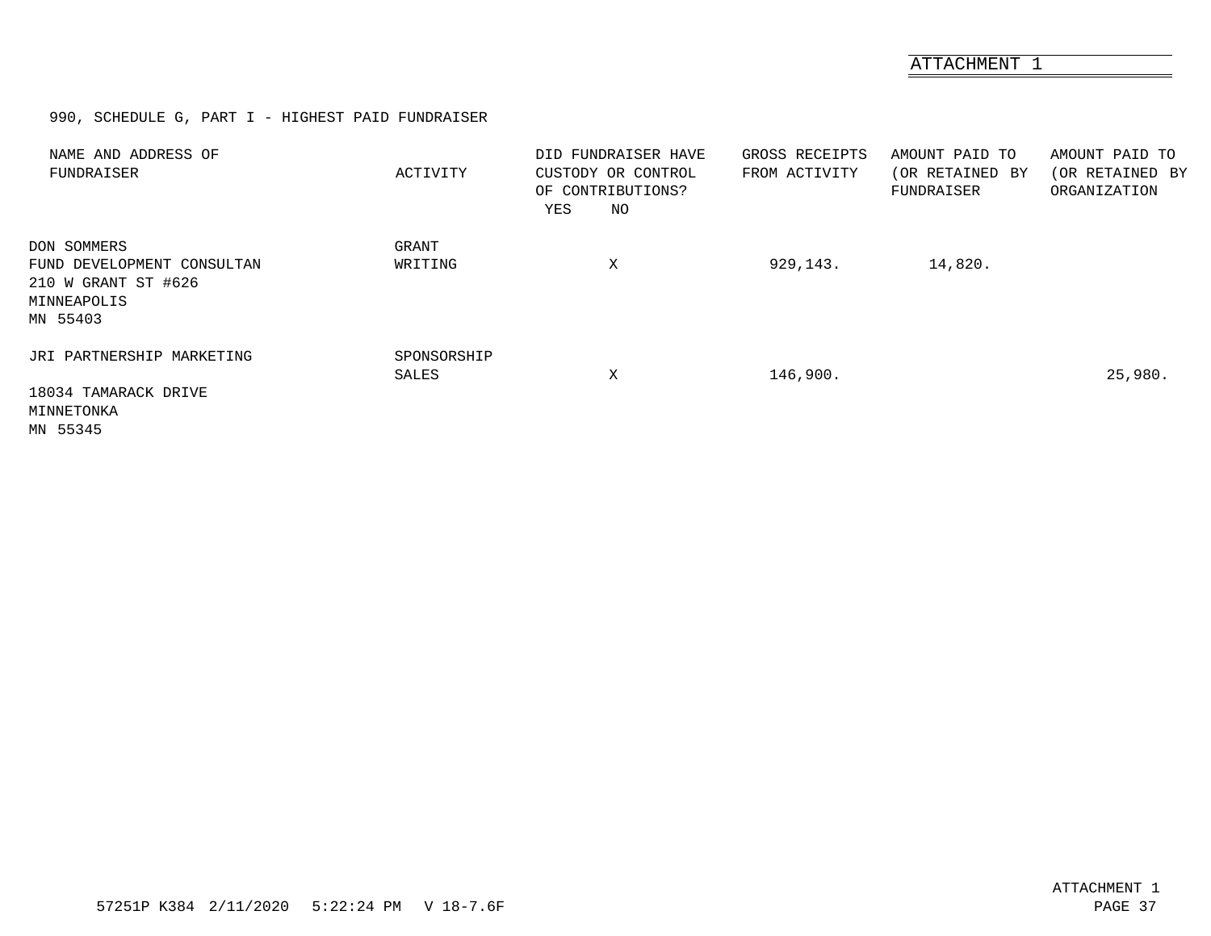ATTACHMENT 1

990, SCHEDULE G, PART I - HIGHEST PAID FUNDRAISER

| NAME AND ADDRESS OF FUNDRAISER | ACTIVITY | DID FUNDRAISER HAVE CUSTODY OR CONTROL OF CONTRIBUTIONS? YES | NO | GROSS RECEIPTS FROM ACTIVITY | AMOUNT PAID TO (OR RETAINED BY FUNDRAISER | AMOUNT PAID TO (OR RETAINED BY ORGANIZATION |
|---|---|---|---|---|---|---|
| DON SOMMERS<br>FUND DEVELOPMENT CONSULTAN<br>210 W GRANT ST #626<br>MINNEAPOLIS<br>MN 55403 | GRANT WRITING | | X | 929,143. | 14,820. | |
| JRI PARTNERSHIP MARKETING<br>18034 TAMARACK DRIVE<br>MINNETONKA<br>MN 55345 | SPONSORSHIP SALES | | X | 146,900. | | 25,980. |

57251P K384 2/11/2020 5:22:24 PM V 18-7.6F

ATTACHMENT 1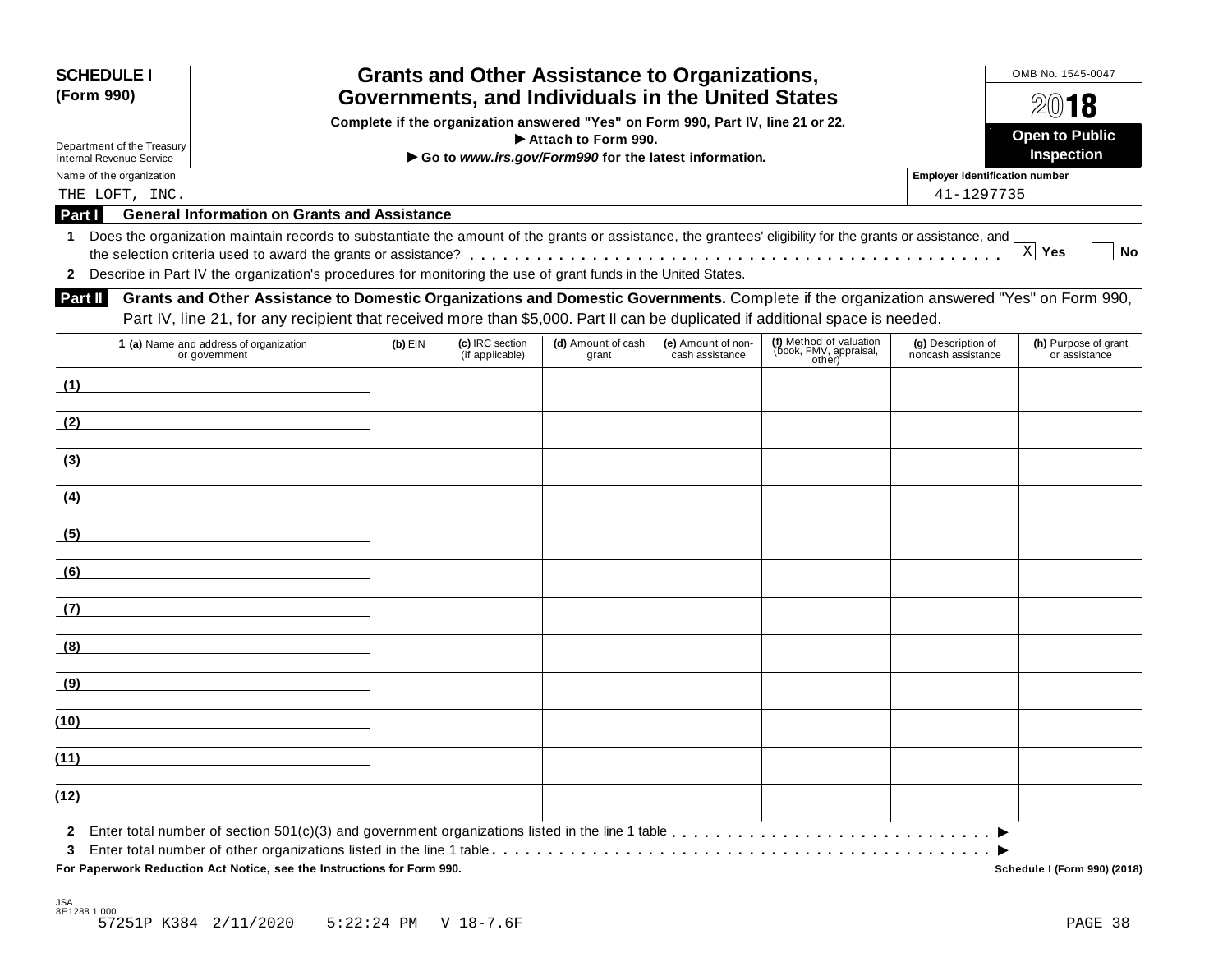**SCHEDULE I**
**(Form 990)**

Department of the Treasury
Internal Revenue Service

# Grants and Other Assistance to Organizations, Governments, and Individuals in the United States

**Complete if the organization answered "Yes" on Form 990, Part IV, line 21 or 22.**
**▶ Attach to Form 990.**
**▶ Go to *www.irs.gov/Form990* for the latest information.**

OMB No. 1545-0047

**2018**

**Open to Public Inspection**

Name of the organization: THE LOFT, INC.

Employer identification number: 41-1297735

## Part I General Information on Grants and Assistance

1 Does the organization maintain records to substantiate the amount of the grants or assistance, the grantees' eligibility for the grants or assistance, and the selection criteria used to award the grants or assistance? . . . . . [X] Yes [ ] No

2 Describe in Part IV the organization's procedures for monitoring the use of grant funds in the United States.

## Part II Grants and Other Assistance to Domestic Organizations and Domestic Governments.

Complete if the organization answered "Yes" on Form 990, Part IV, line 21, for any recipient that received more than $5,000. Part II can be duplicated if additional space is needed.

| 1 (a) Name and address of organization or government | (b) EIN | (c) IRC section (if applicable) | (d) Amount of cash grant | (e) Amount of non-cash assistance | (f) Method of valuation (book, FMV, appraisal, other) | (g) Description of noncash assistance | (h) Purpose of grant or assistance |
|---|---|---|---|---|---|---|---|
| (1) | | | | | | | |
| (2) | | | | | | | |
| (3) | | | | | | | |
| (4) | | | | | | | |
| (5) | | | | | | | |
| (6) | | | | | | | |
| (7) | | | | | | | |
| (8) | | | | | | | |
| (9) | | | | | | | |
| (10) | | | | | | | |
| (11) | | | | | | | |
| (12) | | | | | | | |

2 Enter total number of section 501(c)(3) and government organizations listed in the line 1 table . . . . . ▶

3 Enter total number of other organizations listed in the line 1 table . . . . . ▶

**For Paperwork Reduction Act Notice, see the Instructions for Form 990.** **Schedule I (Form 990) (2018)**

JSA
8E1288 1.000
57251P K384 2/11/2020 5:22:24 PM V 18-7.6F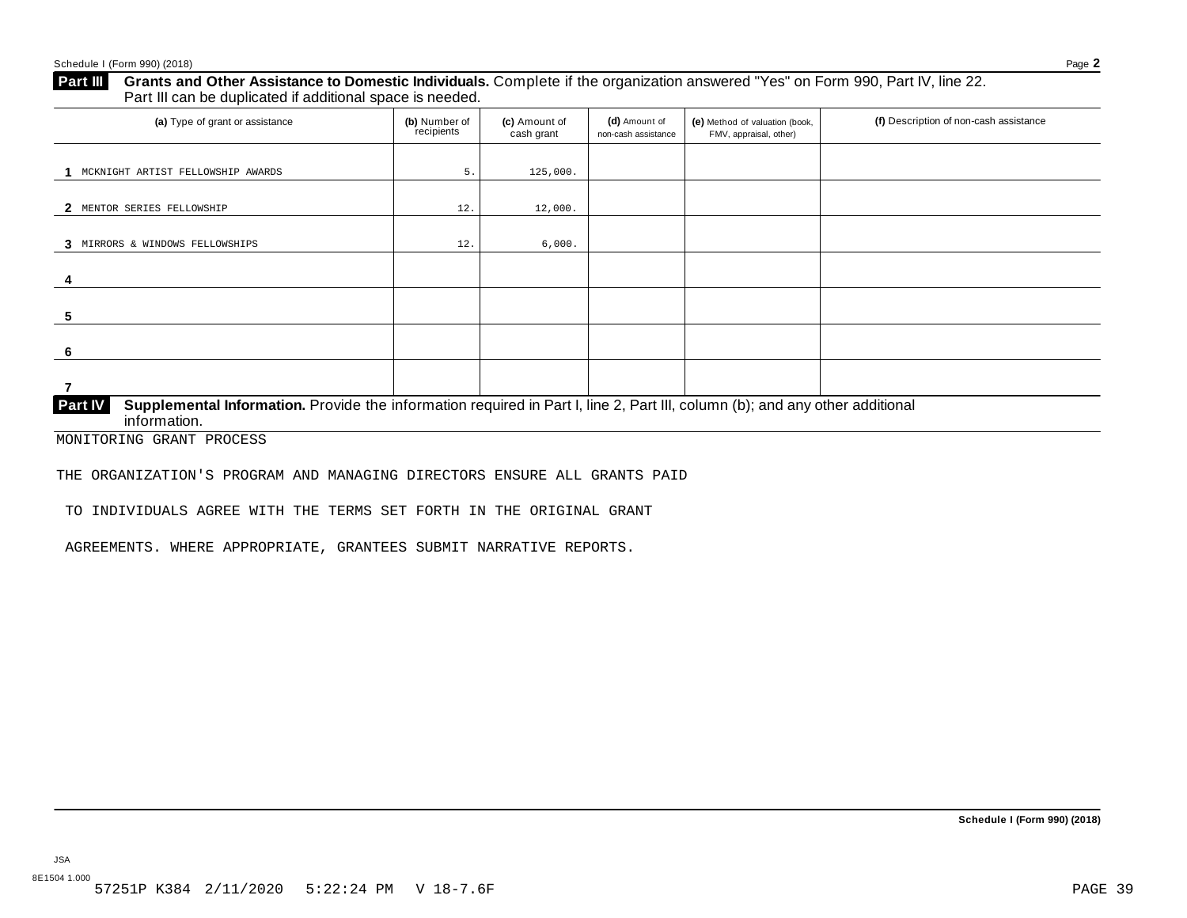## Part III Grants and Other Assistance to Domestic Individuals.

Complete if the organization answered "Yes" on Form 990, Part IV, line 22. Part III can be duplicated if additional space is needed.

| (a) Type of grant or assistance | (b) Number of recipients | (c) Amount of cash grant | (d) Amount of non-cash assistance | (e) Method of valuation (book, FMV, appraisal, other) | (f) Description of non-cash assistance |
|---|---|---|---|---|---|
| 1 MCKNIGHT ARTIST FELLOWSHIP AWARDS | 5. | 125,000. | | | |
| 2 MENTOR SERIES FELLOWSHIP | 12. | 12,000. | | | |
| 3 MIRRORS & WINDOWS FELLOWSHIPS | 12. | 6,000. | | | |
| 4 | | | | | |
| 5 | | | | | |
| 6 | | | | | |
| 7 | | | | | |

## Part IV Supplemental Information.

Provide the information required in Part I, line 2, Part III, column (b); and any other additional information.

MONITORING GRANT PROCESS

THE ORGANIZATION'S PROGRAM AND MANAGING DIRECTORS ENSURE ALL GRANTS PAID TO INDIVIDUALS AGREE WITH THE TERMS SET FORTH IN THE ORIGINAL GRANT AGREEMENTS. WHERE APPROPRIATE, GRANTEES SUBMIT NARRATIVE REPORTS.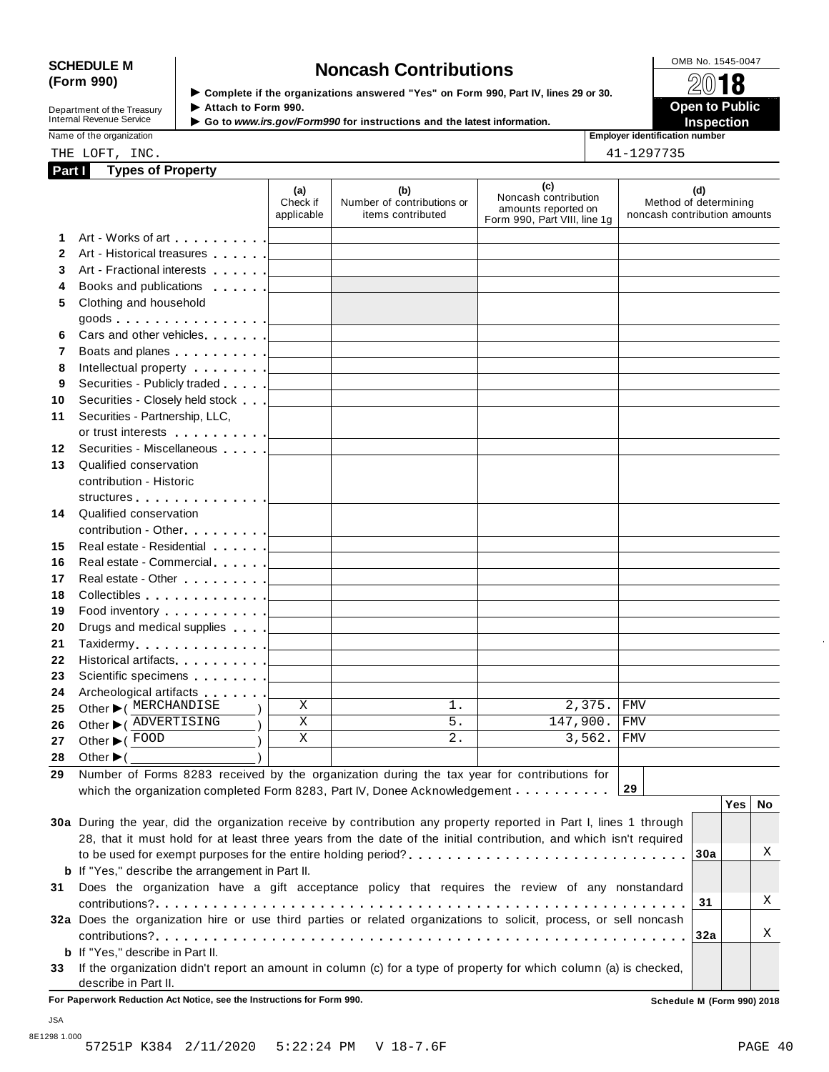**SCHEDULE M (Form 990)**

Department of the Treasury
Internal Revenue Service

# Noncash Contributions

▶ Complete if the organizations answered "Yes" on Form 990, Part IV, lines 29 or 30.
▶ Attach to Form 990.
▶ Go to *www.irs.gov/Form990* for instructions and the latest information.

OMB No. 1545-0047

**2018**

**Open to Public Inspection**

Name of the organization: THE LOFT, INC.

Employer identification number: 41-1297735

## Part I Types of Property

| | | (a) Check if applicable | (b) Number of contributions or items contributed | (c) Noncash contribution amounts reported on Form 990, Part VIII, line 1g | (d) Method of determining noncash contribution amounts |
|---|---|---|---|---|---|
| 1 | Art - Works of art | | | | |
| 2 | Art - Historical treasures | | | | |
| 3 | Art - Fractional interests | | | | |
| 4 | Books and publications | | | | |
| 5 | Clothing and household goods | | | | |
| 6 | Cars and other vehicles | | | | |
| 7 | Boats and planes | | | | |
| 8 | Intellectual property | | | | |
| 9 | Securities - Publicly traded | | | | |
| 10 | Securities - Closely held stock | | | | |
| 11 | Securities - Partnership, LLC, or trust interests | | | | |
| 12 | Securities - Miscellaneous | | | | |
| 13 | Qualified conservation contribution - Historic structures | | | | |
| 14 | Qualified conservation contribution - Other | | | | |
| 15 | Real estate - Residential | | | | |
| 16 | Real estate - Commercial | | | | |
| 17 | Real estate - Other | | | | |
| 18 | Collectibles | | | | |
| 19 | Food inventory | | | | |
| 20 | Drugs and medical supplies | | | | |
| 21 | Taxidermy | | | | |
| 22 | Historical artifacts | | | | |
| 23 | Scientific specimens | | | | |
| 24 | Archeological artifacts | | | | |
| 25 | Other ▶ ( MERCHANDISE ) | X | 1. | 2,375. | FMV |
| 26 | Other ▶ ( ADVERTISING ) | X | 5. | 147,900. | FMV |
| 27 | Other ▶ ( FOOD ) | X | 2. | 3,562. | FMV |
| 28 | Other ▶ ( ) | | | | |

**29** Number of Forms 8283 received by the organization during the tax year for contributions for which the organization completed Form 8283, Part IV, Donee Acknowledgement . . . . . . . . . . **29**

| | | | Yes | No |
|---|---|---|---|---|
| **30a** | During the year, did the organization receive by contribution any property reported in Part I, lines 1 through 28, that it must hold for at least three years from the date of the initial contribution, and which isn't required to be used for exempt purposes for the entire holding period? | 30a | | X |
| **b** | If "Yes," describe the arrangement in Part II. | | | |
| **31** | Does the organization have a gift acceptance policy that requires the review of any nonstandard contributions? | 31 | | X |
| **32a** | Does the organization hire or use third parties or related organizations to solicit, process, or sell noncash contributions? | 32a | | X |
| **b** | If "Yes," describe in Part II. | | | |
| **33** | If the organization didn't report an amount in column (c) for a type of property for which column (a) is checked, describe in Part II. | | | |

**For Paperwork Reduction Act Notice, see the Instructions for Form 990.** **Schedule M (Form 990) 2018**

JSA
8E1298 1.000
57251P K384 2/11/2020 5:22:24 PM V 18-7.6F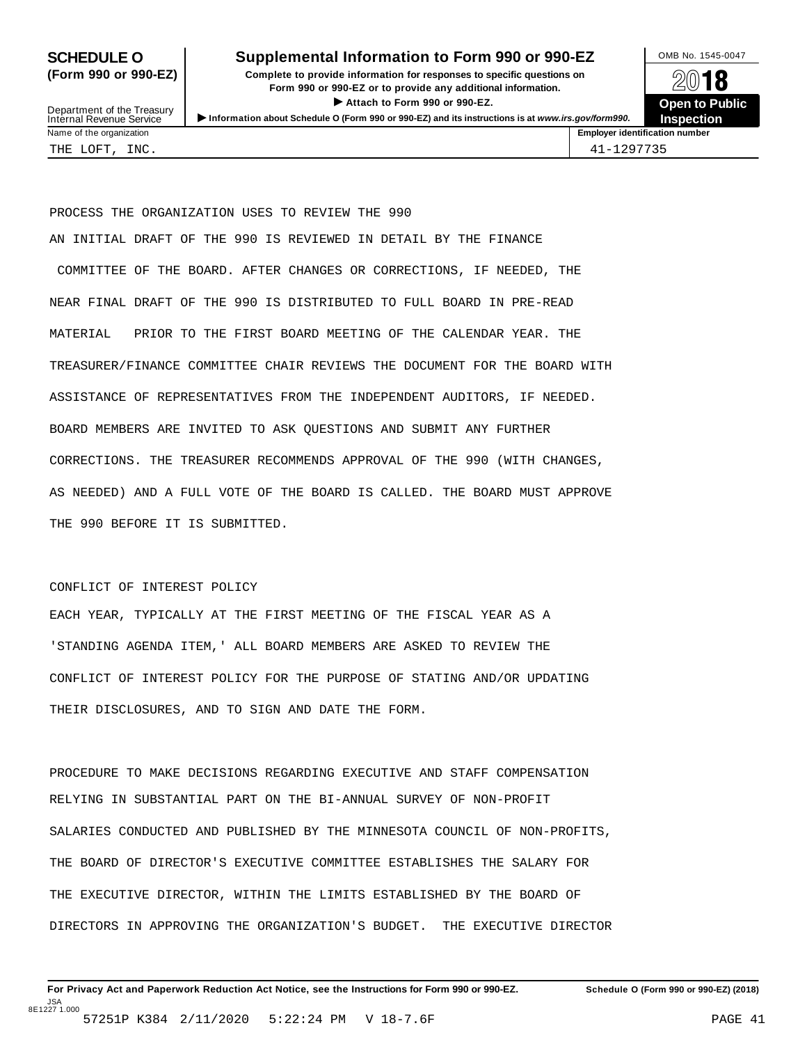**SCHEDULE O (Form 990 or 990-EZ)**

Department of the Treasury
Internal Revenue Service

# Supplemental Information to Form 990 or 990-EZ

**Complete to provide information for responses to specific questions on Form 990 or 990-EZ or to provide any additional information.**

▶ **Attach to Form 990 or 990-EZ.**

▶ **Information about Schedule O (Form 990 or 990-EZ) and its instructions is at www.irs.gov/form990.**

OMB No. 1545-0047

**2018**

**Open to Public Inspection**

| Name of the organization | Employer identification number |
|---|---|
| THE LOFT, INC. | 41-1297735 |

PROCESS THE ORGANIZATION USES TO REVIEW THE 990

AN INITIAL DRAFT OF THE 990 IS REVIEWED IN DETAIL BY THE FINANCE COMMITTEE OF THE BOARD. AFTER CHANGES OR CORRECTIONS, IF NEEDED, THE NEAR FINAL DRAFT OF THE 990 IS DISTRIBUTED TO FULL BOARD IN PRE-READ MATERIAL PRIOR TO THE FIRST BOARD MEETING OF THE CALENDAR YEAR. THE TREASURER/FINANCE COMMITTEE CHAIR REVIEWS THE DOCUMENT FOR THE BOARD WITH ASSISTANCE OF REPRESENTATIVES FROM THE INDEPENDENT AUDITORS, IF NEEDED. BOARD MEMBERS ARE INVITED TO ASK QUESTIONS AND SUBMIT ANY FURTHER CORRECTIONS. THE TREASURER RECOMMENDS APPROVAL OF THE 990 (WITH CHANGES, AS NEEDED) AND A FULL VOTE OF THE BOARD IS CALLED. THE BOARD MUST APPROVE THE 990 BEFORE IT IS SUBMITTED.

CONFLICT OF INTEREST POLICY

EACH YEAR, TYPICALLY AT THE FIRST MEETING OF THE FISCAL YEAR AS A 'STANDING AGENDA ITEM,' ALL BOARD MEMBERS ARE ASKED TO REVIEW THE CONFLICT OF INTEREST POLICY FOR THE PURPOSE OF STATING AND/OR UPDATING THEIR DISCLOSURES, AND TO SIGN AND DATE THE FORM.

PROCEDURE TO MAKE DECISIONS REGARDING EXECUTIVE AND STAFF COMPENSATION

RELYING IN SUBSTANTIAL PART ON THE BI-ANNUAL SURVEY OF NON-PROFIT SALARIES CONDUCTED AND PUBLISHED BY THE MINNESOTA COUNCIL OF NON-PROFITS, THE BOARD OF DIRECTOR'S EXECUTIVE COMMITTEE ESTABLISHES THE SALARY FOR THE EXECUTIVE DIRECTOR, WITHIN THE LIMITS ESTABLISHED BY THE BOARD OF DIRECTORS IN APPROVING THE ORGANIZATION'S BUDGET. THE EXECUTIVE DIRECTOR

**For Privacy Act and Paperwork Reduction Act Notice, see the Instructions for Form 990 or 990-EZ.** **Schedule O (Form 990 or 990-EZ) (2018)**

JSA 8E1227 1.000
57251P K384 2/11/2020 5:22:24 PM V 18-7.6F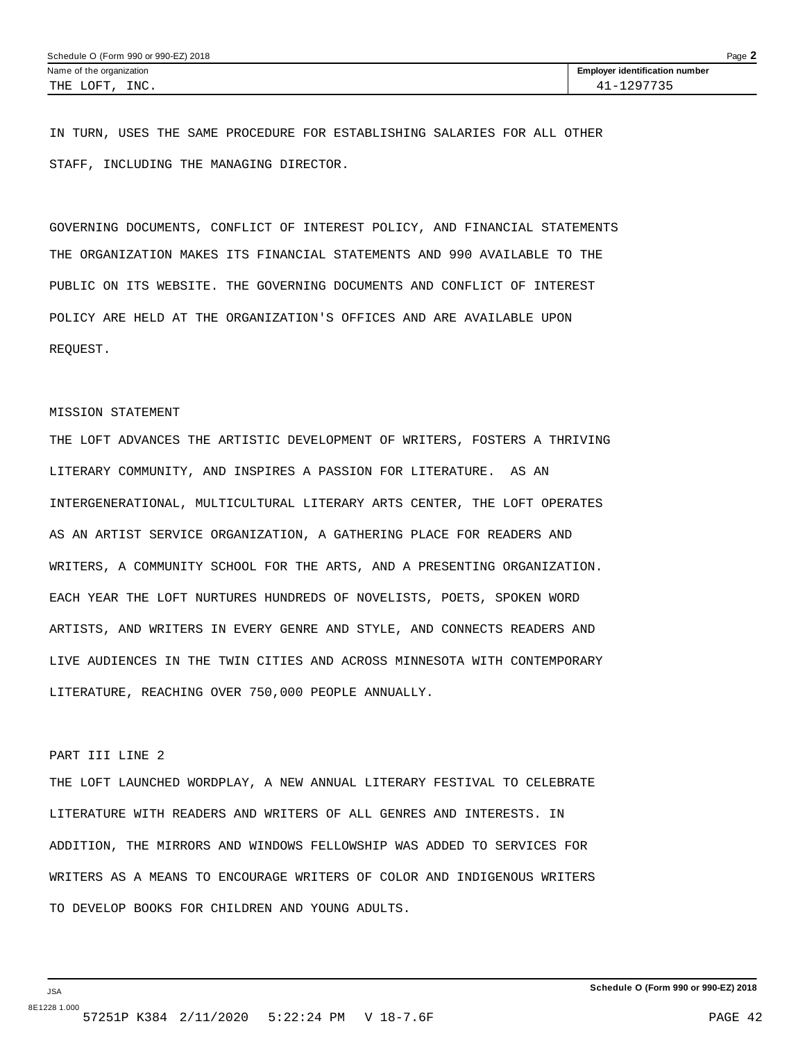IN TURN, USES THE SAME PROCEDURE FOR ESTABLISHING SALARIES FOR ALL OTHER STAFF, INCLUDING THE MANAGING DIRECTOR.

GOVERNING DOCUMENTS, CONFLICT OF INTEREST POLICY, AND FINANCIAL STATEMENTS

THE ORGANIZATION MAKES ITS FINANCIAL STATEMENTS AND 990 AVAILABLE TO THE PUBLIC ON ITS WEBSITE. THE GOVERNING DOCUMENTS AND CONFLICT OF INTEREST POLICY ARE HELD AT THE ORGANIZATION'S OFFICES AND ARE AVAILABLE UPON REQUEST.

MISSION STATEMENT

THE LOFT ADVANCES THE ARTISTIC DEVELOPMENT OF WRITERS, FOSTERS A THRIVING LITERARY COMMUNITY, AND INSPIRES A PASSION FOR LITERATURE. AS AN INTERGENERATIONAL, MULTICULTURAL LITERARY ARTS CENTER, THE LOFT OPERATES AS AN ARTIST SERVICE ORGANIZATION, A GATHERING PLACE FOR READERS AND WRITERS, A COMMUNITY SCHOOL FOR THE ARTS, AND A PRESENTING ORGANIZATION. EACH YEAR THE LOFT NURTURES HUNDREDS OF NOVELISTS, POETS, SPOKEN WORD ARTISTS, AND WRITERS IN EVERY GENRE AND STYLE, AND CONNECTS READERS AND LIVE AUDIENCES IN THE TWIN CITIES AND ACROSS MINNESOTA WITH CONTEMPORARY LITERATURE, REACHING OVER 750,000 PEOPLE ANNUALLY.

PART III LINE 2

THE LOFT LAUNCHED WORDPLAY, A NEW ANNUAL LITERARY FESTIVAL TO CELEBRATE LITERATURE WITH READERS AND WRITERS OF ALL GENRES AND INTERESTS. IN ADDITION, THE MIRRORS AND WINDOWS FELLOWSHIP WAS ADDED TO SERVICES FOR WRITERS AS A MEANS TO ENCOURAGE WRITERS OF COLOR AND INDIGENOUS WRITERS TO DEVELOP BOOKS FOR CHILDREN AND YOUNG ADULTS.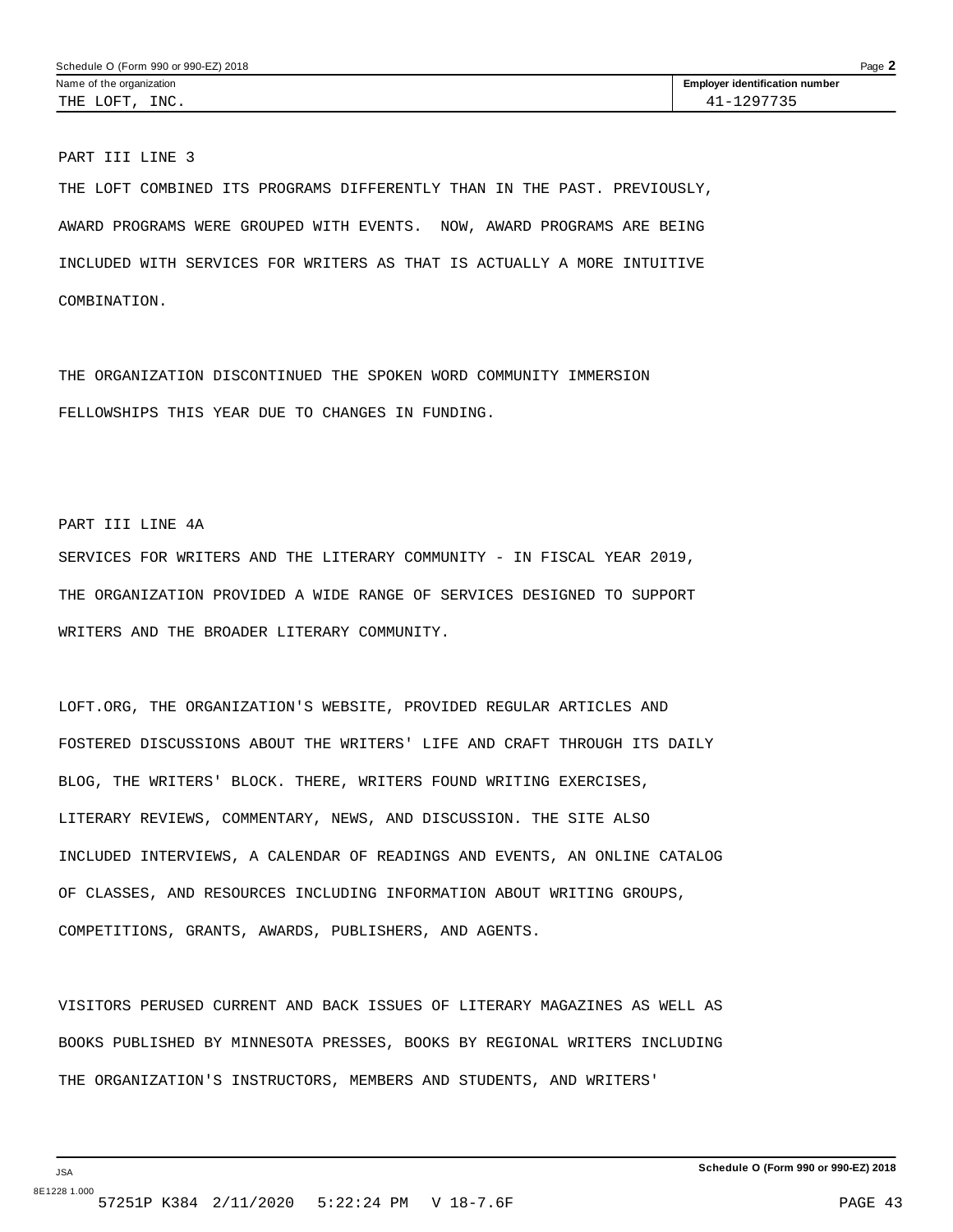| Name of the organization | Employer identification number |
|---|---|
| THE LOFT, INC. | 41-1297735 |

PART III LINE 3

THE LOFT COMBINED ITS PROGRAMS DIFFERENTLY THAN IN THE PAST. PREVIOUSLY, AWARD PROGRAMS WERE GROUPED WITH EVENTS. NOW, AWARD PROGRAMS ARE BEING INCLUDED WITH SERVICES FOR WRITERS AS THAT IS ACTUALLY A MORE INTUITIVE COMBINATION.

THE ORGANIZATION DISCONTINUED THE SPOKEN WORD COMMUNITY IMMERSION FELLOWSHIPS THIS YEAR DUE TO CHANGES IN FUNDING.

PART III LINE 4A

SERVICES FOR WRITERS AND THE LITERARY COMMUNITY - IN FISCAL YEAR 2019, THE ORGANIZATION PROVIDED A WIDE RANGE OF SERVICES DESIGNED TO SUPPORT WRITERS AND THE BROADER LITERARY COMMUNITY.

LOFT.ORG, THE ORGANIZATION'S WEBSITE, PROVIDED REGULAR ARTICLES AND FOSTERED DISCUSSIONS ABOUT THE WRITERS' LIFE AND CRAFT THROUGH ITS DAILY BLOG, THE WRITERS' BLOCK. THERE, WRITERS FOUND WRITING EXERCISES, LITERARY REVIEWS, COMMENTARY, NEWS, AND DISCUSSION. THE SITE ALSO INCLUDED INTERVIEWS, A CALENDAR OF READINGS AND EVENTS, AN ONLINE CATALOG OF CLASSES, AND RESOURCES INCLUDING INFORMATION ABOUT WRITING GROUPS, COMPETITIONS, GRANTS, AWARDS, PUBLISHERS, AND AGENTS.

VISITORS PERUSED CURRENT AND BACK ISSUES OF LITERARY MAGAZINES AS WELL AS BOOKS PUBLISHED BY MINNESOTA PRESSES, BOOKS BY REGIONAL WRITERS INCLUDING THE ORGANIZATION'S INSTRUCTORS, MEMBERS AND STUDENTS, AND WRITERS'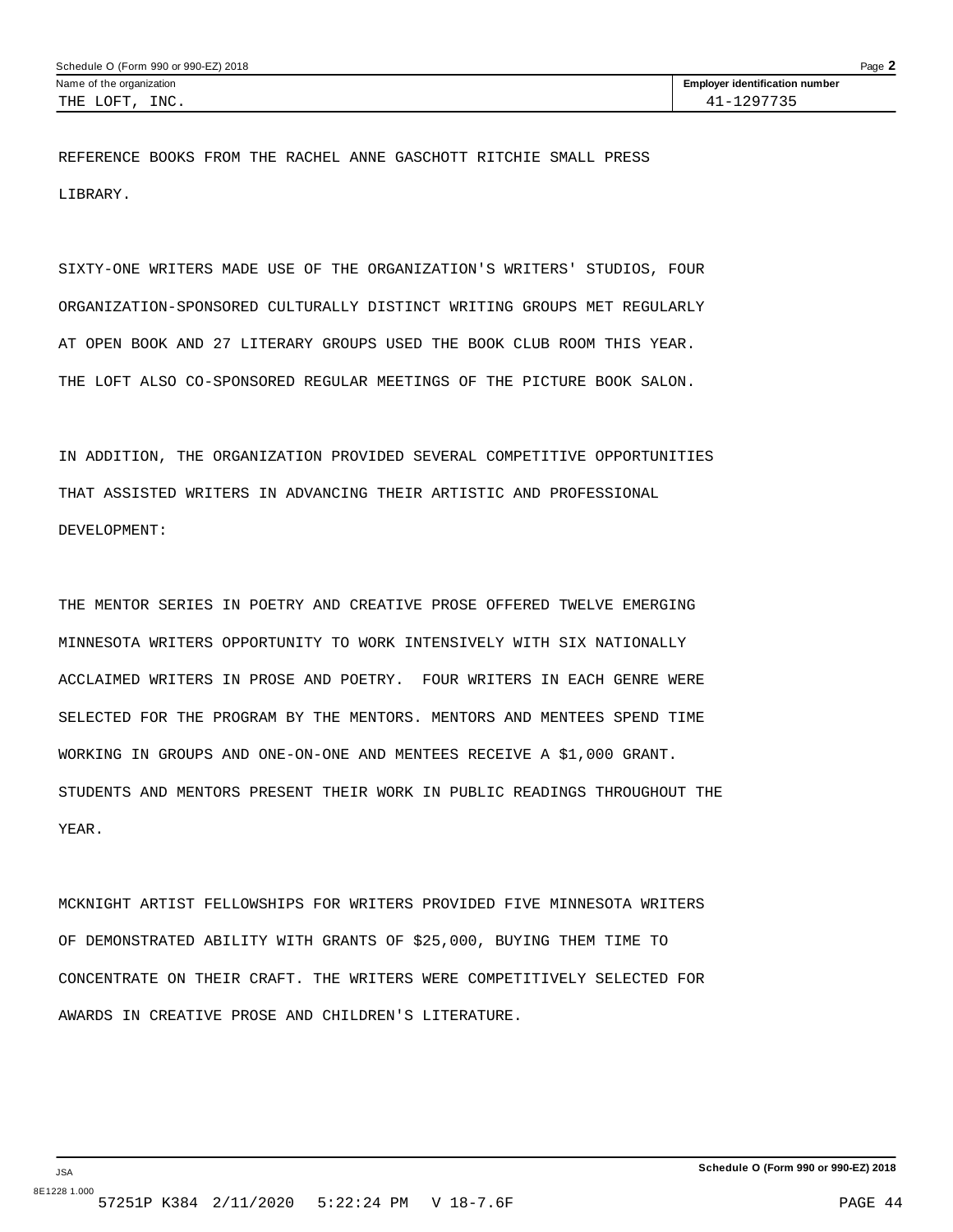REFERENCE BOOKS FROM THE RACHEL ANNE GASCHOTT RITCHIE SMALL PRESS LIBRARY.

SIXTY-ONE WRITERS MADE USE OF THE ORGANIZATION'S WRITERS' STUDIOS, FOUR ORGANIZATION-SPONSORED CULTURALLY DISTINCT WRITING GROUPS MET REGULARLY AT OPEN BOOK AND 27 LITERARY GROUPS USED THE BOOK CLUB ROOM THIS YEAR. THE LOFT ALSO CO-SPONSORED REGULAR MEETINGS OF THE PICTURE BOOK SALON.

IN ADDITION, THE ORGANIZATION PROVIDED SEVERAL COMPETITIVE OPPORTUNITIES THAT ASSISTED WRITERS IN ADVANCING THEIR ARTISTIC AND PROFESSIONAL DEVELOPMENT:

THE MENTOR SERIES IN POETRY AND CREATIVE PROSE OFFERED TWELVE EMERGING MINNESOTA WRITERS OPPORTUNITY TO WORK INTENSIVELY WITH SIX NATIONALLY ACCLAIMED WRITERS IN PROSE AND POETRY. FOUR WRITERS IN EACH GENRE WERE SELECTED FOR THE PROGRAM BY THE MENTORS. MENTORS AND MENTEES SPEND TIME WORKING IN GROUPS AND ONE-ON-ONE AND MENTEES RECEIVE A $1,000 GRANT. STUDENTS AND MENTORS PRESENT THEIR WORK IN PUBLIC READINGS THROUGHOUT THE YEAR.

MCKNIGHT ARTIST FELLOWSHIPS FOR WRITERS PROVIDED FIVE MINNESOTA WRITERS OF DEMONSTRATED ABILITY WITH GRANTS OF $25,000, BUYING THEM TIME TO CONCENTRATE ON THEIR CRAFT. THE WRITERS WERE COMPETITIVELY SELECTED FOR AWARDS IN CREATIVE PROSE AND CHILDREN'S LITERATURE.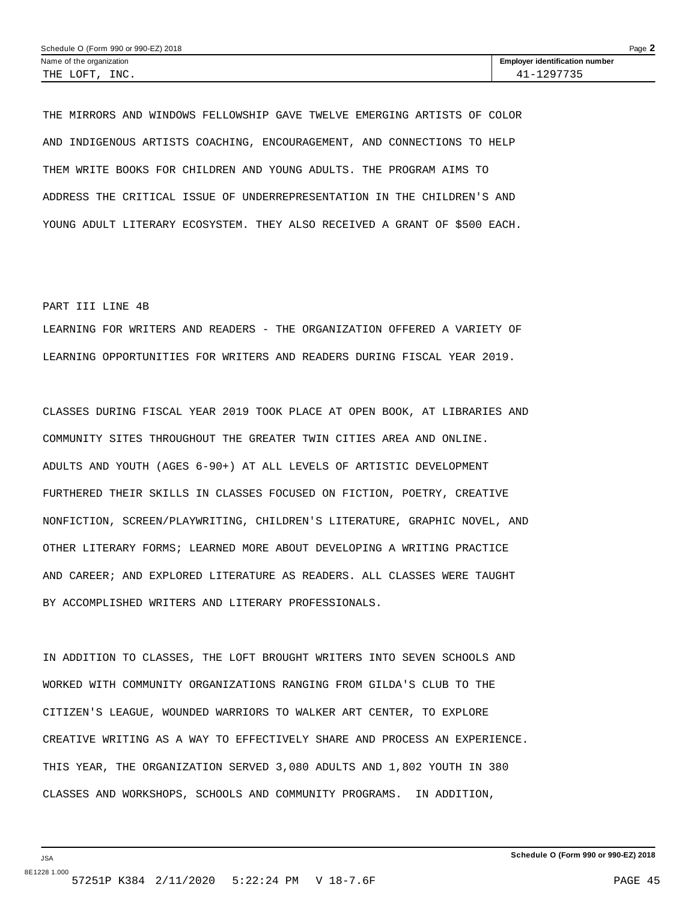THE LOFT, INC. 41-1297735

THE MIRRORS AND WINDOWS FELLOWSHIP GAVE TWELVE EMERGING ARTISTS OF COLOR AND INDIGENOUS ARTISTS COACHING, ENCOURAGEMENT, AND CONNECTIONS TO HELP THEM WRITE BOOKS FOR CHILDREN AND YOUNG ADULTS. THE PROGRAM AIMS TO ADDRESS THE CRITICAL ISSUE OF UNDERREPRESENTATION IN THE CHILDREN'S AND YOUNG ADULT LITERARY ECOSYSTEM. THEY ALSO RECEIVED A GRANT OF $500 EACH.

PART III LINE 4B

LEARNING FOR WRITERS AND READERS - THE ORGANIZATION OFFERED A VARIETY OF LEARNING OPPORTUNITIES FOR WRITERS AND READERS DURING FISCAL YEAR 2019.

CLASSES DURING FISCAL YEAR 2019 TOOK PLACE AT OPEN BOOK, AT LIBRARIES AND COMMUNITY SITES THROUGHOUT THE GREATER TWIN CITIES AREA AND ONLINE. ADULTS AND YOUTH (AGES 6-90+) AT ALL LEVELS OF ARTISTIC DEVELOPMENT FURTHERED THEIR SKILLS IN CLASSES FOCUSED ON FICTION, POETRY, CREATIVE NONFICTION, SCREEN/PLAYWRITING, CHILDREN'S LITERATURE, GRAPHIC NOVEL, AND OTHER LITERARY FORMS; LEARNED MORE ABOUT DEVELOPING A WRITING PRACTICE AND CAREER; AND EXPLORED LITERATURE AS READERS. ALL CLASSES WERE TAUGHT BY ACCOMPLISHED WRITERS AND LITERARY PROFESSIONALS.

IN ADDITION TO CLASSES, THE LOFT BROUGHT WRITERS INTO SEVEN SCHOOLS AND WORKED WITH COMMUNITY ORGANIZATIONS RANGING FROM GILDA'S CLUB TO THE CITIZEN'S LEAGUE, WOUNDED WARRIORS TO WALKER ART CENTER, TO EXPLORE CREATIVE WRITING AS A WAY TO EFFECTIVELY SHARE AND PROCESS AN EXPERIENCE. THIS YEAR, THE ORGANIZATION SERVED 3,080 ADULTS AND 1,802 YOUTH IN 380 CLASSES AND WORKSHOPS, SCHOOLS AND COMMUNITY PROGRAMS. IN ADDITION,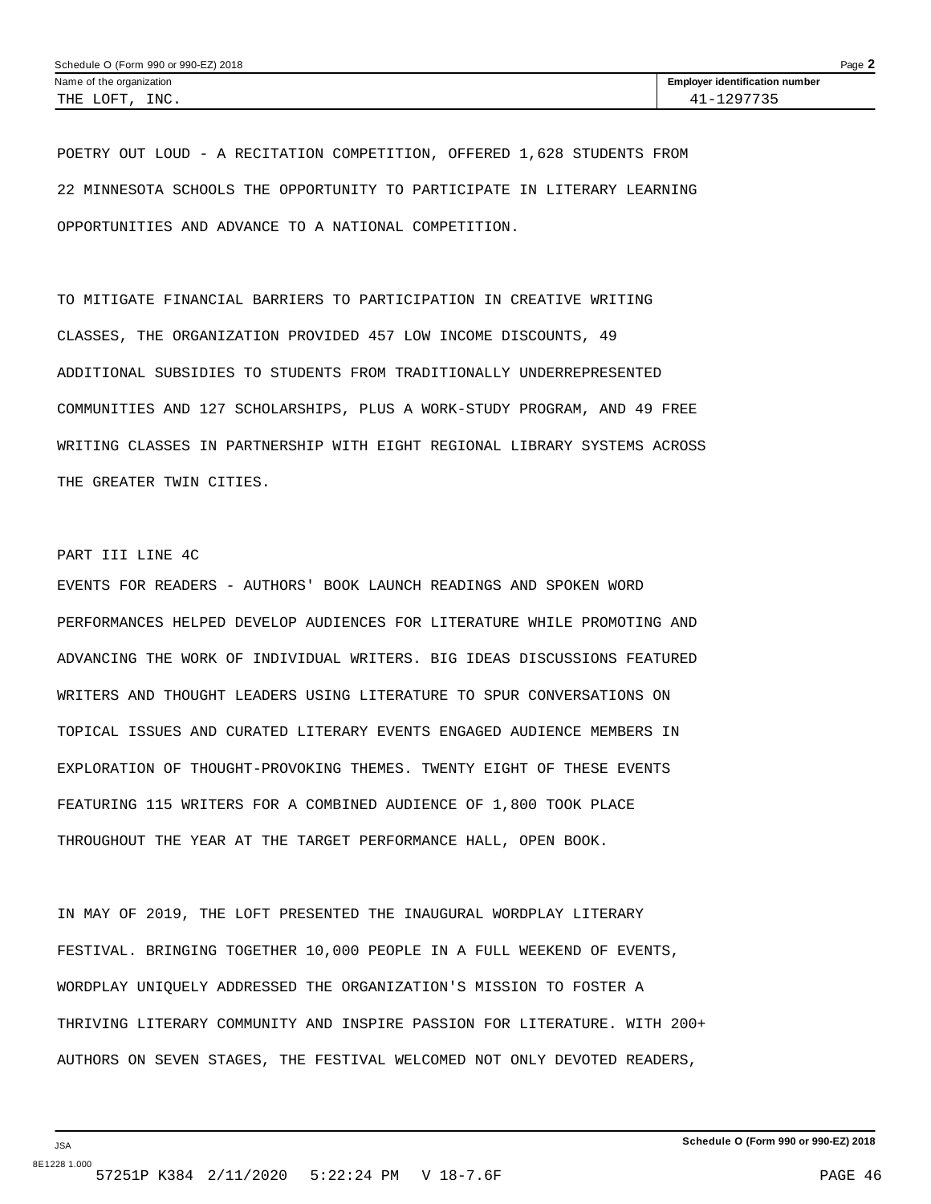POETRY OUT LOUD - A RECITATION COMPETITION, OFFERED 1,628 STUDENTS FROM 22 MINNESOTA SCHOOLS THE OPPORTUNITY TO PARTICIPATE IN LITERARY LEARNING OPPORTUNITIES AND ADVANCE TO A NATIONAL COMPETITION.

TO MITIGATE FINANCIAL BARRIERS TO PARTICIPATION IN CREATIVE WRITING CLASSES, THE ORGANIZATION PROVIDED 457 LOW INCOME DISCOUNTS, 49 ADDITIONAL SUBSIDIES TO STUDENTS FROM TRADITIONALLY UNDERREPRESENTED COMMUNITIES AND 127 SCHOLARSHIPS, PLUS A WORK-STUDY PROGRAM, AND 49 FREE WRITING CLASSES IN PARTNERSHIP WITH EIGHT REGIONAL LIBRARY SYSTEMS ACROSS THE GREATER TWIN CITIES.

PART III LINE 4C

EVENTS FOR READERS - AUTHORS' BOOK LAUNCH READINGS AND SPOKEN WORD PERFORMANCES HELPED DEVELOP AUDIENCES FOR LITERATURE WHILE PROMOTING AND ADVANCING THE WORK OF INDIVIDUAL WRITERS. BIG IDEAS DISCUSSIONS FEATURED WRITERS AND THOUGHT LEADERS USING LITERATURE TO SPUR CONVERSATIONS ON TOPICAL ISSUES AND CURATED LITERARY EVENTS ENGAGED AUDIENCE MEMBERS IN EXPLORATION OF THOUGHT-PROVOKING THEMES. TWENTY EIGHT OF THESE EVENTS FEATURING 115 WRITERS FOR A COMBINED AUDIENCE OF 1,800 TOOK PLACE THROUGHOUT THE YEAR AT THE TARGET PERFORMANCE HALL, OPEN BOOK.

IN MAY OF 2019, THE LOFT PRESENTED THE INAUGURAL WORDPLAY LITERARY FESTIVAL. BRINGING TOGETHER 10,000 PEOPLE IN A FULL WEEKEND OF EVENTS, WORDPLAY UNIQUELY ADDRESSED THE ORGANIZATION'S MISSION TO FOSTER A THRIVING LITERARY COMMUNITY AND INSPIRE PASSION FOR LITERATURE. WITH 200+ AUTHORS ON SEVEN STAGES, THE FESTIVAL WELCOMED NOT ONLY DEVOTED READERS,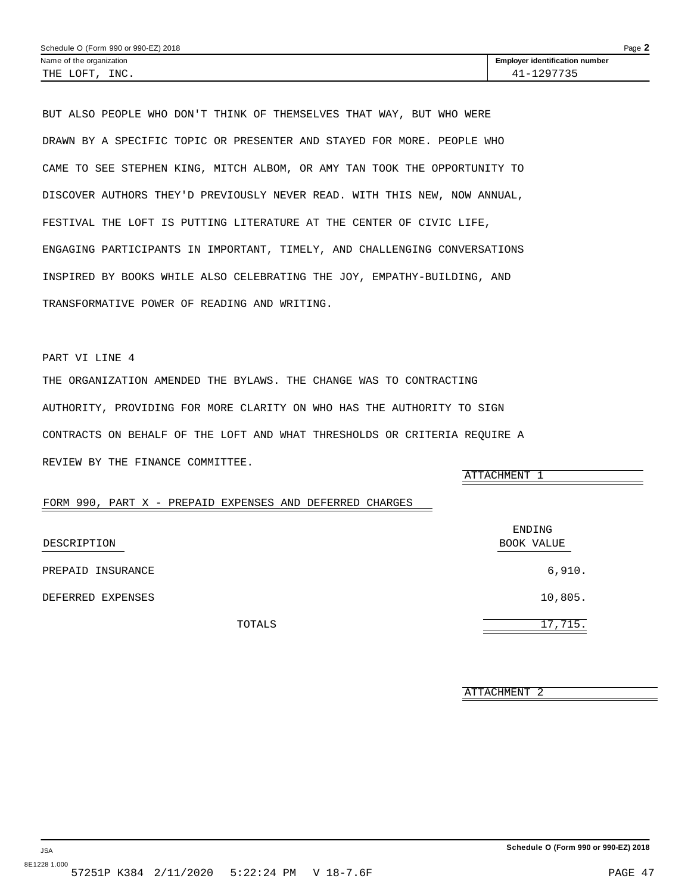Name of the organization: THE LOFT, INC.

Employer identification number: 41-1297735

BUT ALSO PEOPLE WHO DON'T THINK OF THEMSELVES THAT WAY, BUT WHO WERE DRAWN BY A SPECIFIC TOPIC OR PRESENTER AND STAYED FOR MORE. PEOPLE WHO CAME TO SEE STEPHEN KING, MITCH ALBOM, OR AMY TAN TOOK THE OPPORTUNITY TO DISCOVER AUTHORS THEY'D PREVIOUSLY NEVER READ. WITH THIS NEW, NOW ANNUAL, FESTIVAL THE LOFT IS PUTTING LITERATURE AT THE CENTER OF CIVIC LIFE, ENGAGING PARTICIPANTS IN IMPORTANT, TIMELY, AND CHALLENGING CONVERSATIONS INSPIRED BY BOOKS WHILE ALSO CELEBRATING THE JOY, EMPATHY-BUILDING, AND TRANSFORMATIVE POWER OF READING AND WRITING.

PART VI LINE 4

THE ORGANIZATION AMENDED THE BYLAWS. THE CHANGE WAS TO CONTRACTING AUTHORITY, PROVIDING FOR MORE CLARITY ON WHO HAS THE AUTHORITY TO SIGN CONTRACTS ON BEHALF OF THE LOFT AND WHAT THRESHOLDS OR CRITERIA REQUIRE A REVIEW BY THE FINANCE COMMITTEE.

ATTACHMENT 1

FORM 990, PART X - PREPAID EXPENSES AND DEFERRED CHARGES

| DESCRIPTION | ENDING BOOK VALUE |
|---|---|
| PREPAID INSURANCE | 6,910. |
| DEFERRED EXPENSES | 10,805. |
| TOTALS | 17,715. |

ATTACHMENT 2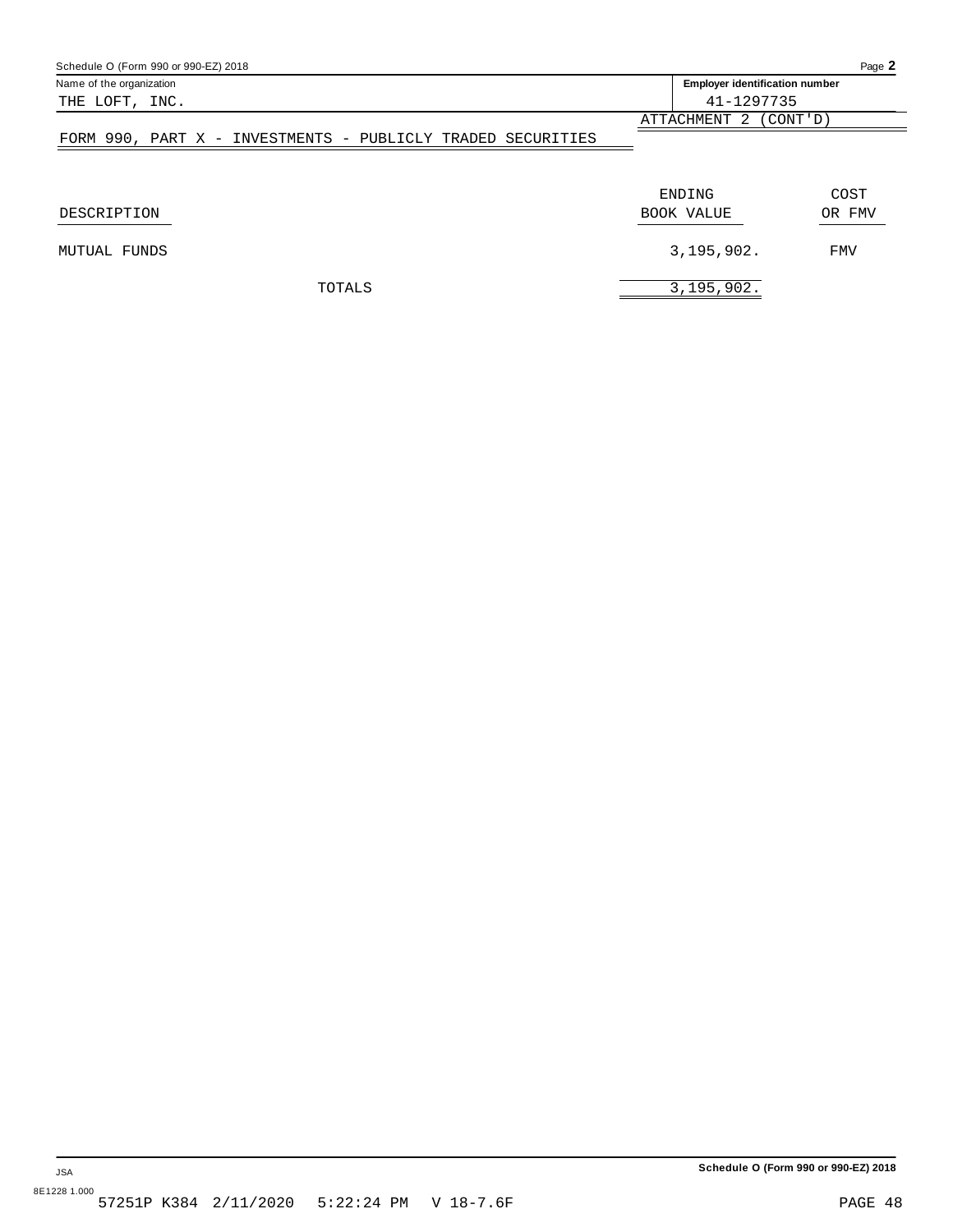Name of the organization: THE LOFT, INC.

Employer identification number: 41-1297735

ATTACHMENT 2 (CONT'D)

## FORM 990, PART X - INVESTMENTS - PUBLICLY TRADED SECURITIES

| DESCRIPTION | ENDING BOOK VALUE | COST OR FMV |
|---|---|---|
| MUTUAL FUNDS | 3,195,902. | FMV |
| TOTALS | 3,195,902. | |